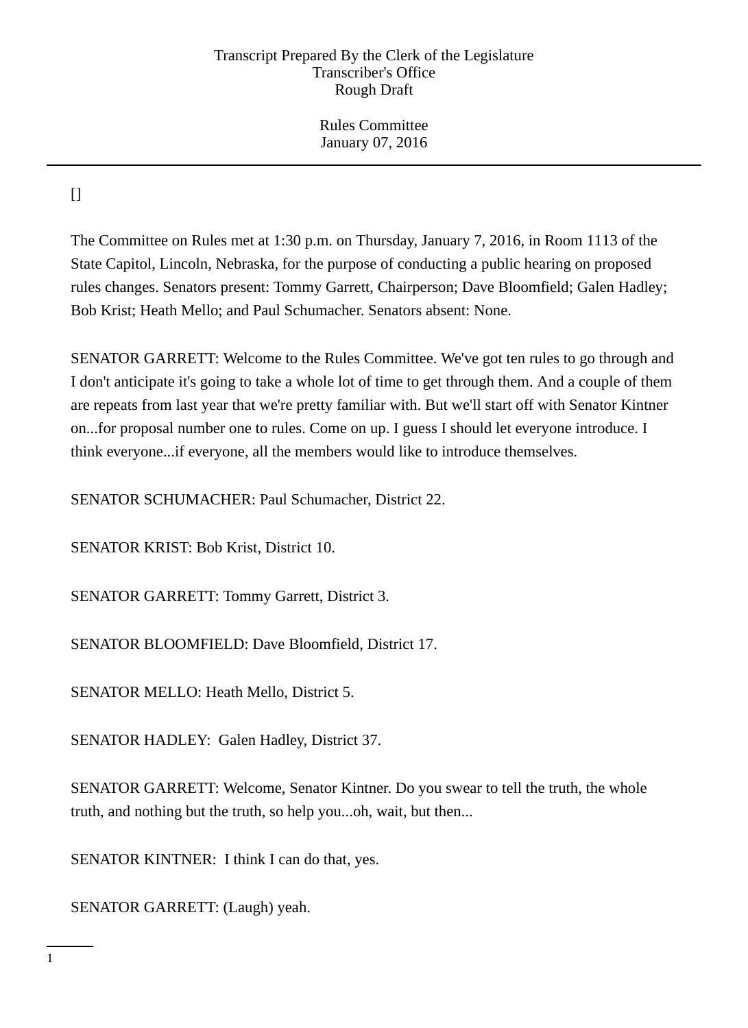Transcript Prepared By the Clerk of the Legislature
Transcriber's Office
Rough Draft

Rules Committee
January 07, 2016

[]

The Committee on Rules met at 1:30 p.m. on Thursday, January 7, 2016, in Room 1113 of the State Capitol, Lincoln, Nebraska, for the purpose of conducting a public hearing on proposed rules changes. Senators present: Tommy Garrett, Chairperson; Dave Bloomfield; Galen Hadley; Bob Krist; Heath Mello; and Paul Schumacher. Senators absent: None.

SENATOR GARRETT: Welcome to the Rules Committee. We've got ten rules to go through and I don't anticipate it's going to take a whole lot of time to get through them. And a couple of them are repeats from last year that we're pretty familiar with. But we'll start off with Senator Kintner on...for proposal number one to rules. Come on up. I guess I should let everyone introduce. I think everyone...if everyone, all the members would like to introduce themselves.

SENATOR SCHUMACHER: Paul Schumacher, District 22.

SENATOR KRIST: Bob Krist, District 10.

SENATOR GARRETT: Tommy Garrett, District 3.

SENATOR BLOOMFIELD: Dave Bloomfield, District 17.

SENATOR MELLO: Heath Mello, District 5.

SENATOR HADLEY: Galen Hadley, District 37.

SENATOR GARRETT: Welcome, Senator Kintner. Do you swear to tell the truth, the whole truth, and nothing but the truth, so help you...oh, wait, but then...

SENATOR KINTNER: I think I can do that, yes.

SENATOR GARRETT: (Laugh) yeah.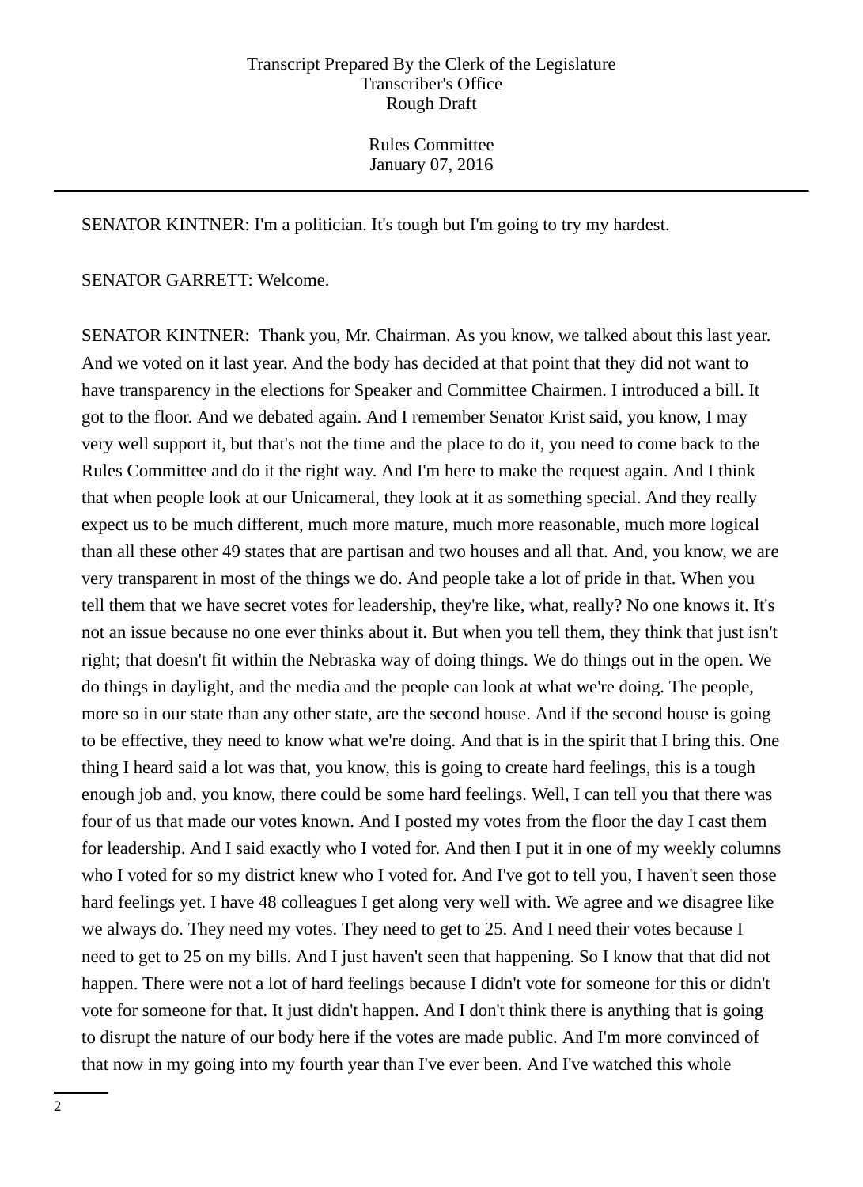SENATOR KINTNER: I'm a politician. It's tough but I'm going to try my hardest.

SENATOR GARRETT: Welcome.

SENATOR KINTNER: Thank you, Mr. Chairman. As you know, we talked about this last year. And we voted on it last year. And the body has decided at that point that they did not want to have transparency in the elections for Speaker and Committee Chairmen. I introduced a bill. It got to the floor. And we debated again. And I remember Senator Krist said, you know, I may very well support it, but that's not the time and the place to do it, you need to come back to the Rules Committee and do it the right way. And I'm here to make the request again. And I think that when people look at our Unicameral, they look at it as something special. And they really expect us to be much different, much more mature, much more reasonable, much more logical than all these other 49 states that are partisan and two houses and all that. And, you know, we are very transparent in most of the things we do. And people take a lot of pride in that. When you tell them that we have secret votes for leadership, they're like, what, really? No one knows it. It's not an issue because no one ever thinks about it. But when you tell them, they think that just isn't right; that doesn't fit within the Nebraska way of doing things. We do things out in the open. We do things in daylight, and the media and the people can look at what we're doing. The people, more so in our state than any other state, are the second house. And if the second house is going to be effective, they need to know what we're doing. And that is in the spirit that I bring this. One thing I heard said a lot was that, you know, this is going to create hard feelings, this is a tough enough job and, you know, there could be some hard feelings. Well, I can tell you that there was four of us that made our votes known. And I posted my votes from the floor the day I cast them for leadership. And I said exactly who I voted for. And then I put it in one of my weekly columns who I voted for so my district knew who I voted for. And I've got to tell you, I haven't seen those hard feelings yet. I have 48 colleagues I get along very well with. We agree and we disagree like we always do. They need my votes. They need to get to 25. And I need their votes because I need to get to 25 on my bills. And I just haven't seen that happening. So I know that that did not happen. There were not a lot of hard feelings because I didn't vote for someone for this or didn't vote for someone for that. It just didn't happen. And I don't think there is anything that is going to disrupt the nature of our body here if the votes are made public. And I'm more convinced of that now in my going into my fourth year than I've ever been. And I've watched this whole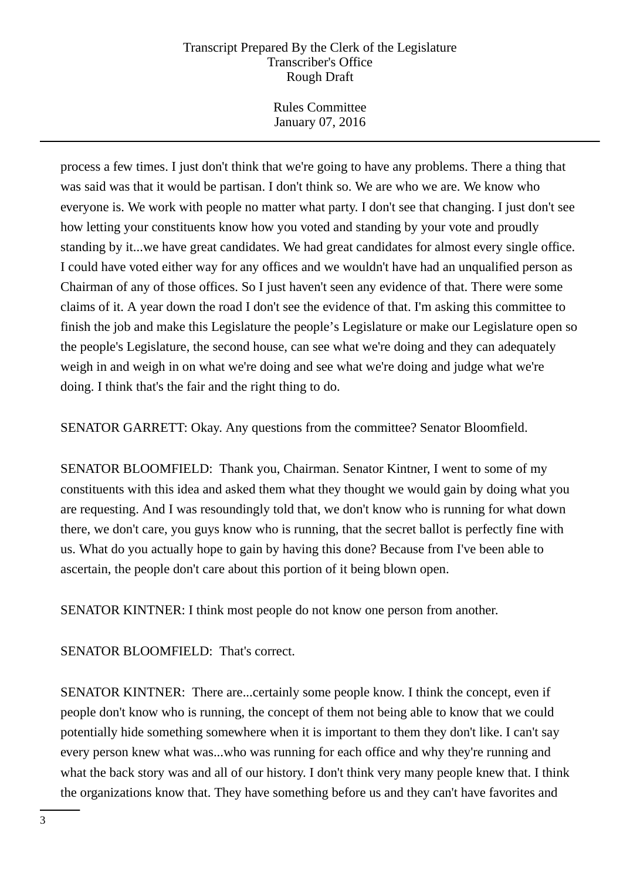process a few times. I just don't think that we're going to have any problems. There a thing that was said was that it would be partisan. I don't think so. We are who we are. We know who everyone is. We work with people no matter what party. I don't see that changing. I just don't see how letting your constituents know how you voted and standing by your vote and proudly standing by it...we have great candidates. We had great candidates for almost every single office. I could have voted either way for any offices and we wouldn't have had an unqualified person as Chairman of any of those offices. So I just haven't seen any evidence of that. There were some claims of it. A year down the road I don't see the evidence of that. I'm asking this committee to finish the job and make this Legislature the people's Legislature or make our Legislature open so the people's Legislature, the second house, can see what we're doing and they can adequately weigh in and weigh in on what we're doing and see what we're doing and judge what we're doing. I think that's the fair and the right thing to do.

SENATOR GARRETT: Okay. Any questions from the committee? Senator Bloomfield.

SENATOR BLOOMFIELD: Thank you, Chairman. Senator Kintner, I went to some of my constituents with this idea and asked them what they thought we would gain by doing what you are requesting. And I was resoundingly told that, we don't know who is running for what down there, we don't care, you guys know who is running, that the secret ballot is perfectly fine with us. What do you actually hope to gain by having this done? Because from I've been able to ascertain, the people don't care about this portion of it being blown open.

SENATOR KINTNER: I think most people do not know one person from another.

SENATOR BLOOMFIELD: That's correct.

SENATOR KINTNER: There are...certainly some people know. I think the concept, even if people don't know who is running, the concept of them not being able to know that we could potentially hide something somewhere when it is important to them they don't like. I can't say every person knew what was...who was running for each office and why they're running and what the back story was and all of our history. I don't think very many people knew that. I think the organizations know that. They have something before us and they can't have favorites and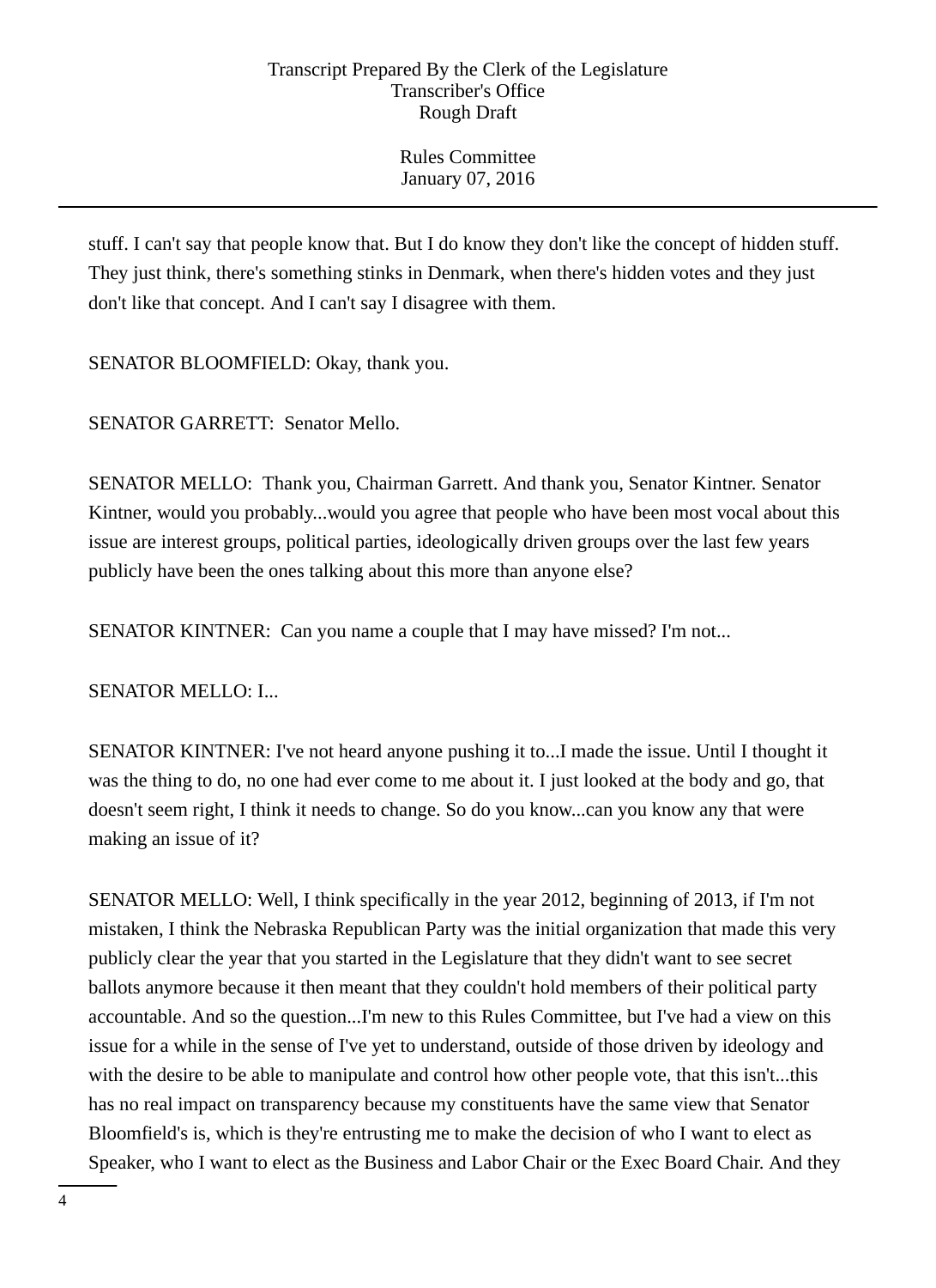stuff. I can't say that people know that. But I do know they don't like the concept of hidden stuff. They just think, there's something stinks in Denmark, when there's hidden votes and they just don't like that concept. And I can't say I disagree with them.

SENATOR BLOOMFIELD: Okay, thank you.

SENATOR GARRETT: Senator Mello.

SENATOR MELLO: Thank you, Chairman Garrett. And thank you, Senator Kintner. Senator Kintner, would you probably...would you agree that people who have been most vocal about this issue are interest groups, political parties, ideologically driven groups over the last few years publicly have been the ones talking about this more than anyone else?

SENATOR KINTNER: Can you name a couple that I may have missed? I'm not...

SENATOR MELLO: I...

SENATOR KINTNER: I've not heard anyone pushing it to...I made the issue. Until I thought it was the thing to do, no one had ever come to me about it. I just looked at the body and go, that doesn't seem right, I think it needs to change. So do you know...can you know any that were making an issue of it?

SENATOR MELLO: Well, I think specifically in the year 2012, beginning of 2013, if I'm not mistaken, I think the Nebraska Republican Party was the initial organization that made this very publicly clear the year that you started in the Legislature that they didn't want to see secret ballots anymore because it then meant that they couldn't hold members of their political party accountable. And so the question...I'm new to this Rules Committee, but I've had a view on this issue for a while in the sense of I've yet to understand, outside of those driven by ideology and with the desire to be able to manipulate and control how other people vote, that this isn't...this has no real impact on transparency because my constituents have the same view that Senator Bloomfield's is, which is they're entrusting me to make the decision of who I want to elect as Speaker, who I want to elect as the Business and Labor Chair or the Exec Board Chair. And they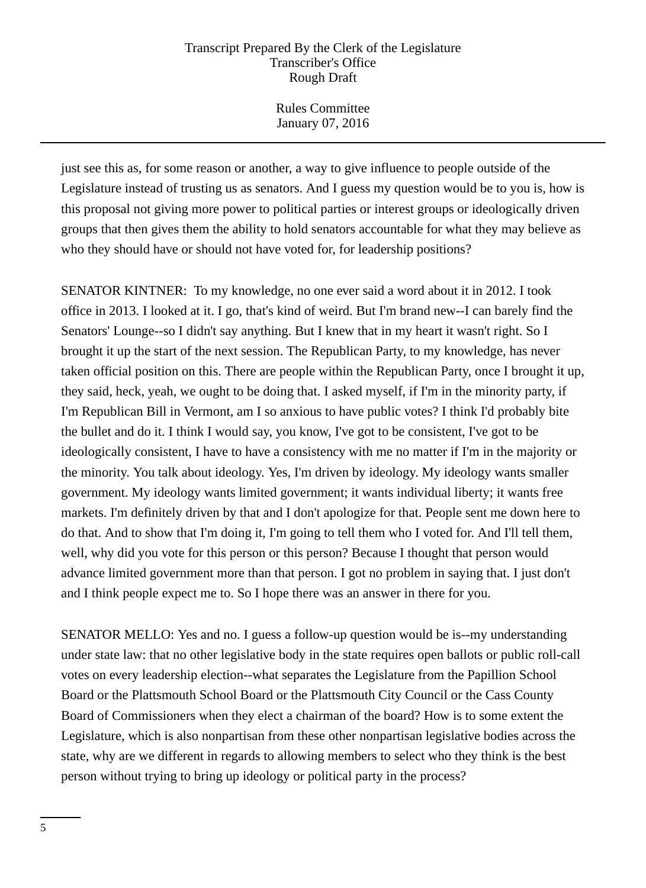just see this as, for some reason or another, a way to give influence to people outside of the Legislature instead of trusting us as senators. And I guess my question would be to you is, how is this proposal not giving more power to political parties or interest groups or ideologically driven groups that then gives them the ability to hold senators accountable for what they may believe as who they should have or should not have voted for, for leadership positions?

SENATOR KINTNER: To my knowledge, no one ever said a word about it in 2012. I took office in 2013. I looked at it. I go, that's kind of weird. But I'm brand new--I can barely find the Senators' Lounge--so I didn't say anything. But I knew that in my heart it wasn't right. So I brought it up the start of the next session. The Republican Party, to my knowledge, has never taken official position on this. There are people within the Republican Party, once I brought it up, they said, heck, yeah, we ought to be doing that. I asked myself, if I'm in the minority party, if I'm Republican Bill in Vermont, am I so anxious to have public votes? I think I'd probably bite the bullet and do it. I think I would say, you know, I've got to be consistent, I've got to be ideologically consistent, I have to have a consistency with me no matter if I'm in the majority or the minority. You talk about ideology. Yes, I'm driven by ideology. My ideology wants smaller government. My ideology wants limited government; it wants individual liberty; it wants free markets. I'm definitely driven by that and I don't apologize for that. People sent me down here to do that. And to show that I'm doing it, I'm going to tell them who I voted for. And I'll tell them, well, why did you vote for this person or this person? Because I thought that person would advance limited government more than that person. I got no problem in saying that. I just don't and I think people expect me to. So I hope there was an answer in there for you.

SENATOR MELLO: Yes and no. I guess a follow-up question would be is--my understanding under state law: that no other legislative body in the state requires open ballots or public roll-call votes on every leadership election--what separates the Legislature from the Papillion School Board or the Plattsmouth School Board or the Plattsmouth City Council or the Cass County Board of Commissioners when they elect a chairman of the board? How is to some extent the Legislature, which is also nonpartisan from these other nonpartisan legislative bodies across the state, why are we different in regards to allowing members to select who they think is the best person without trying to bring up ideology or political party in the process?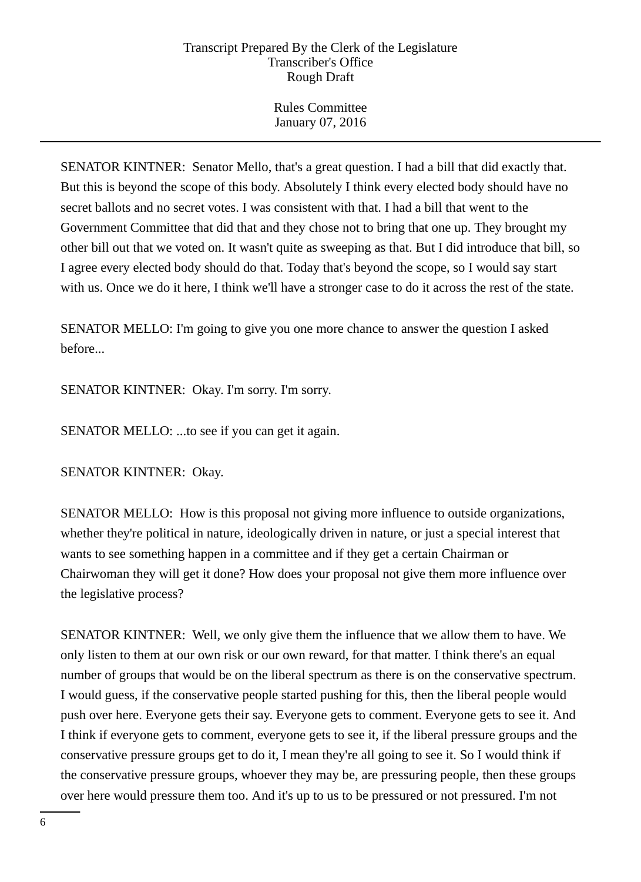SENATOR KINTNER: Senator Mello, that's a great question. I had a bill that did exactly that. But this is beyond the scope of this body. Absolutely I think every elected body should have no secret ballots and no secret votes. I was consistent with that. I had a bill that went to the Government Committee that did that and they chose not to bring that one up. They brought my other bill out that we voted on. It wasn't quite as sweeping as that. But I did introduce that bill, so I agree every elected body should do that. Today that's beyond the scope, so I would say start with us. Once we do it here, I think we'll have a stronger case to do it across the rest of the state.

SENATOR MELLO: I'm going to give you one more chance to answer the question I asked before...

SENATOR KINTNER: Okay. I'm sorry. I'm sorry.

SENATOR MELLO: ...to see if you can get it again.

SENATOR KINTNER: Okay.

SENATOR MELLO: How is this proposal not giving more influence to outside organizations, whether they're political in nature, ideologically driven in nature, or just a special interest that wants to see something happen in a committee and if they get a certain Chairman or Chairwoman they will get it done? How does your proposal not give them more influence over the legislative process?

SENATOR KINTNER: Well, we only give them the influence that we allow them to have. We only listen to them at our own risk or our own reward, for that matter. I think there's an equal number of groups that would be on the liberal spectrum as there is on the conservative spectrum. I would guess, if the conservative people started pushing for this, then the liberal people would push over here. Everyone gets their say. Everyone gets to comment. Everyone gets to see it. And I think if everyone gets to comment, everyone gets to see it, if the liberal pressure groups and the conservative pressure groups get to do it, I mean they're all going to see it. So I would think if the conservative pressure groups, whoever they may be, are pressuring people, then these groups over here would pressure them too. And it's up to us to be pressured or not pressured. I'm not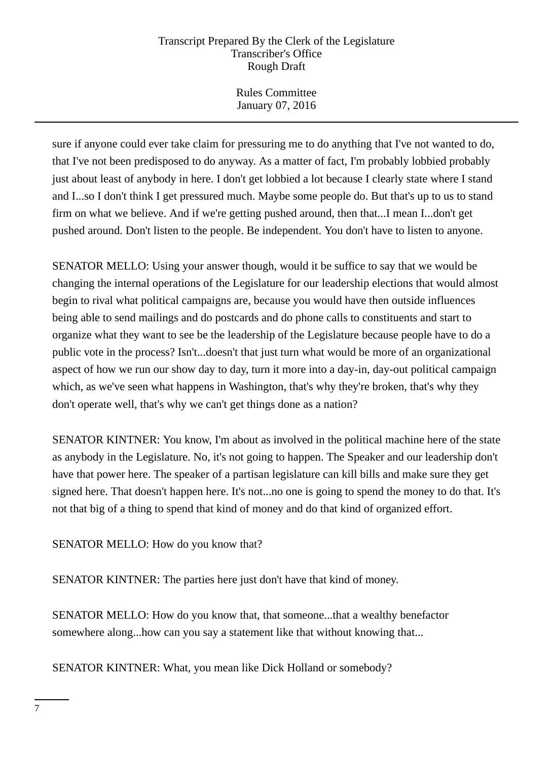sure if anyone could ever take claim for pressuring me to do anything that I've not wanted to do, that I've not been predisposed to do anyway. As a matter of fact, I'm probably lobbied probably just about least of anybody in here. I don't get lobbied a lot because I clearly state where I stand and I...so I don't think I get pressured much. Maybe some people do. But that's up to us to stand firm on what we believe. And if we're getting pushed around, then that...I mean I...don't get pushed around. Don't listen to the people. Be independent. You don't have to listen to anyone.

SENATOR MELLO: Using your answer though, would it be suffice to say that we would be changing the internal operations of the Legislature for our leadership elections that would almost begin to rival what political campaigns are, because you would have then outside influences being able to send mailings and do postcards and do phone calls to constituents and start to organize what they want to see be the leadership of the Legislature because people have to do a public vote in the process? Isn't...doesn't that just turn what would be more of an organizational aspect of how we run our show day to day, turn it more into a day-in, day-out political campaign which, as we've seen what happens in Washington, that's why they're broken, that's why they don't operate well, that's why we can't get things done as a nation?

SENATOR KINTNER: You know, I'm about as involved in the political machine here of the state as anybody in the Legislature. No, it's not going to happen. The Speaker and our leadership don't have that power here. The speaker of a partisan legislature can kill bills and make sure they get signed here. That doesn't happen here. It's not...no one is going to spend the money to do that. It's not that big of a thing to spend that kind of money and do that kind of organized effort.

SENATOR MELLO: How do you know that?

SENATOR KINTNER: The parties here just don't have that kind of money.

SENATOR MELLO: How do you know that, that someone...that a wealthy benefactor somewhere along...how can you say a statement like that without knowing that...

SENATOR KINTNER: What, you mean like Dick Holland or somebody?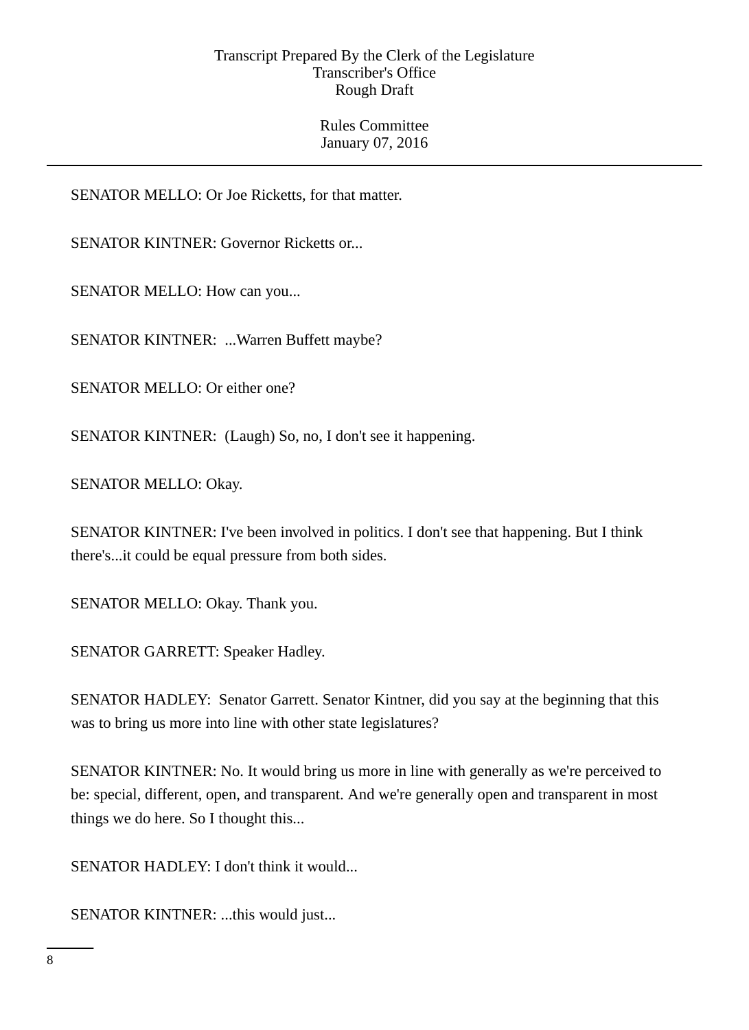SENATOR MELLO: Or Joe Ricketts, for that matter.

SENATOR KINTNER: Governor Ricketts or...

SENATOR MELLO: How can you...

SENATOR KINTNER: ...Warren Buffett maybe?

SENATOR MELLO: Or either one?

SENATOR KINTNER: (Laugh) So, no, I don't see it happening.

SENATOR MELLO: Okay.

SENATOR KINTNER: I've been involved in politics. I don't see that happening. But I think there's...it could be equal pressure from both sides.

SENATOR MELLO: Okay. Thank you.

SENATOR GARRETT: Speaker Hadley.

SENATOR HADLEY: Senator Garrett. Senator Kintner, did you say at the beginning that this was to bring us more into line with other state legislatures?

SENATOR KINTNER: No. It would bring us more in line with generally as we're perceived to be: special, different, open, and transparent. And we're generally open and transparent in most things we do here. So I thought this...

SENATOR HADLEY: I don't think it would...

SENATOR KINTNER: ...this would just...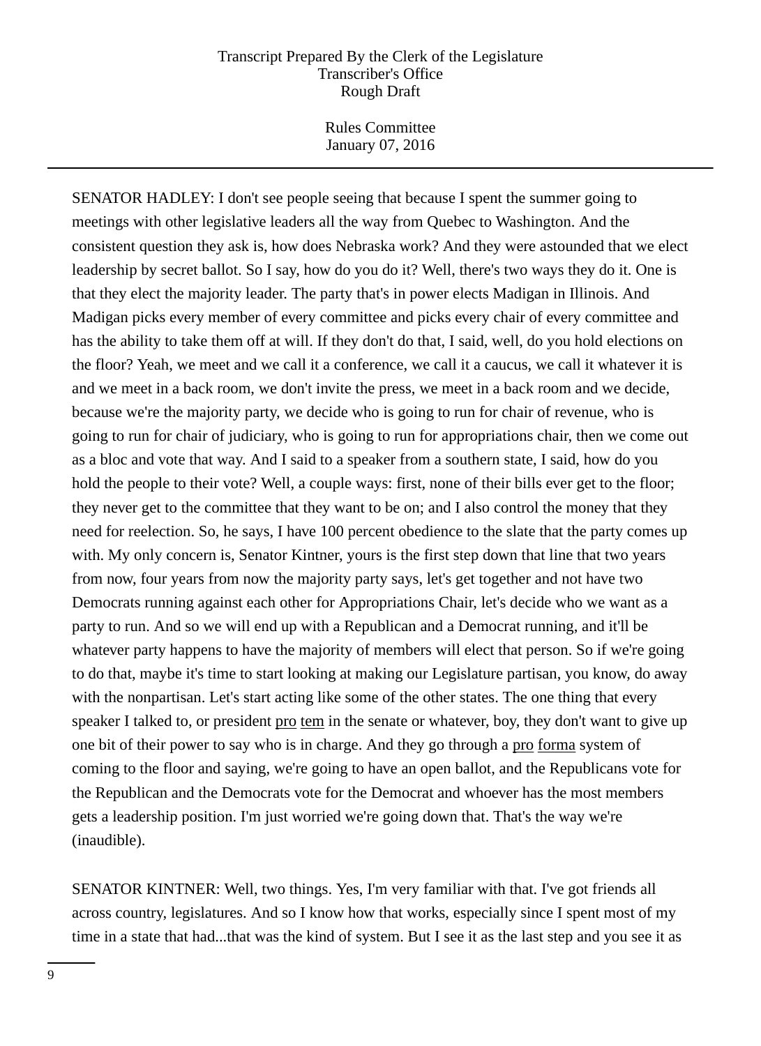SENATOR HADLEY: I don't see people seeing that because I spent the summer going to meetings with other legislative leaders all the way from Quebec to Washington. And the consistent question they ask is, how does Nebraska work? And they were astounded that we elect leadership by secret ballot. So I say, how do you do it? Well, there's two ways they do it. One is that they elect the majority leader. The party that's in power elects Madigan in Illinois. And Madigan picks every member of every committee and picks every chair of every committee and has the ability to take them off at will. If they don't do that, I said, well, do you hold elections on the floor? Yeah, we meet and we call it a conference, we call it a caucus, we call it whatever it is and we meet in a back room, we don't invite the press, we meet in a back room and we decide, because we're the majority party, we decide who is going to run for chair of revenue, who is going to run for chair of judiciary, who is going to run for appropriations chair, then we come out as a bloc and vote that way. And I said to a speaker from a southern state, I said, how do you hold the people to their vote? Well, a couple ways: first, none of their bills ever get to the floor; they never get to the committee that they want to be on; and I also control the money that they need for reelection. So, he says, I have 100 percent obedience to the slate that the party comes up with. My only concern is, Senator Kintner, yours is the first step down that line that two years from now, four years from now the majority party says, let's get together and not have two Democrats running against each other for Appropriations Chair, let's decide who we want as a party to run. And so we will end up with a Republican and a Democrat running, and it'll be whatever party happens to have the majority of members will elect that person. So if we're going to do that, maybe it's time to start looking at making our Legislature partisan, you know, do away with the nonpartisan. Let's start acting like some of the other states. The one thing that every speaker I talked to, or president pro tem in the senate or whatever, boy, they don't want to give up one bit of their power to say who is in charge. And they go through a pro forma system of coming to the floor and saying, we're going to have an open ballot, and the Republicans vote for the Republican and the Democrats vote for the Democrat and whoever has the most members gets a leadership position. I'm just worried we're going down that. That's the way we're (inaudible).

SENATOR KINTNER: Well, two things. Yes, I'm very familiar with that. I've got friends all across country, legislatures. And so I know how that works, especially since I spent most of my time in a state that had...that was the kind of system. But I see it as the last step and you see it as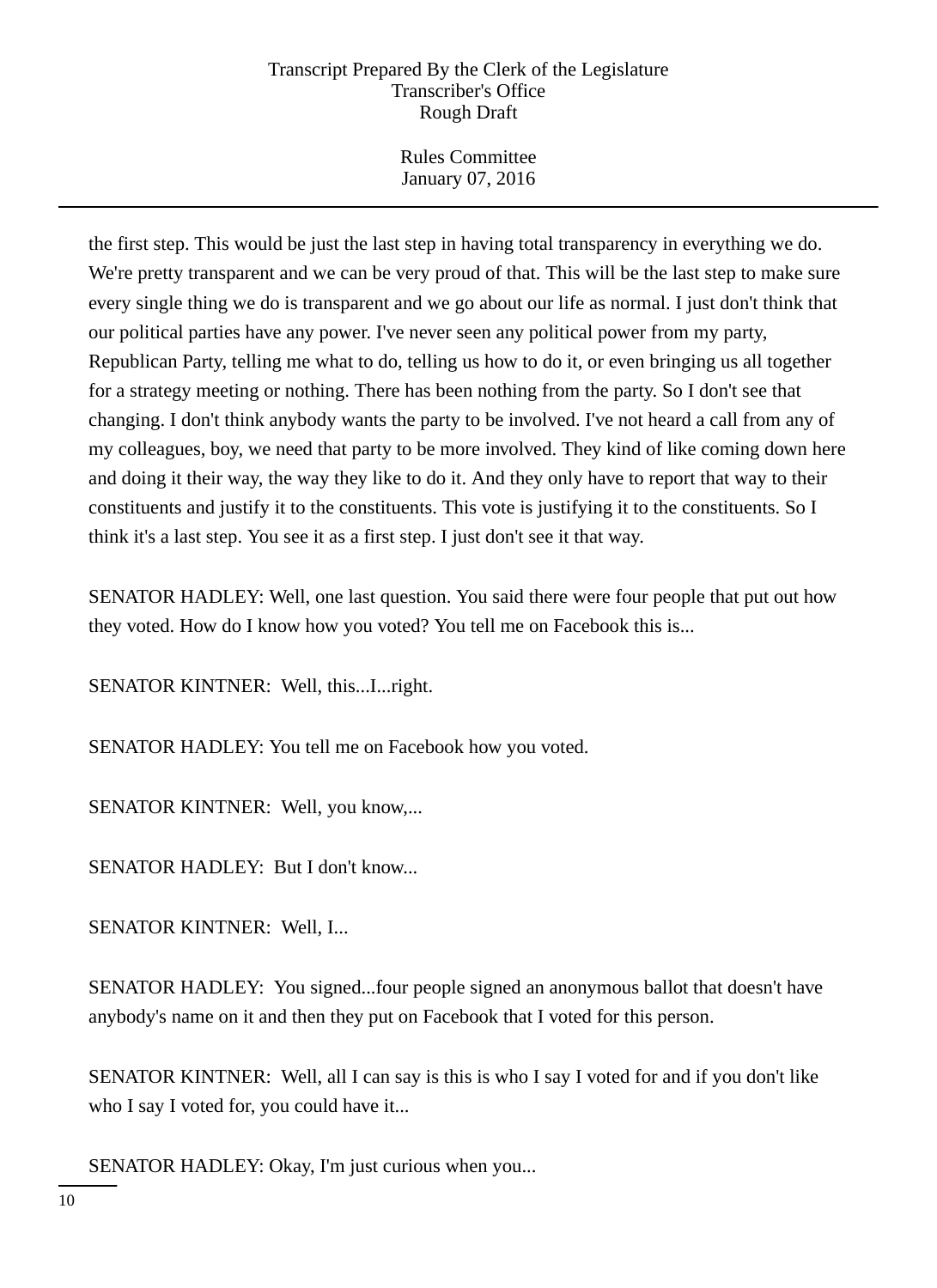the first step. This would be just the last step in having total transparency in everything we do. We're pretty transparent and we can be very proud of that. This will be the last step to make sure every single thing we do is transparent and we go about our life as normal. I just don't think that our political parties have any power. I've never seen any political power from my party, Republican Party, telling me what to do, telling us how to do it, or even bringing us all together for a strategy meeting or nothing. There has been nothing from the party. So I don't see that changing. I don't think anybody wants the party to be involved. I've not heard a call from any of my colleagues, boy, we need that party to be more involved. They kind of like coming down here and doing it their way, the way they like to do it. And they only have to report that way to their constituents and justify it to the constituents. This vote is justifying it to the constituents. So I think it's a last step. You see it as a first step. I just don't see it that way.

SENATOR HADLEY: Well, one last question. You said there were four people that put out how they voted. How do I know how you voted? You tell me on Facebook this is...

SENATOR KINTNER: Well, this...I...right.

SENATOR HADLEY: You tell me on Facebook how you voted.

SENATOR KINTNER: Well, you know,...

SENATOR HADLEY: But I don't know...

SENATOR KINTNER: Well, I...

SENATOR HADLEY: You signed...four people signed an anonymous ballot that doesn't have anybody's name on it and then they put on Facebook that I voted for this person.

SENATOR KINTNER: Well, all I can say is this is who I say I voted for and if you don't like who I say I voted for, you could have it...

SENATOR HADLEY: Okay, I'm just curious when you...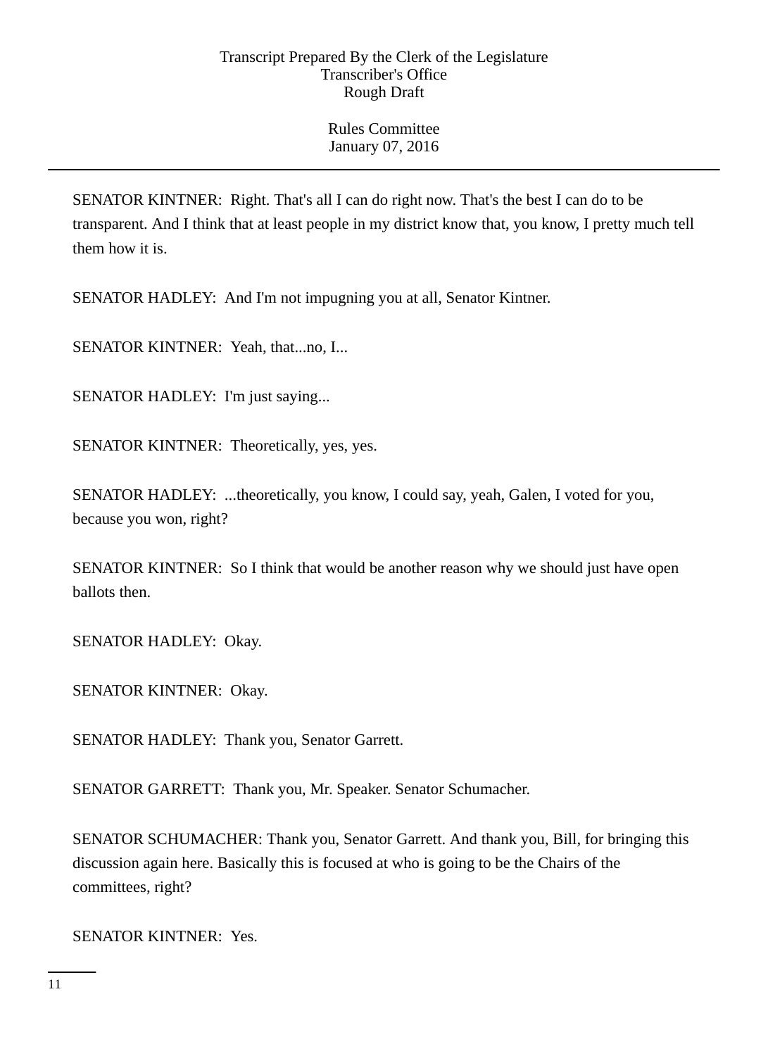SENATOR KINTNER: Right. That's all I can do right now. That's the best I can do to be transparent. And I think that at least people in my district know that, you know, I pretty much tell them how it is.

SENATOR HADLEY: And I'm not impugning you at all, Senator Kintner.

SENATOR KINTNER: Yeah, that...no, I...

SENATOR HADLEY: I'm just saying...

SENATOR KINTNER: Theoretically, yes, yes.

SENATOR HADLEY: ...theoretically, you know, I could say, yeah, Galen, I voted for you, because you won, right?

SENATOR KINTNER: So I think that would be another reason why we should just have open ballots then.

SENATOR HADLEY: Okay.

SENATOR KINTNER: Okay.

SENATOR HADLEY: Thank you, Senator Garrett.

SENATOR GARRETT: Thank you, Mr. Speaker. Senator Schumacher.

SENATOR SCHUMACHER: Thank you, Senator Garrett. And thank you, Bill, for bringing this discussion again here. Basically this is focused at who is going to be the Chairs of the committees, right?

SENATOR KINTNER: Yes.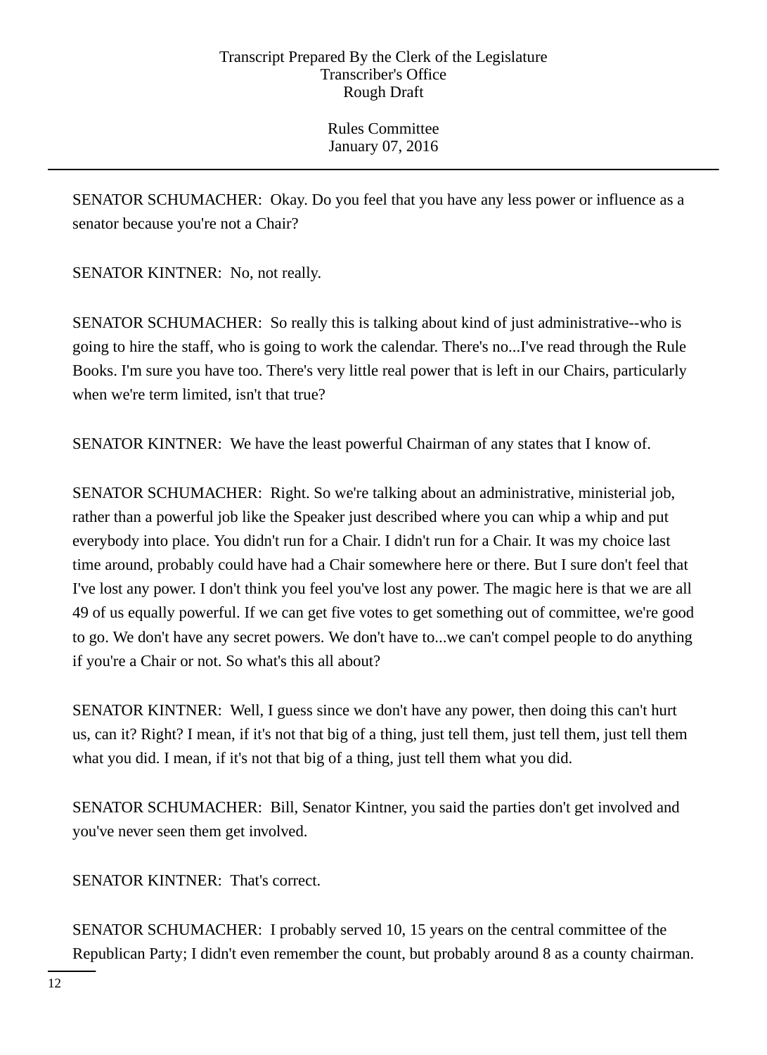SENATOR SCHUMACHER: Okay. Do you feel that you have any less power or influence as a senator because you're not a Chair?

SENATOR KINTNER: No, not really.

SENATOR SCHUMACHER: So really this is talking about kind of just administrative--who is going to hire the staff, who is going to work the calendar. There's no...I've read through the Rule Books. I'm sure you have too. There's very little real power that is left in our Chairs, particularly when we're term limited, isn't that true?

SENATOR KINTNER: We have the least powerful Chairman of any states that I know of.

SENATOR SCHUMACHER: Right. So we're talking about an administrative, ministerial job, rather than a powerful job like the Speaker just described where you can whip a whip and put everybody into place. You didn't run for a Chair. I didn't run for a Chair. It was my choice last time around, probably could have had a Chair somewhere here or there. But I sure don't feel that I've lost any power. I don't think you feel you've lost any power. The magic here is that we are all 49 of us equally powerful. If we can get five votes to get something out of committee, we're good to go. We don't have any secret powers. We don't have to...we can't compel people to do anything if you're a Chair or not. So what's this all about?

SENATOR KINTNER: Well, I guess since we don't have any power, then doing this can't hurt us, can it? Right? I mean, if it's not that big of a thing, just tell them, just tell them, just tell them what you did. I mean, if it's not that big of a thing, just tell them what you did.

SENATOR SCHUMACHER: Bill, Senator Kintner, you said the parties don't get involved and you've never seen them get involved.

SENATOR KINTNER: That's correct.

SENATOR SCHUMACHER: I probably served 10, 15 years on the central committee of the Republican Party; I didn't even remember the count, but probably around 8 as a county chairman.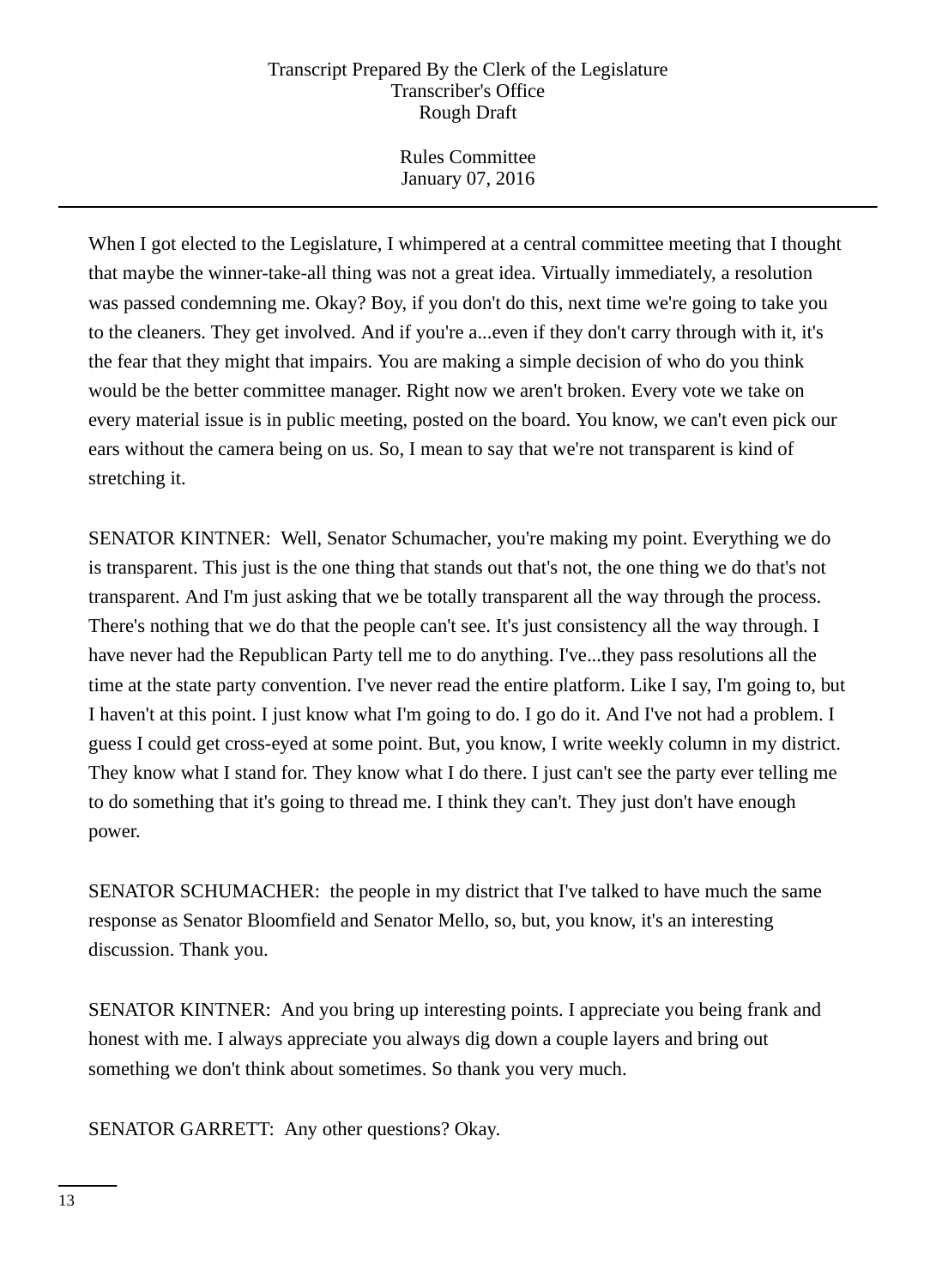When I got elected to the Legislature, I whimpered at a central committee meeting that I thought that maybe the winner-take-all thing was not a great idea. Virtually immediately, a resolution was passed condemning me. Okay? Boy, if you don't do this, next time we're going to take you to the cleaners. They get involved. And if you're a...even if they don't carry through with it, it's the fear that they might that impairs. You are making a simple decision of who do you think would be the better committee manager. Right now we aren't broken. Every vote we take on every material issue is in public meeting, posted on the board. You know, we can't even pick our ears without the camera being on us. So, I mean to say that we're not transparent is kind of stretching it.

SENATOR KINTNER: Well, Senator Schumacher, you're making my point. Everything we do is transparent. This just is the one thing that stands out that's not, the one thing we do that's not transparent. And I'm just asking that we be totally transparent all the way through the process. There's nothing that we do that the people can't see. It's just consistency all the way through. I have never had the Republican Party tell me to do anything. I've...they pass resolutions all the time at the state party convention. I've never read the entire platform. Like I say, I'm going to, but I haven't at this point. I just know what I'm going to do. I go do it. And I've not had a problem. I guess I could get cross-eyed at some point. But, you know, I write weekly column in my district. They know what I stand for. They know what I do there. I just can't see the party ever telling me to do something that it's going to thread me. I think they can't. They just don't have enough power.

SENATOR SCHUMACHER: the people in my district that I've talked to have much the same response as Senator Bloomfield and Senator Mello, so, but, you know, it's an interesting discussion. Thank you.

SENATOR KINTNER: And you bring up interesting points. I appreciate you being frank and honest with me. I always appreciate you always dig down a couple layers and bring out something we don't think about sometimes. So thank you very much.

SENATOR GARRETT: Any other questions? Okay.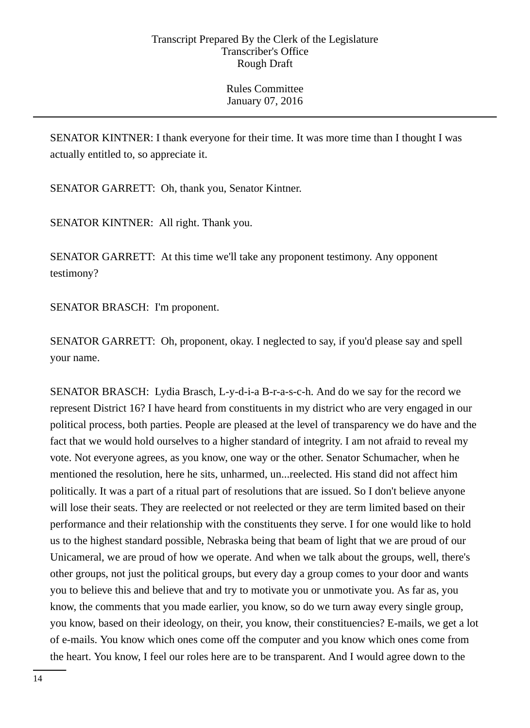SENATOR KINTNER: I thank everyone for their time. It was more time than I thought I was actually entitled to, so appreciate it.

SENATOR GARRETT: Oh, thank you, Senator Kintner.

SENATOR KINTNER: All right. Thank you.

SENATOR GARRETT: At this time we'll take any proponent testimony. Any opponent testimony?

SENATOR BRASCH: I'm proponent.

SENATOR GARRETT: Oh, proponent, okay. I neglected to say, if you'd please say and spell your name.

SENATOR BRASCH: Lydia Brasch, L-y-d-i-a B-r-a-s-c-h. And do we say for the record we represent District 16? I have heard from constituents in my district who are very engaged in our political process, both parties. People are pleased at the level of transparency we do have and the fact that we would hold ourselves to a higher standard of integrity. I am not afraid to reveal my vote. Not everyone agrees, as you know, one way or the other. Senator Schumacher, when he mentioned the resolution, here he sits, unharmed, un...reelected. His stand did not affect him politically. It was a part of a ritual part of resolutions that are issued. So I don't believe anyone will lose their seats. They are reelected or not reelected or they are term limited based on their performance and their relationship with the constituents they serve. I for one would like to hold us to the highest standard possible, Nebraska being that beam of light that we are proud of our Unicameral, we are proud of how we operate. And when we talk about the groups, well, there's other groups, not just the political groups, but every day a group comes to your door and wants you to believe this and believe that and try to motivate you or unmotivate you. As far as, you know, the comments that you made earlier, you know, so do we turn away every single group, you know, based on their ideology, on their, you know, their constituencies? E-mails, we get a lot of e-mails. You know which ones come off the computer and you know which ones come from the heart. You know, I feel our roles here are to be transparent. And I would agree down to the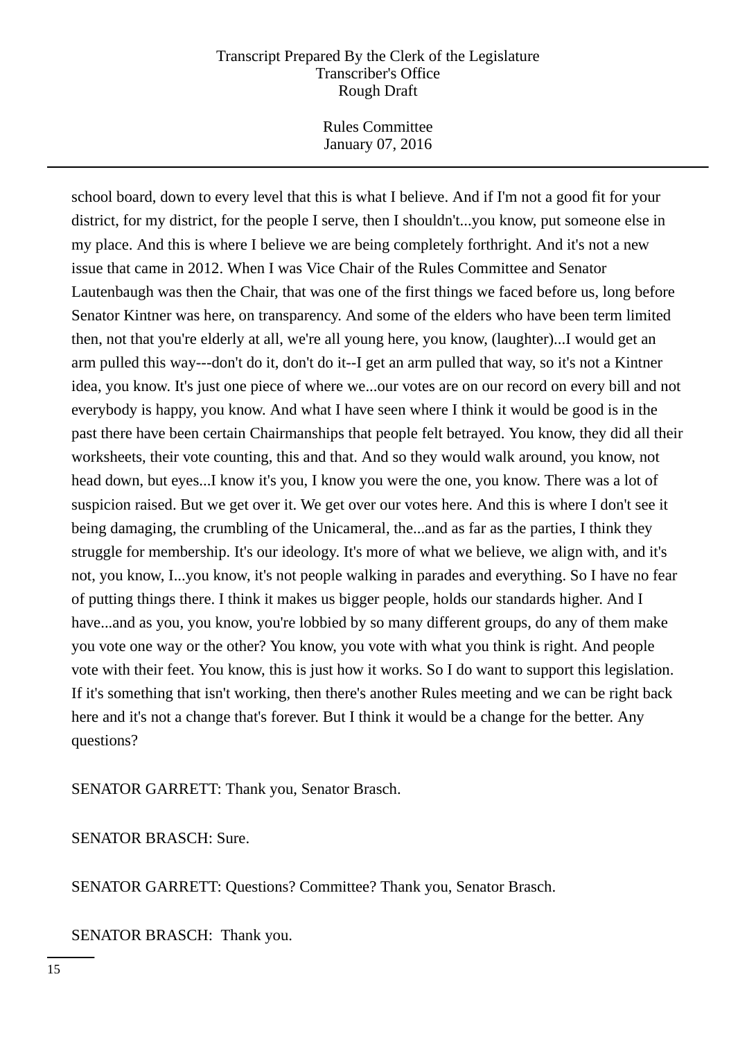school board, down to every level that this is what I believe. And if I'm not a good fit for your district, for my district, for the people I serve, then I shouldn't...you know, put someone else in my place. And this is where I believe we are being completely forthright. And it's not a new issue that came in 2012. When I was Vice Chair of the Rules Committee and Senator Lautenbaugh was then the Chair, that was one of the first things we faced before us, long before Senator Kintner was here, on transparency. And some of the elders who have been term limited then, not that you're elderly at all, we're all young here, you know, (laughter)...I would get an arm pulled this way---don't do it, don't do it--I get an arm pulled that way, so it's not a Kintner idea, you know. It's just one piece of where we...our votes are on our record on every bill and not everybody is happy, you know. And what I have seen where I think it would be good is in the past there have been certain Chairmanships that people felt betrayed. You know, they did all their worksheets, their vote counting, this and that. And so they would walk around, you know, not head down, but eyes...I know it's you, I know you were the one, you know. There was a lot of suspicion raised. But we get over it. We get over our votes here. And this is where I don't see it being damaging, the crumbling of the Unicameral, the...and as far as the parties, I think they struggle for membership. It's our ideology. It's more of what we believe, we align with, and it's not, you know, I...you know, it's not people walking in parades and everything. So I have no fear of putting things there. I think it makes us bigger people, holds our standards higher. And I have...and as you, you know, you're lobbied by so many different groups, do any of them make you vote one way or the other? You know, you vote with what you think is right. And people vote with their feet. You know, this is just how it works. So I do want to support this legislation. If it's something that isn't working, then there's another Rules meeting and we can be right back here and it's not a change that's forever. But I think it would be a change for the better. Any questions?

SENATOR GARRETT: Thank you, Senator Brasch.

SENATOR BRASCH: Sure.

SENATOR GARRETT: Questions? Committee? Thank you, Senator Brasch.

SENATOR BRASCH: Thank you.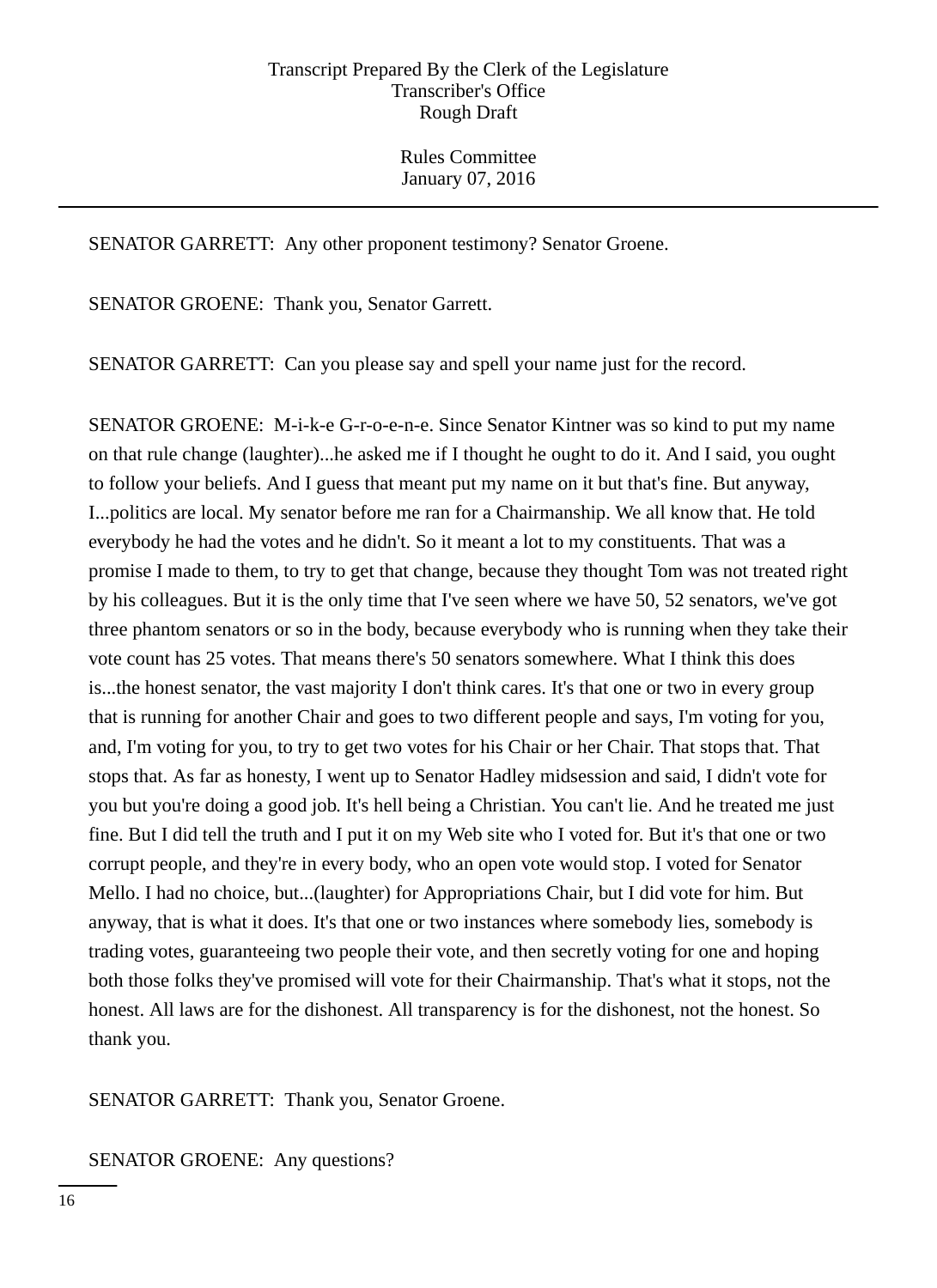SENATOR GARRETT: Any other proponent testimony? Senator Groene.

SENATOR GROENE: Thank you, Senator Garrett.

SENATOR GARRETT: Can you please say and spell your name just for the record.

SENATOR GROENE: M-i-k-e G-r-o-e-n-e. Since Senator Kintner was so kind to put my name on that rule change (laughter)...he asked me if I thought he ought to do it. And I said, you ought to follow your beliefs. And I guess that meant put my name on it but that's fine. But anyway, I...politics are local. My senator before me ran for a Chairmanship. We all know that. He told everybody he had the votes and he didn't. So it meant a lot to my constituents. That was a promise I made to them, to try to get that change, because they thought Tom was not treated right by his colleagues. But it is the only time that I've seen where we have 50, 52 senators, we've got three phantom senators or so in the body, because everybody who is running when they take their vote count has 25 votes. That means there's 50 senators somewhere. What I think this does is...the honest senator, the vast majority I don't think cares. It's that one or two in every group that is running for another Chair and goes to two different people and says, I'm voting for you, and, I'm voting for you, to try to get two votes for his Chair or her Chair. That stops that. That stops that. As far as honesty, I went up to Senator Hadley midsession and said, I didn't vote for you but you're doing a good job. It's hell being a Christian. You can't lie. And he treated me just fine. But I did tell the truth and I put it on my Web site who I voted for. But it's that one or two corrupt people, and they're in every body, who an open vote would stop. I voted for Senator Mello. I had no choice, but...(laughter) for Appropriations Chair, but I did vote for him. But anyway, that is what it does. It's that one or two instances where somebody lies, somebody is trading votes, guaranteeing two people their vote, and then secretly voting for one and hoping both those folks they've promised will vote for their Chairmanship. That's what it stops, not the honest. All laws are for the dishonest. All transparency is for the dishonest, not the honest. So thank you.

SENATOR GARRETT: Thank you, Senator Groene.

SENATOR GROENE: Any questions?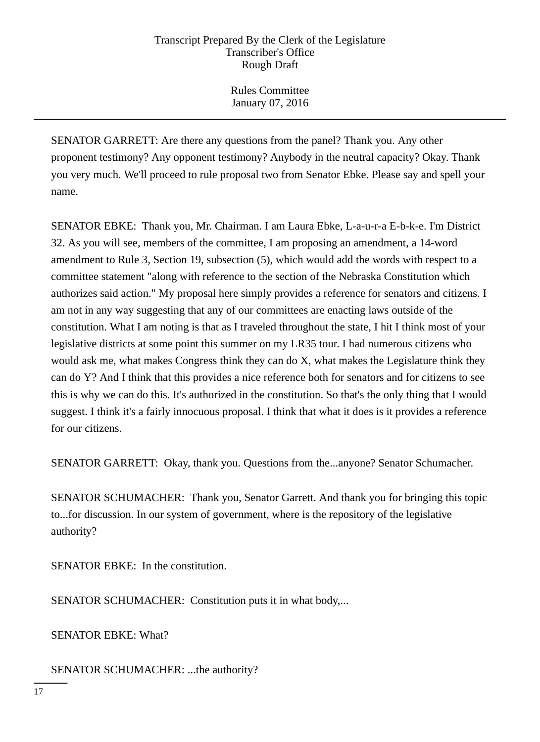SENATOR GARRETT: Are there any questions from the panel? Thank you. Any other proponent testimony? Any opponent testimony? Anybody in the neutral capacity? Okay. Thank you very much. We'll proceed to rule proposal two from Senator Ebke. Please say and spell your name.

SENATOR EBKE: Thank you, Mr. Chairman. I am Laura Ebke, L-a-u-r-a E-b-k-e. I'm District 32. As you will see, members of the committee, I am proposing an amendment, a 14-word amendment to Rule 3, Section 19, subsection (5), which would add the words with respect to a committee statement "along with reference to the section of the Nebraska Constitution which authorizes said action." My proposal here simply provides a reference for senators and citizens. I am not in any way suggesting that any of our committees are enacting laws outside of the constitution. What I am noting is that as I traveled throughout the state, I hit I think most of your legislative districts at some point this summer on my LR35 tour. I had numerous citizens who would ask me, what makes Congress think they can do X, what makes the Legislature think they can do Y? And I think that this provides a nice reference both for senators and for citizens to see this is why we can do this. It's authorized in the constitution. So that's the only thing that I would suggest. I think it's a fairly innocuous proposal. I think that what it does is it provides a reference for our citizens.

SENATOR GARRETT: Okay, thank you. Questions from the...anyone? Senator Schumacher.

SENATOR SCHUMACHER: Thank you, Senator Garrett. And thank you for bringing this topic to...for discussion. In our system of government, where is the repository of the legislative authority?

SENATOR EBKE: In the constitution.

SENATOR SCHUMACHER: Constitution puts it in what body,...

SENATOR EBKE: What?

SENATOR SCHUMACHER: ...the authority?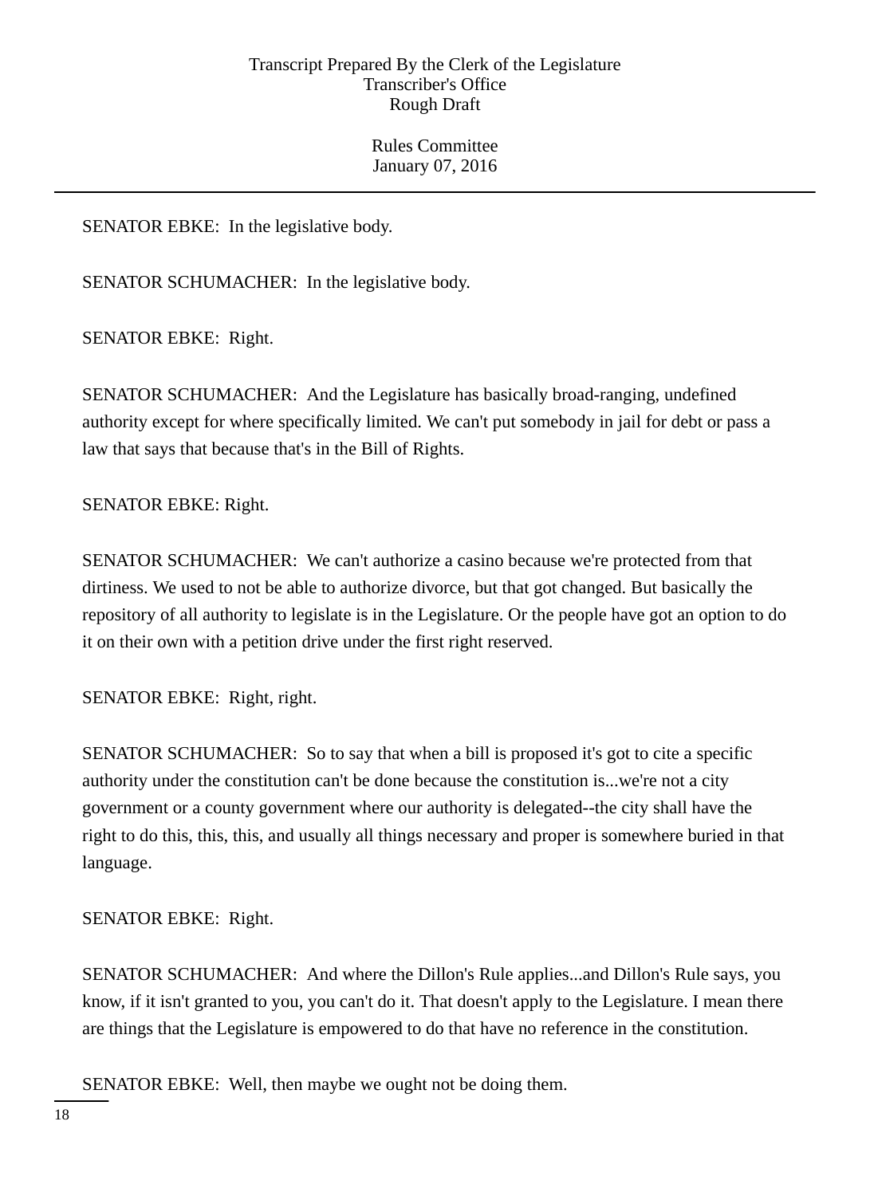SENATOR EBKE:  In the legislative body.

SENATOR SCHUMACHER:  In the legislative body.

SENATOR EBKE:  Right.

SENATOR SCHUMACHER:  And the Legislature has basically broad-ranging, undefined authority except for where specifically limited. We can't put somebody in jail for debt or pass a law that says that because that's in the Bill of Rights.

SENATOR EBKE: Right.

SENATOR SCHUMACHER:  We can't authorize a casino because we're protected from that dirtiness. We used to not be able to authorize divorce, but that got changed. But basically the repository of all authority to legislate is in the Legislature. Or the people have got an option to do it on their own with a petition drive under the first right reserved.

SENATOR EBKE:  Right, right.

SENATOR SCHUMACHER:  So to say that when a bill is proposed it's got to cite a specific authority under the constitution can't be done because the constitution is...we're not a city government or a county government where our authority is delegated--the city shall have the right to do this, this, this, and usually all things necessary and proper is somewhere buried in that language.

SENATOR EBKE:  Right.

SENATOR SCHUMACHER:  And where the Dillon's Rule applies...and Dillon's Rule says, you know, if it isn't granted to you, you can't do it. That doesn't apply to the Legislature. I mean there are things that the Legislature is empowered to do that have no reference in the constitution.

SENATOR EBKE:  Well, then maybe we ought not be doing them.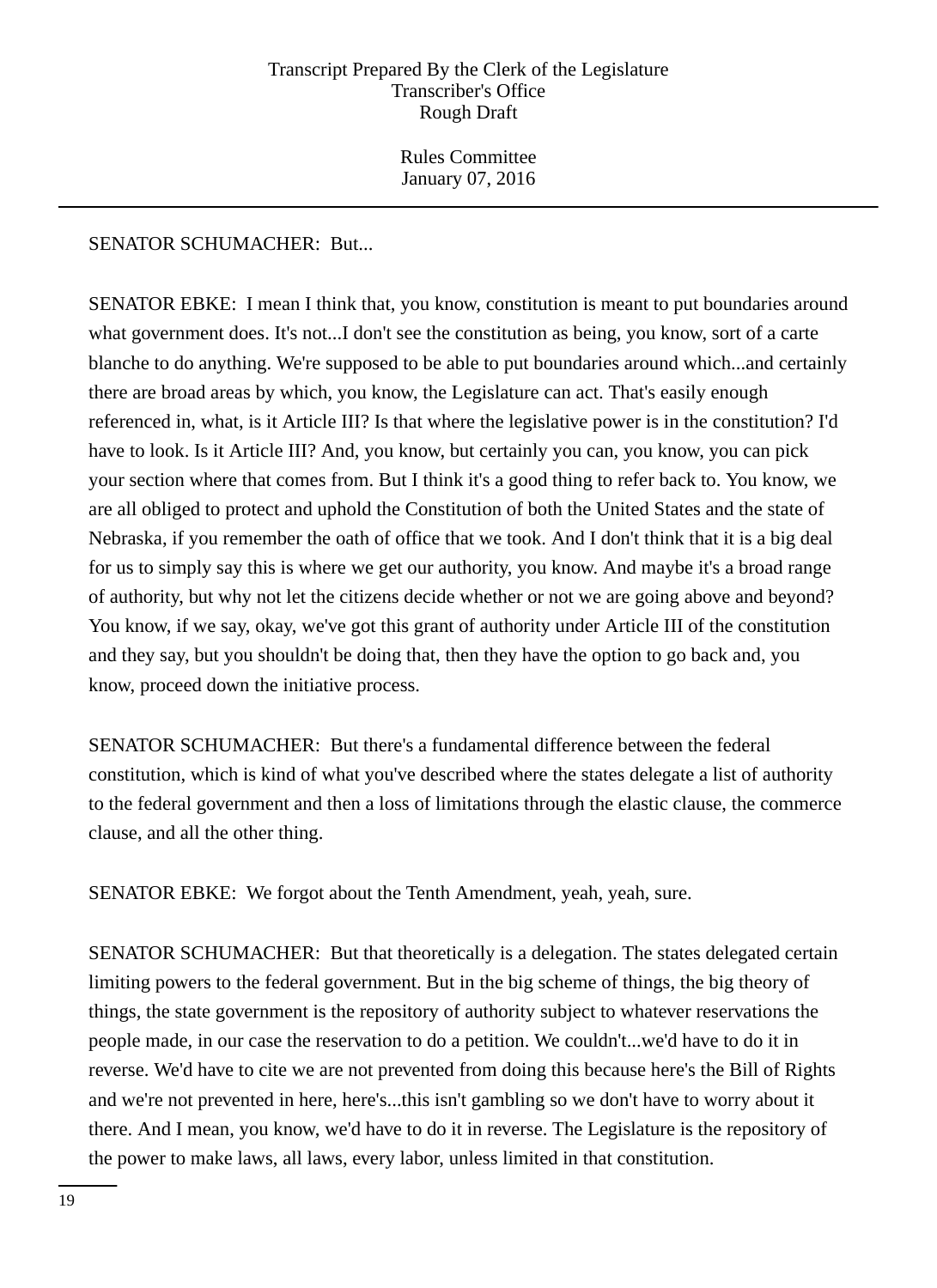SENATOR SCHUMACHER: But...

SENATOR EBKE: I mean I think that, you know, constitution is meant to put boundaries around what government does. It's not...I don't see the constitution as being, you know, sort of a carte blanche to do anything. We're supposed to be able to put boundaries around which...and certainly there are broad areas by which, you know, the Legislature can act. That's easily enough referenced in, what, is it Article III? Is that where the legislative power is in the constitution? I'd have to look. Is it Article III? And, you know, but certainly you can, you know, you can pick your section where that comes from. But I think it's a good thing to refer back to. You know, we are all obliged to protect and uphold the Constitution of both the United States and the state of Nebraska, if you remember the oath of office that we took. And I don't think that it is a big deal for us to simply say this is where we get our authority, you know. And maybe it's a broad range of authority, but why not let the citizens decide whether or not we are going above and beyond? You know, if we say, okay, we've got this grant of authority under Article III of the constitution and they say, but you shouldn't be doing that, then they have the option to go back and, you know, proceed down the initiative process.

SENATOR SCHUMACHER: But there's a fundamental difference between the federal constitution, which is kind of what you've described where the states delegate a list of authority to the federal government and then a loss of limitations through the elastic clause, the commerce clause, and all the other thing.

SENATOR EBKE: We forgot about the Tenth Amendment, yeah, yeah, sure.

SENATOR SCHUMACHER: But that theoretically is a delegation. The states delegated certain limiting powers to the federal government. But in the big scheme of things, the big theory of things, the state government is the repository of authority subject to whatever reservations the people made, in our case the reservation to do a petition. We couldn't...we'd have to do it in reverse. We'd have to cite we are not prevented from doing this because here's the Bill of Rights and we're not prevented in here, here's...this isn't gambling so we don't have to worry about it there. And I mean, you know, we'd have to do it in reverse. The Legislature is the repository of the power to make laws, all laws, every labor, unless limited in that constitution.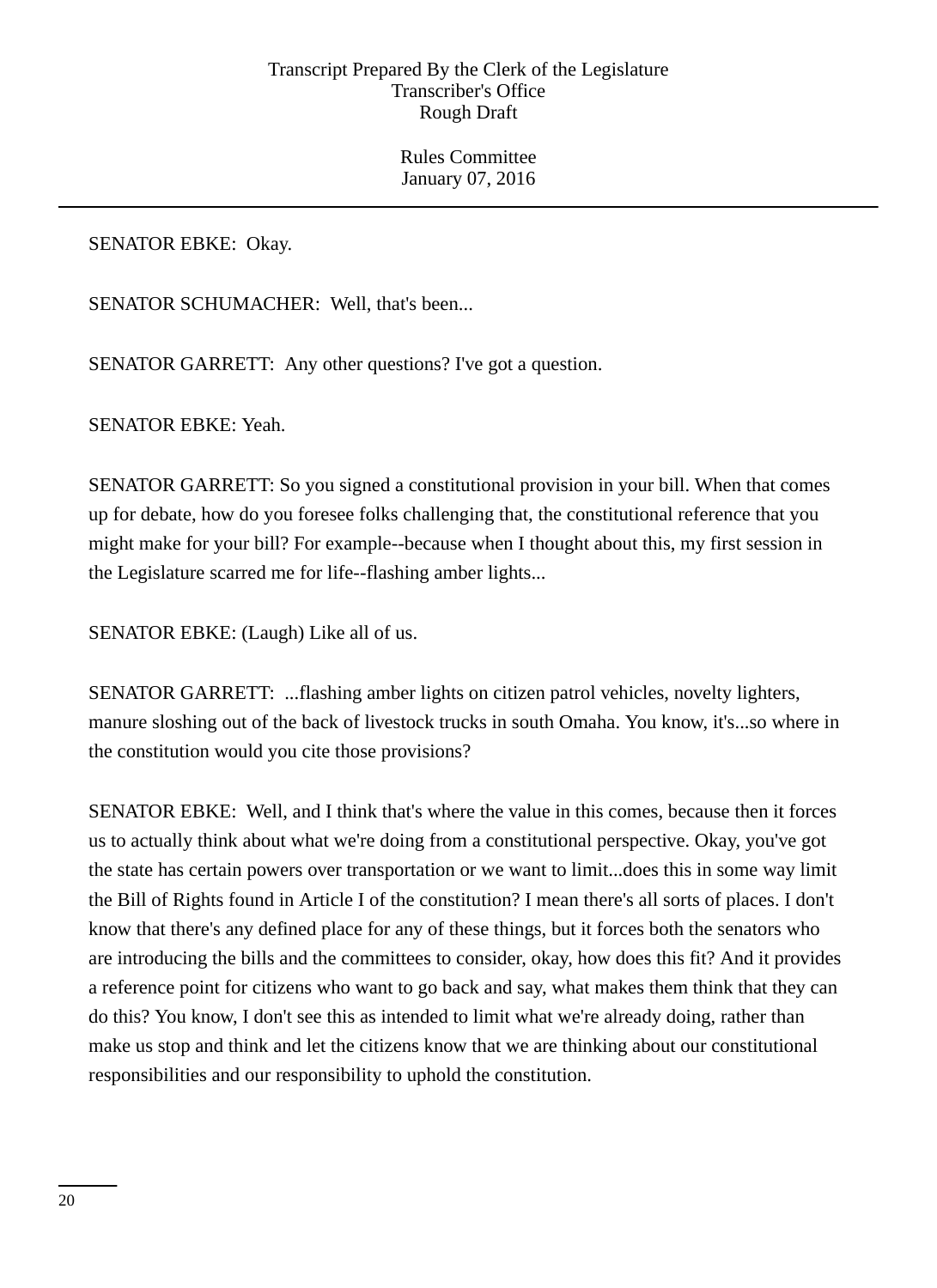SENATOR EBKE:  Okay.

SENATOR SCHUMACHER:  Well, that's been...

SENATOR GARRETT:  Any other questions? I've got a question.

SENATOR EBKE: Yeah.

SENATOR GARRETT: So you signed a constitutional provision in your bill. When that comes up for debate, how do you foresee folks challenging that, the constitutional reference that you might make for your bill? For example--because when I thought about this, my first session in the Legislature scarred me for life--flashing amber lights...

SENATOR EBKE: (Laugh) Like all of us.

SENATOR GARRETT:  ...flashing amber lights on citizen patrol vehicles, novelty lighters, manure sloshing out of the back of livestock trucks in south Omaha. You know, it's...so where in the constitution would you cite those provisions?

SENATOR EBKE:  Well, and I think that's where the value in this comes, because then it forces us to actually think about what we're doing from a constitutional perspective. Okay, you've got the state has certain powers over transportation or we want to limit...does this in some way limit the Bill of Rights found in Article I of the constitution? I mean there's all sorts of places. I don't know that there's any defined place for any of these things, but it forces both the senators who are introducing the bills and the committees to consider, okay, how does this fit? And it provides a reference point for citizens who want to go back and say, what makes them think that they can do this? You know, I don't see this as intended to limit what we're already doing, rather than make us stop and think and let the citizens know that we are thinking about our constitutional responsibilities and our responsibility to uphold the constitution.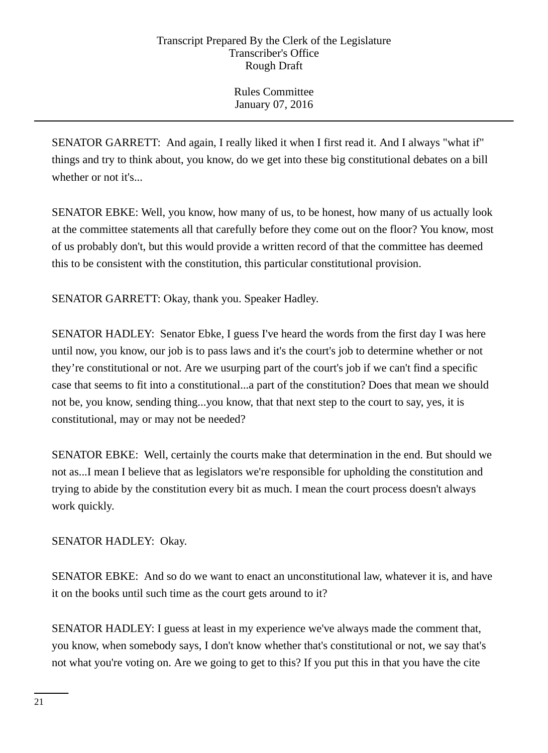SENATOR GARRETT: And again, I really liked it when I first read it. And I always "what if" things and try to think about, you know, do we get into these big constitutional debates on a bill whether or not it's...

SENATOR EBKE: Well, you know, how many of us, to be honest, how many of us actually look at the committee statements all that carefully before they come out on the floor? You know, most of us probably don't, but this would provide a written record of that the committee has deemed this to be consistent with the constitution, this particular constitutional provision.

SENATOR GARRETT: Okay, thank you. Speaker Hadley.

SENATOR HADLEY: Senator Ebke, I guess I've heard the words from the first day I was here until now, you know, our job is to pass laws and it's the court's job to determine whether or not they’re constitutional or not. Are we usurping part of the court's job if we can't find a specific case that seems to fit into a constitutional...a part of the constitution? Does that mean we should not be, you know, sending thing...you know, that that next step to the court to say, yes, it is constitutional, may or may not be needed?

SENATOR EBKE: Well, certainly the courts make that determination in the end. But should we not as...I mean I believe that as legislators we're responsible for upholding the constitution and trying to abide by the constitution every bit as much. I mean the court process doesn't always work quickly.

SENATOR HADLEY: Okay.

SENATOR EBKE: And so do we want to enact an unconstitutional law, whatever it is, and have it on the books until such time as the court gets around to it?

SENATOR HADLEY: I guess at least in my experience we've always made the comment that, you know, when somebody says, I don't know whether that's constitutional or not, we say that's not what you're voting on. Are we going to get to this? If you put this in that you have the cite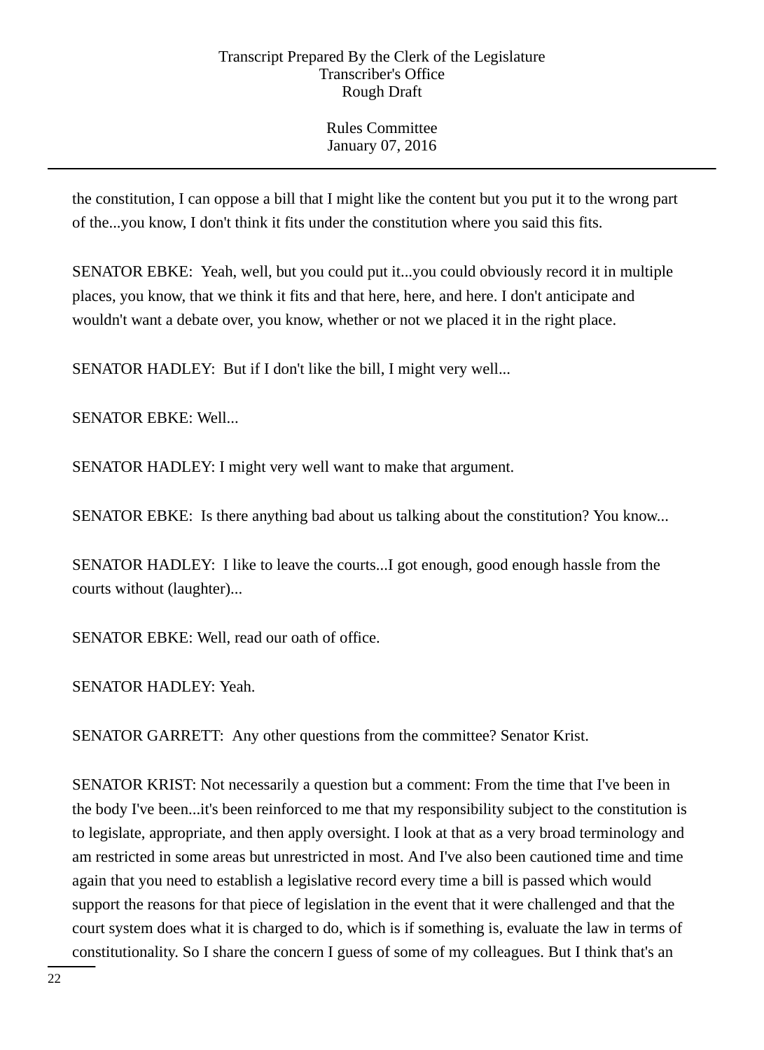the constitution, I can oppose a bill that I might like the content but you put it to the wrong part of the...you know, I don't think it fits under the constitution where you said this fits.

SENATOR EBKE: Yeah, well, but you could put it...you could obviously record it in multiple places, you know, that we think it fits and that here, here, and here. I don't anticipate and wouldn't want a debate over, you know, whether or not we placed it in the right place.

SENATOR HADLEY: But if I don't like the bill, I might very well...

SENATOR EBKE: Well...

SENATOR HADLEY: I might very well want to make that argument.

SENATOR EBKE: Is there anything bad about us talking about the constitution? You know...

SENATOR HADLEY: I like to leave the courts...I got enough, good enough hassle from the courts without (laughter)...

SENATOR EBKE: Well, read our oath of office.

SENATOR HADLEY: Yeah.

SENATOR GARRETT: Any other questions from the committee? Senator Krist.

SENATOR KRIST: Not necessarily a question but a comment: From the time that I've been in the body I've been...it's been reinforced to me that my responsibility subject to the constitution is to legislate, appropriate, and then apply oversight. I look at that as a very broad terminology and am restricted in some areas but unrestricted in most. And I've also been cautioned time and time again that you need to establish a legislative record every time a bill is passed which would support the reasons for that piece of legislation in the event that it were challenged and that the court system does what it is charged to do, which is if something is, evaluate the law in terms of constitutionality. So I share the concern I guess of some of my colleagues. But I think that's an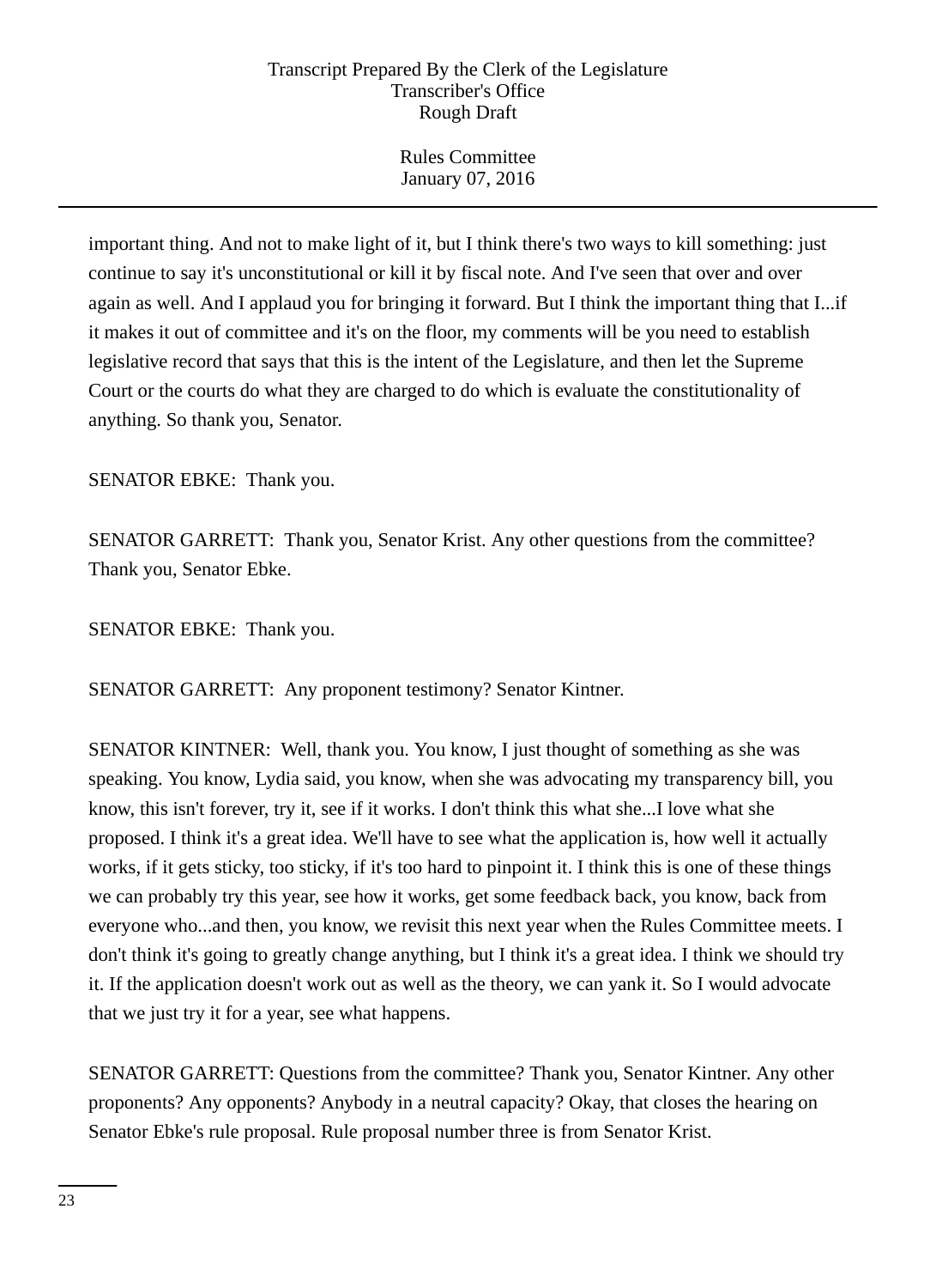important thing. And not to make light of it, but I think there's two ways to kill something: just continue to say it's unconstitutional or kill it by fiscal note. And I've seen that over and over again as well. And I applaud you for bringing it forward. But I think the important thing that I...if it makes it out of committee and it's on the floor, my comments will be you need to establish legislative record that says that this is the intent of the Legislature, and then let the Supreme Court or the courts do what they are charged to do which is evaluate the constitutionality of anything. So thank you, Senator.

SENATOR EBKE: Thank you.

SENATOR GARRETT: Thank you, Senator Krist. Any other questions from the committee? Thank you, Senator Ebke.

SENATOR EBKE: Thank you.

SENATOR GARRETT: Any proponent testimony? Senator Kintner.

SENATOR KINTNER: Well, thank you. You know, I just thought of something as she was speaking. You know, Lydia said, you know, when she was advocating my transparency bill, you know, this isn't forever, try it, see if it works. I don't think this what she...I love what she proposed. I think it's a great idea. We'll have to see what the application is, how well it actually works, if it gets sticky, too sticky, if it's too hard to pinpoint it. I think this is one of these things we can probably try this year, see how it works, get some feedback back, you know, back from everyone who...and then, you know, we revisit this next year when the Rules Committee meets. I don't think it's going to greatly change anything, but I think it's a great idea. I think we should try it. If the application doesn't work out as well as the theory, we can yank it. So I would advocate that we just try it for a year, see what happens.

SENATOR GARRETT: Questions from the committee? Thank you, Senator Kintner. Any other proponents? Any opponents? Anybody in a neutral capacity? Okay, that closes the hearing on Senator Ebke's rule proposal. Rule proposal number three is from Senator Krist.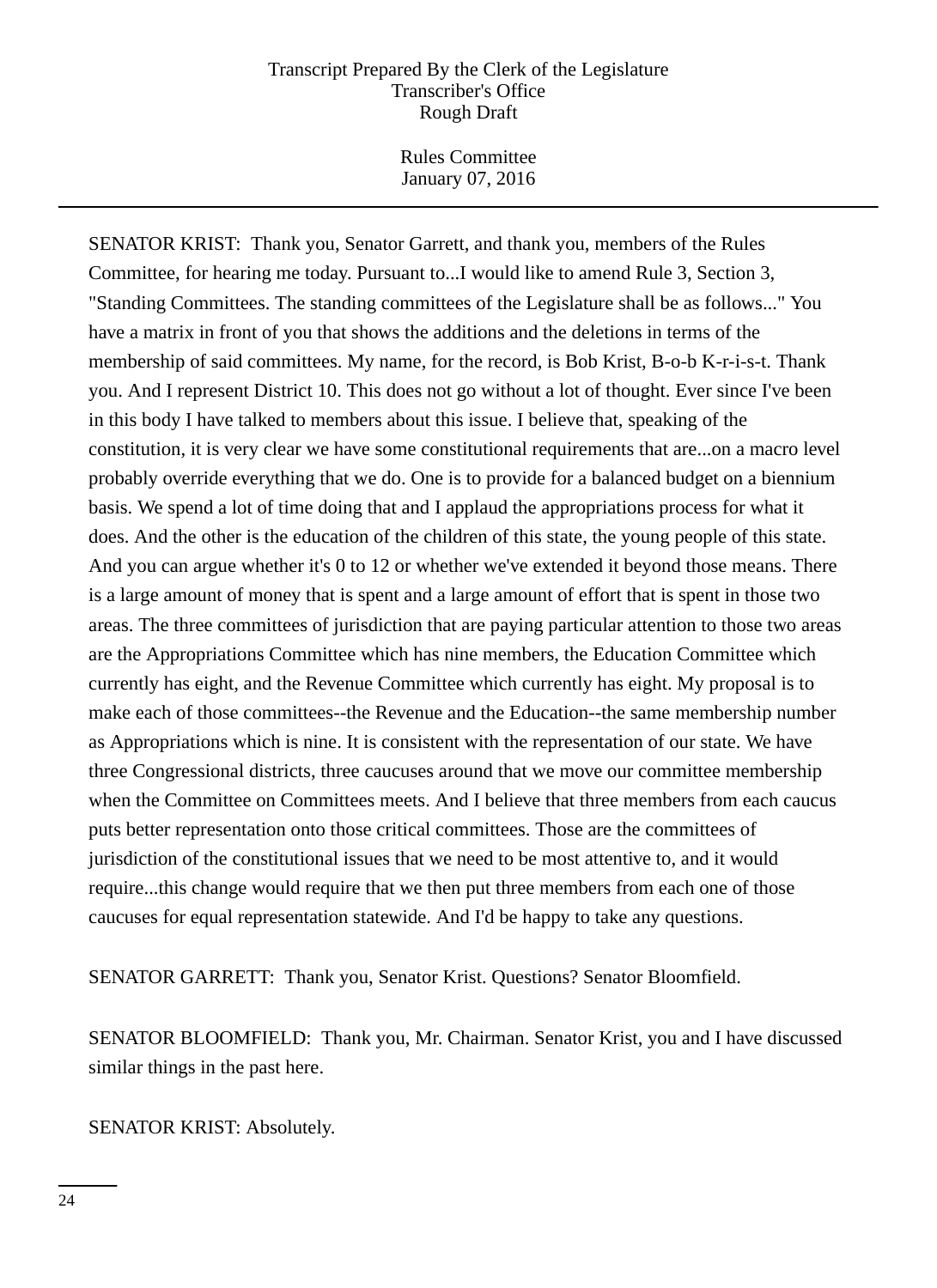SENATOR KRIST: Thank you, Senator Garrett, and thank you, members of the Rules Committee, for hearing me today. Pursuant to...I would like to amend Rule 3, Section 3, "Standing Committees. The standing committees of the Legislature shall be as follows..." You have a matrix in front of you that shows the additions and the deletions in terms of the membership of said committees. My name, for the record, is Bob Krist, B-o-b K-r-i-s-t. Thank you. And I represent District 10. This does not go without a lot of thought. Ever since I've been in this body I have talked to members about this issue. I believe that, speaking of the constitution, it is very clear we have some constitutional requirements that are...on a macro level probably override everything that we do. One is to provide for a balanced budget on a biennium basis. We spend a lot of time doing that and I applaud the appropriations process for what it does. And the other is the education of the children of this state, the young people of this state. And you can argue whether it's 0 to 12 or whether we've extended it beyond those means. There is a large amount of money that is spent and a large amount of effort that is spent in those two areas. The three committees of jurisdiction that are paying particular attention to those two areas are the Appropriations Committee which has nine members, the Education Committee which currently has eight, and the Revenue Committee which currently has eight. My proposal is to make each of those committees--the Revenue and the Education--the same membership number as Appropriations which is nine. It is consistent with the representation of our state. We have three Congressional districts, three caucuses around that we move our committee membership when the Committee on Committees meets. And I believe that three members from each caucus puts better representation onto those critical committees. Those are the committees of jurisdiction of the constitutional issues that we need to be most attentive to, and it would require...this change would require that we then put three members from each one of those caucuses for equal representation statewide. And I'd be happy to take any questions.

SENATOR GARRETT: Thank you, Senator Krist. Questions? Senator Bloomfield.

SENATOR BLOOMFIELD: Thank you, Mr. Chairman. Senator Krist, you and I have discussed similar things in the past here.

SENATOR KRIST: Absolutely.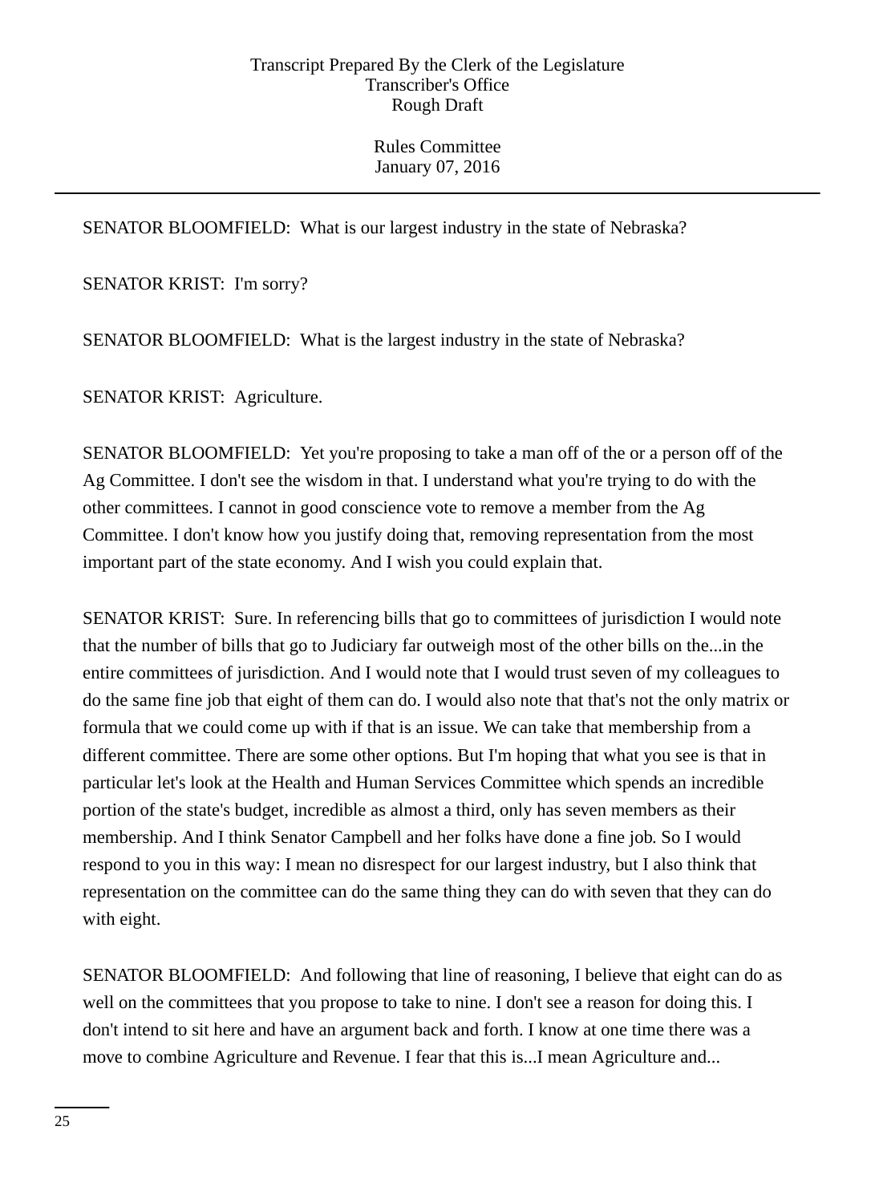SENATOR BLOOMFIELD: What is our largest industry in the state of Nebraska?

SENATOR KRIST: I'm sorry?

SENATOR BLOOMFIELD: What is the largest industry in the state of Nebraska?

SENATOR KRIST: Agriculture.

SENATOR BLOOMFIELD: Yet you're proposing to take a man off of the or a person off of the Ag Committee. I don't see the wisdom in that. I understand what you're trying to do with the other committees. I cannot in good conscience vote to remove a member from the Ag Committee. I don't know how you justify doing that, removing representation from the most important part of the state economy. And I wish you could explain that.

SENATOR KRIST: Sure. In referencing bills that go to committees of jurisdiction I would note that the number of bills that go to Judiciary far outweigh most of the other bills on the...in the entire committees of jurisdiction. And I would note that I would trust seven of my colleagues to do the same fine job that eight of them can do. I would also note that that's not the only matrix or formula that we could come up with if that is an issue. We can take that membership from a different committee. There are some other options. But I'm hoping that what you see is that in particular let's look at the Health and Human Services Committee which spends an incredible portion of the state's budget, incredible as almost a third, only has seven members as their membership. And I think Senator Campbell and her folks have done a fine job. So I would respond to you in this way: I mean no disrespect for our largest industry, but I also think that representation on the committee can do the same thing they can do with seven that they can do with eight.

SENATOR BLOOMFIELD: And following that line of reasoning, I believe that eight can do as well on the committees that you propose to take to nine. I don't see a reason for doing this. I don't intend to sit here and have an argument back and forth. I know at one time there was a move to combine Agriculture and Revenue. I fear that this is...I mean Agriculture and...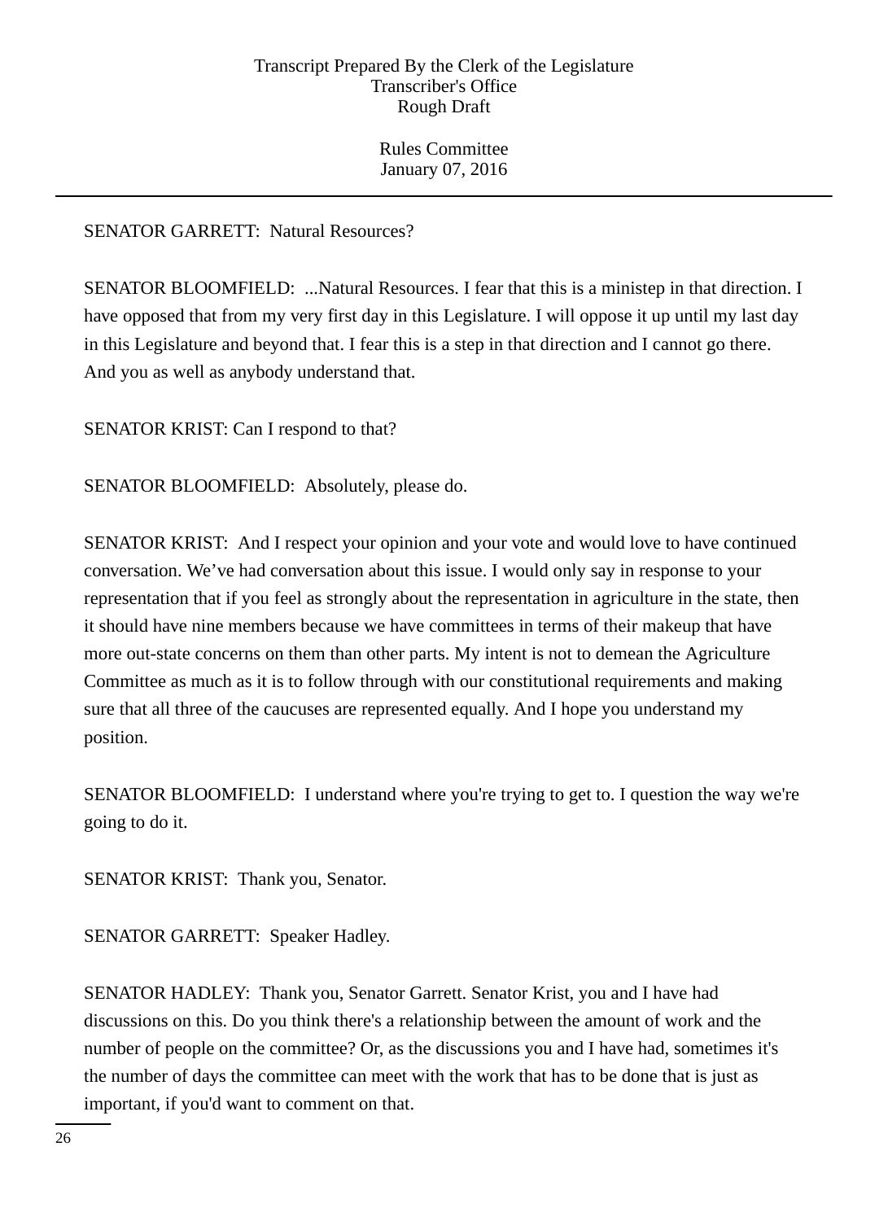SENATOR GARRETT: Natural Resources?

SENATOR BLOOMFIELD: ...Natural Resources. I fear that this is a ministep in that direction. I have opposed that from my very first day in this Legislature. I will oppose it up until my last day in this Legislature and beyond that. I fear this is a step in that direction and I cannot go there. And you as well as anybody understand that.

SENATOR KRIST: Can I respond to that?

SENATOR BLOOMFIELD: Absolutely, please do.

SENATOR KRIST: And I respect your opinion and your vote and would love to have continued conversation. We've had conversation about this issue. I would only say in response to your representation that if you feel as strongly about the representation in agriculture in the state, then it should have nine members because we have committees in terms of their makeup that have more out-state concerns on them than other parts. My intent is not to demean the Agriculture Committee as much as it is to follow through with our constitutional requirements and making sure that all three of the caucuses are represented equally. And I hope you understand my position.

SENATOR BLOOMFIELD: I understand where you're trying to get to. I question the way we're going to do it.

SENATOR KRIST: Thank you, Senator.

SENATOR GARRETT: Speaker Hadley.

SENATOR HADLEY: Thank you, Senator Garrett. Senator Krist, you and I have had discussions on this. Do you think there's a relationship between the amount of work and the number of people on the committee? Or, as the discussions you and I have had, sometimes it's the number of days the committee can meet with the work that has to be done that is just as important, if you'd want to comment on that.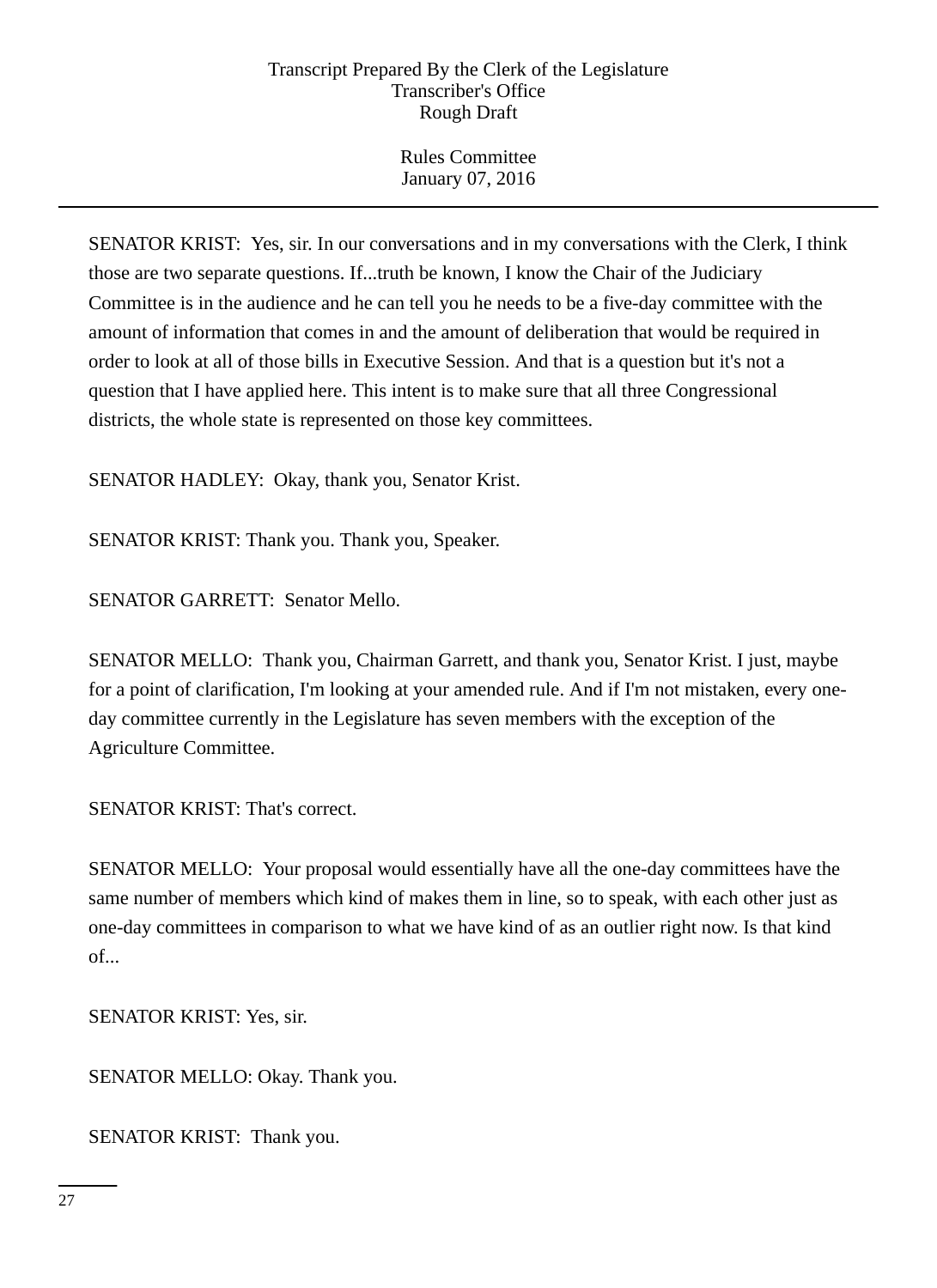SENATOR KRIST:  Yes, sir. In our conversations and in my conversations with the Clerk, I think those are two separate questions. If...truth be known, I know the Chair of the Judiciary Committee is in the audience and he can tell you he needs to be a five-day committee with the amount of information that comes in and the amount of deliberation that would be required in order to look at all of those bills in Executive Session. And that is a question but it's not a question that I have applied here. This intent is to make sure that all three Congressional districts, the whole state is represented on those key committees.

SENATOR HADLEY:  Okay, thank you, Senator Krist.

SENATOR KRIST: Thank you. Thank you, Speaker.

SENATOR GARRETT:  Senator Mello.

SENATOR MELLO:  Thank you, Chairman Garrett, and thank you, Senator Krist. I just, maybe for a point of clarification, I'm looking at your amended rule. And if I'm not mistaken, every one-day committee currently in the Legislature has seven members with the exception of the Agriculture Committee.

SENATOR KRIST: That's correct.

SENATOR MELLO:  Your proposal would essentially have all the one-day committees have the same number of members which kind of makes them in line, so to speak, with each other just as one-day committees in comparison to what we have kind of as an outlier right now. Is that kind of...

SENATOR KRIST: Yes, sir.

SENATOR MELLO: Okay. Thank you.

SENATOR KRIST:  Thank you.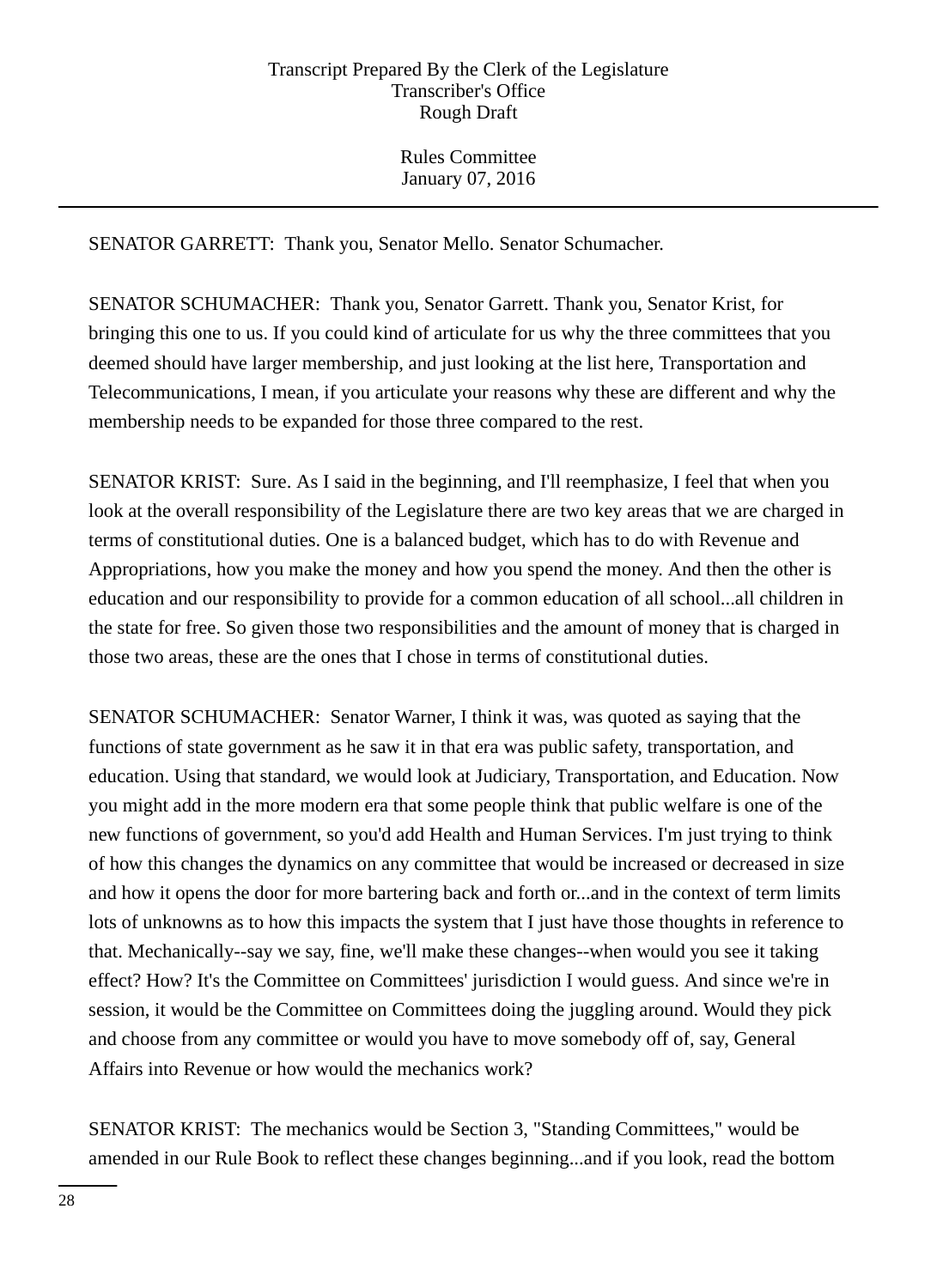SENATOR GARRETT: Thank you, Senator Mello. Senator Schumacher.

SENATOR SCHUMACHER: Thank you, Senator Garrett. Thank you, Senator Krist, for bringing this one to us. If you could kind of articulate for us why the three committees that you deemed should have larger membership, and just looking at the list here, Transportation and Telecommunications, I mean, if you articulate your reasons why these are different and why the membership needs to be expanded for those three compared to the rest.

SENATOR KRIST: Sure. As I said in the beginning, and I'll reemphasize, I feel that when you look at the overall responsibility of the Legislature there are two key areas that we are charged in terms of constitutional duties. One is a balanced budget, which has to do with Revenue and Appropriations, how you make the money and how you spend the money. And then the other is education and our responsibility to provide for a common education of all school...all children in the state for free. So given those two responsibilities and the amount of money that is charged in those two areas, these are the ones that I chose in terms of constitutional duties.

SENATOR SCHUMACHER: Senator Warner, I think it was, was quoted as saying that the functions of state government as he saw it in that era was public safety, transportation, and education. Using that standard, we would look at Judiciary, Transportation, and Education. Now you might add in the more modern era that some people think that public welfare is one of the new functions of government, so you'd add Health and Human Services. I'm just trying to think of how this changes the dynamics on any committee that would be increased or decreased in size and how it opens the door for more bartering back and forth or...and in the context of term limits lots of unknowns as to how this impacts the system that I just have those thoughts in reference to that. Mechanically--say we say, fine, we'll make these changes--when would you see it taking effect? How? It's the Committee on Committees' jurisdiction I would guess. And since we're in session, it would be the Committee on Committees doing the juggling around. Would they pick and choose from any committee or would you have to move somebody off of, say, General Affairs into Revenue or how would the mechanics work?

SENATOR KRIST: The mechanics would be Section 3, "Standing Committees," would be amended in our Rule Book to reflect these changes beginning...and if you look, read the bottom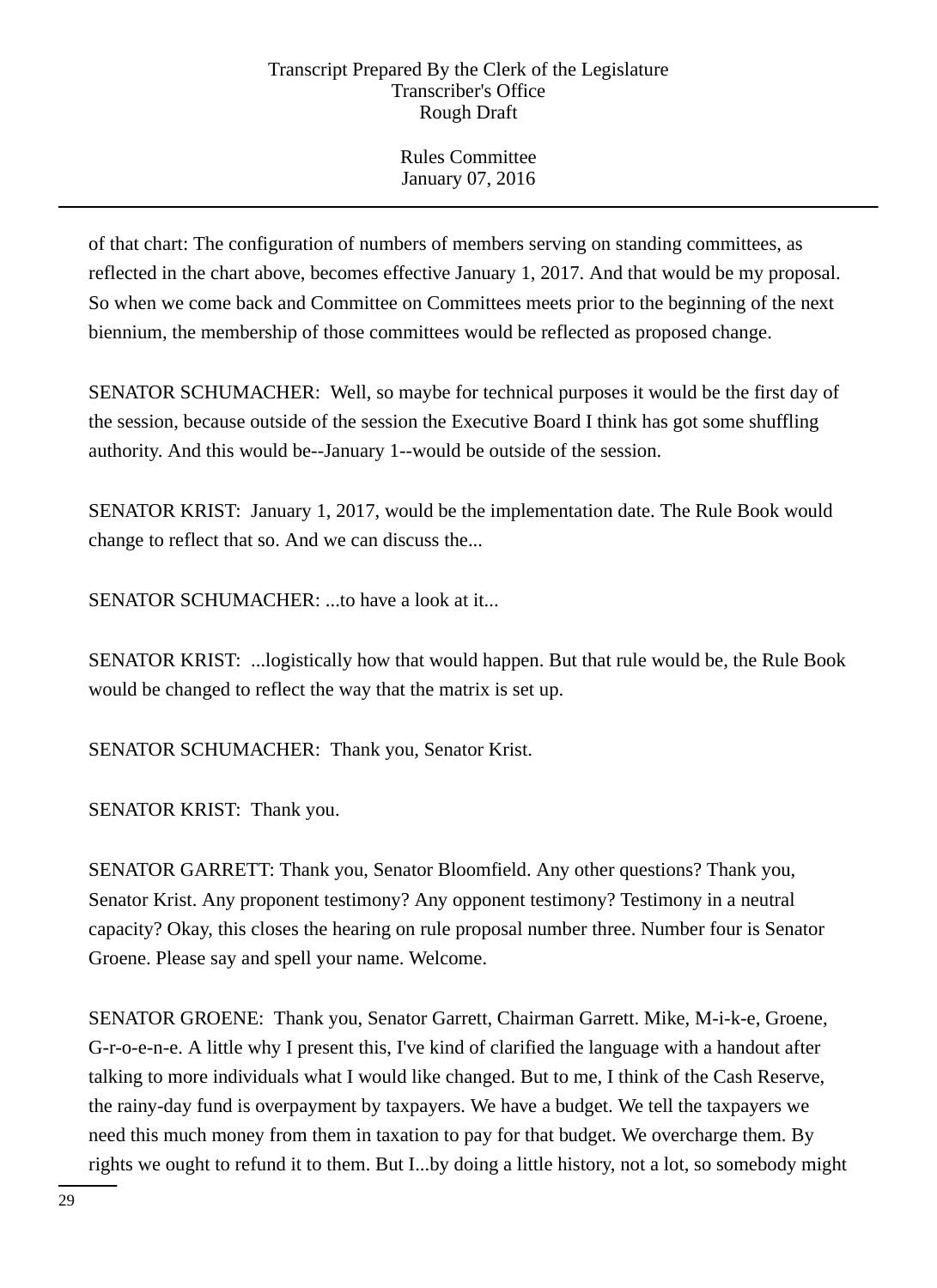of that chart: The configuration of numbers of members serving on standing committees, as reflected in the chart above, becomes effective January 1, 2017. And that would be my proposal. So when we come back and Committee on Committees meets prior to the beginning of the next biennium, the membership of those committees would be reflected as proposed change.

SENATOR SCHUMACHER: Well, so maybe for technical purposes it would be the first day of the session, because outside of the session the Executive Board I think has got some shuffling authority. And this would be--January 1--would be outside of the session.

SENATOR KRIST: January 1, 2017, would be the implementation date. The Rule Book would change to reflect that so. And we can discuss the...

SENATOR SCHUMACHER: ...to have a look at it...

SENATOR KRIST: ...logistically how that would happen. But that rule would be, the Rule Book would be changed to reflect the way that the matrix is set up.

SENATOR SCHUMACHER: Thank you, Senator Krist.

SENATOR KRIST: Thank you.

SENATOR GARRETT: Thank you, Senator Bloomfield. Any other questions? Thank you, Senator Krist. Any proponent testimony? Any opponent testimony? Testimony in a neutral capacity? Okay, this closes the hearing on rule proposal number three. Number four is Senator Groene. Please say and spell your name. Welcome.

SENATOR GROENE: Thank you, Senator Garrett, Chairman Garrett. Mike, M-i-k-e, Groene, G-r-o-e-n-e. A little why I present this, I've kind of clarified the language with a handout after talking to more individuals what I would like changed. But to me, I think of the Cash Reserve, the rainy-day fund is overpayment by taxpayers. We have a budget. We tell the taxpayers we need this much money from them in taxation to pay for that budget. We overcharge them. By rights we ought to refund it to them. But I...by doing a little history, not a lot, so somebody might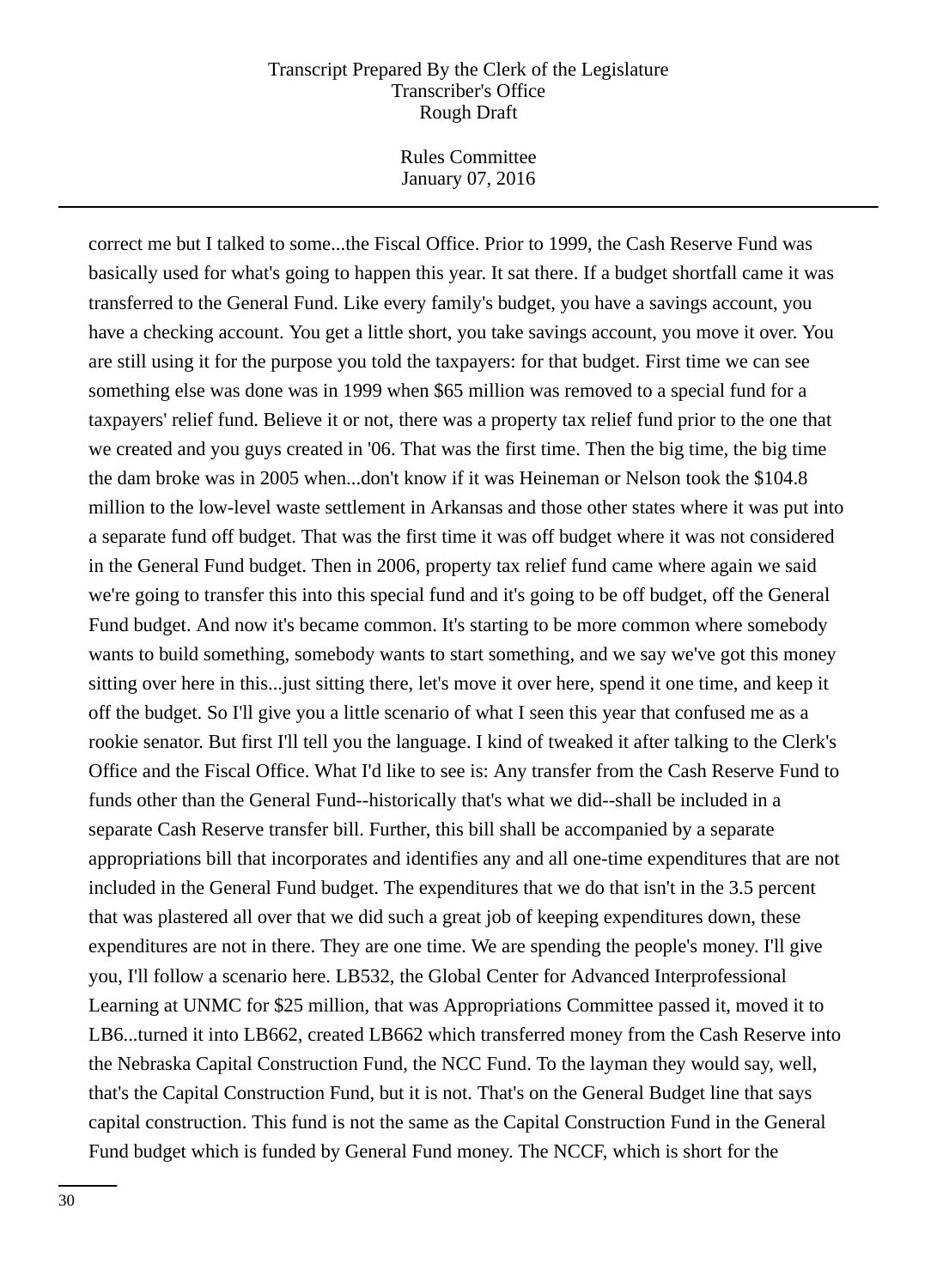correct me but I talked to some...the Fiscal Office. Prior to 1999, the Cash Reserve Fund was basically used for what's going to happen this year. It sat there. If a budget shortfall came it was transferred to the General Fund. Like every family's budget, you have a savings account, you have a checking account. You get a little short, you take savings account, you move it over. You are still using it for the purpose you told the taxpayers: for that budget. First time we can see something else was done was in 1999 when $65 million was removed to a special fund for a taxpayers' relief fund. Believe it or not, there was a property tax relief fund prior to the one that we created and you guys created in '06. That was the first time. Then the big time, the big time the dam broke was in 2005 when...don't know if it was Heineman or Nelson took the $104.8 million to the low-level waste settlement in Arkansas and those other states where it was put into a separate fund off budget. That was the first time it was off budget where it was not considered in the General Fund budget. Then in 2006, property tax relief fund came where again we said we're going to transfer this into this special fund and it's going to be off budget, off the General Fund budget. And now it's became common. It's starting to be more common where somebody wants to build something, somebody wants to start something, and we say we've got this money sitting over here in this...just sitting there, let's move it over here, spend it one time, and keep it off the budget. So I'll give you a little scenario of what I seen this year that confused me as a rookie senator. But first I'll tell you the language. I kind of tweaked it after talking to the Clerk's Office and the Fiscal Office. What I'd like to see is: Any transfer from the Cash Reserve Fund to funds other than the General Fund--historically that's what we did--shall be included in a separate Cash Reserve transfer bill. Further, this bill shall be accompanied by a separate appropriations bill that incorporates and identifies any and all one-time expenditures that are not included in the General Fund budget. The expenditures that we do that isn't in the 3.5 percent that was plastered all over that we did such a great job of keeping expenditures down, these expenditures are not in there. They are one time. We are spending the people's money. I'll give you, I'll follow a scenario here. LB532, the Global Center for Advanced Interprofessional Learning at UNMC for $25 million, that was Appropriations Committee passed it, moved it to LB6...turned it into LB662, created LB662 which transferred money from the Cash Reserve into the Nebraska Capital Construction Fund, the NCC Fund. To the layman they would say, well, that's the Capital Construction Fund, but it is not. That's on the General Budget line that says capital construction. This fund is not the same as the Capital Construction Fund in the General Fund budget which is funded by General Fund money. The NCCF, which is short for the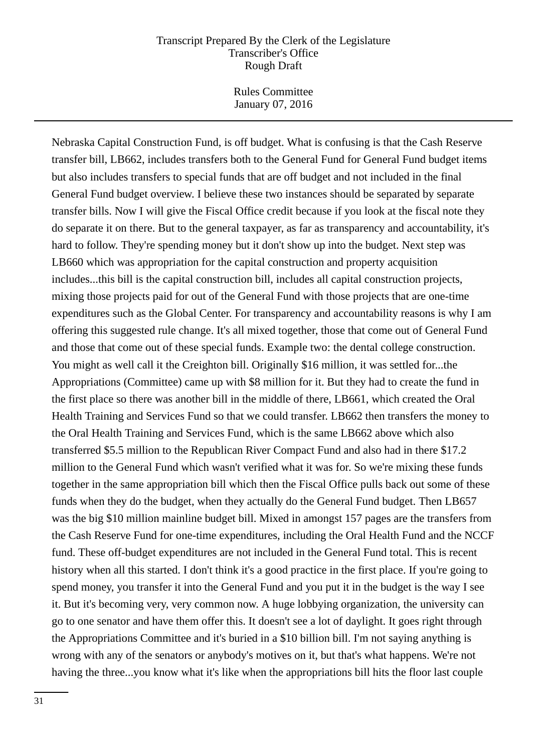Nebraska Capital Construction Fund, is off budget. What is confusing is that the Cash Reserve transfer bill, LB662, includes transfers both to the General Fund for General Fund budget items but also includes transfers to special funds that are off budget and not included in the final General Fund budget overview. I believe these two instances should be separated by separate transfer bills. Now I will give the Fiscal Office credit because if you look at the fiscal note they do separate it on there. But to the general taxpayer, as far as transparency and accountability, it's hard to follow. They're spending money but it don't show up into the budget. Next step was LB660 which was appropriation for the capital construction and property acquisition includes...this bill is the capital construction bill, includes all capital construction projects, mixing those projects paid for out of the General Fund with those projects that are one-time expenditures such as the Global Center. For transparency and accountability reasons is why I am offering this suggested rule change. It's all mixed together, those that come out of General Fund and those that come out of these special funds. Example two: the dental college construction. You might as well call it the Creighton bill. Originally $16 million, it was settled for...the Appropriations (Committee) came up with $8 million for it. But they had to create the fund in the first place so there was another bill in the middle of there, LB661, which created the Oral Health Training and Services Fund so that we could transfer. LB662 then transfers the money to the Oral Health Training and Services Fund, which is the same LB662 above which also transferred $5.5 million to the Republican River Compact Fund and also had in there $17.2 million to the General Fund which wasn't verified what it was for. So we're mixing these funds together in the same appropriation bill which then the Fiscal Office pulls back out some of these funds when they do the budget, when they actually do the General Fund budget. Then LB657 was the big $10 million mainline budget bill. Mixed in amongst 157 pages are the transfers from the Cash Reserve Fund for one-time expenditures, including the Oral Health Fund and the NCCF fund. These off-budget expenditures are not included in the General Fund total. This is recent history when all this started. I don't think it's a good practice in the first place. If you're going to spend money, you transfer it into the General Fund and you put it in the budget is the way I see it. But it's becoming very, very common now. A huge lobbying organization, the university can go to one senator and have them offer this. It doesn't see a lot of daylight. It goes right through the Appropriations Committee and it's buried in a $10 billion bill. I'm not saying anything is wrong with any of the senators or anybody's motives on it, but that's what happens. We're not having the three...you know what it's like when the appropriations bill hits the floor last couple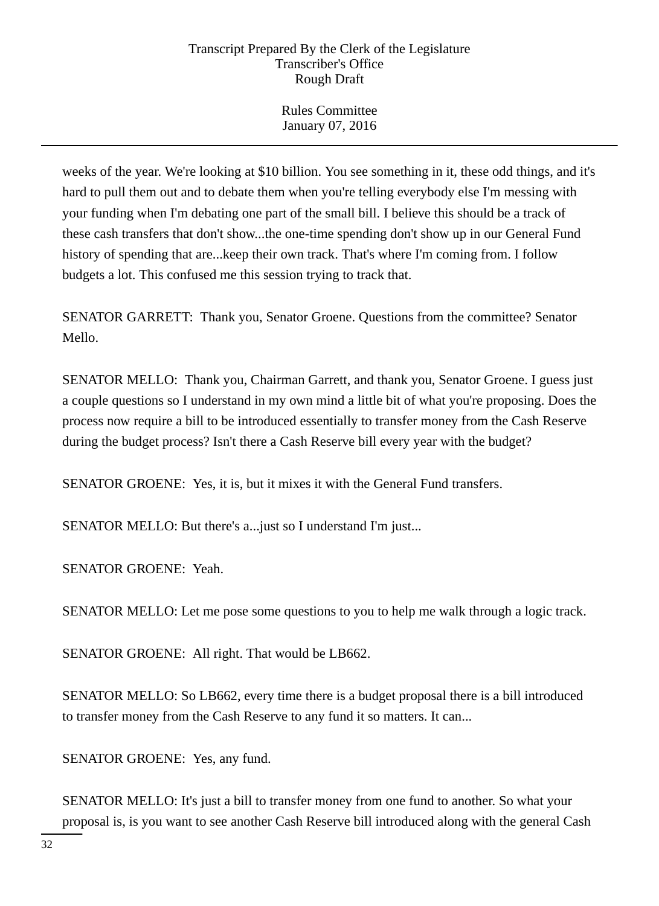weeks of the year. We're looking at $10 billion. You see something in it, these odd things, and it's hard to pull them out and to debate them when you're telling everybody else I'm messing with your funding when I'm debating one part of the small bill. I believe this should be a track of these cash transfers that don't show...the one-time spending don't show up in our General Fund history of spending that are...keep their own track. That's where I'm coming from. I follow budgets a lot. This confused me this session trying to track that.

SENATOR GARRETT: Thank you, Senator Groene. Questions from the committee? Senator Mello.

SENATOR MELLO: Thank you, Chairman Garrett, and thank you, Senator Groene. I guess just a couple questions so I understand in my own mind a little bit of what you're proposing. Does the process now require a bill to be introduced essentially to transfer money from the Cash Reserve during the budget process? Isn't there a Cash Reserve bill every year with the budget?

SENATOR GROENE: Yes, it is, but it mixes it with the General Fund transfers.

SENATOR MELLO: But there's a...just so I understand I'm just...

SENATOR GROENE: Yeah.

SENATOR MELLO: Let me pose some questions to you to help me walk through a logic track.

SENATOR GROENE: All right. That would be LB662.

SENATOR MELLO: So LB662, every time there is a budget proposal there is a bill introduced to transfer money from the Cash Reserve to any fund it so matters. It can...

SENATOR GROENE: Yes, any fund.

SENATOR MELLO: It's just a bill to transfer money from one fund to another. So what your proposal is, is you want to see another Cash Reserve bill introduced along with the general Cash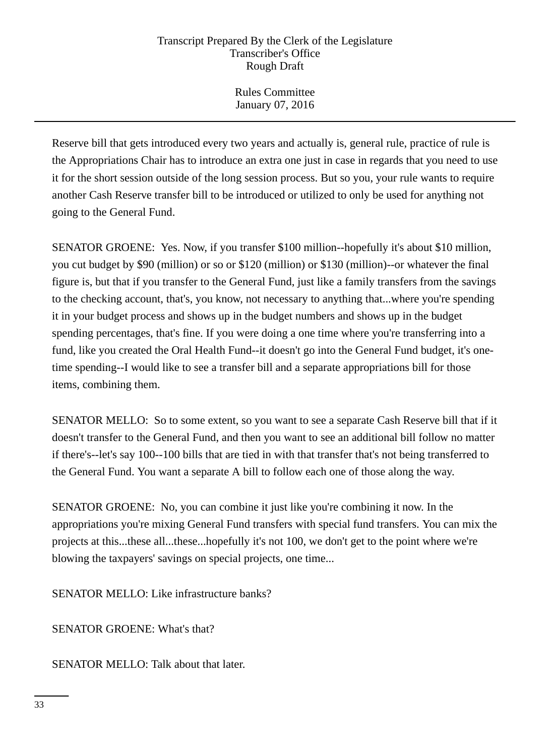Reserve bill that gets introduced every two years and actually is, general rule, practice of rule is the Appropriations Chair has to introduce an extra one just in case in regards that you need to use it for the short session outside of the long session process. But so you, your rule wants to require another Cash Reserve transfer bill to be introduced or utilized to only be used for anything not going to the General Fund.

SENATOR GROENE: Yes. Now, if you transfer $100 million--hopefully it's about $10 million, you cut budget by $90 (million) or so or $120 (million) or $130 (million)--or whatever the final figure is, but that if you transfer to the General Fund, just like a family transfers from the savings to the checking account, that's, you know, not necessary to anything that...where you're spending it in your budget process and shows up in the budget numbers and shows up in the budget spending percentages, that's fine. If you were doing a one time where you're transferring into a fund, like you created the Oral Health Fund--it doesn't go into the General Fund budget, it's one-time spending--I would like to see a transfer bill and a separate appropriations bill for those items, combining them.

SENATOR MELLO: So to some extent, so you want to see a separate Cash Reserve bill that if it doesn't transfer to the General Fund, and then you want to see an additional bill follow no matter if there's--let's say 100--100 bills that are tied in with that transfer that's not being transferred to the General Fund. You want a separate A bill to follow each one of those along the way.

SENATOR GROENE: No, you can combine it just like you're combining it now. In the appropriations you're mixing General Fund transfers with special fund transfers. You can mix the projects at this...these all...these...hopefully it's not 100, we don't get to the point where we're blowing the taxpayers' savings on special projects, one time...

SENATOR MELLO: Like infrastructure banks?

SENATOR GROENE: What's that?

SENATOR MELLO: Talk about that later.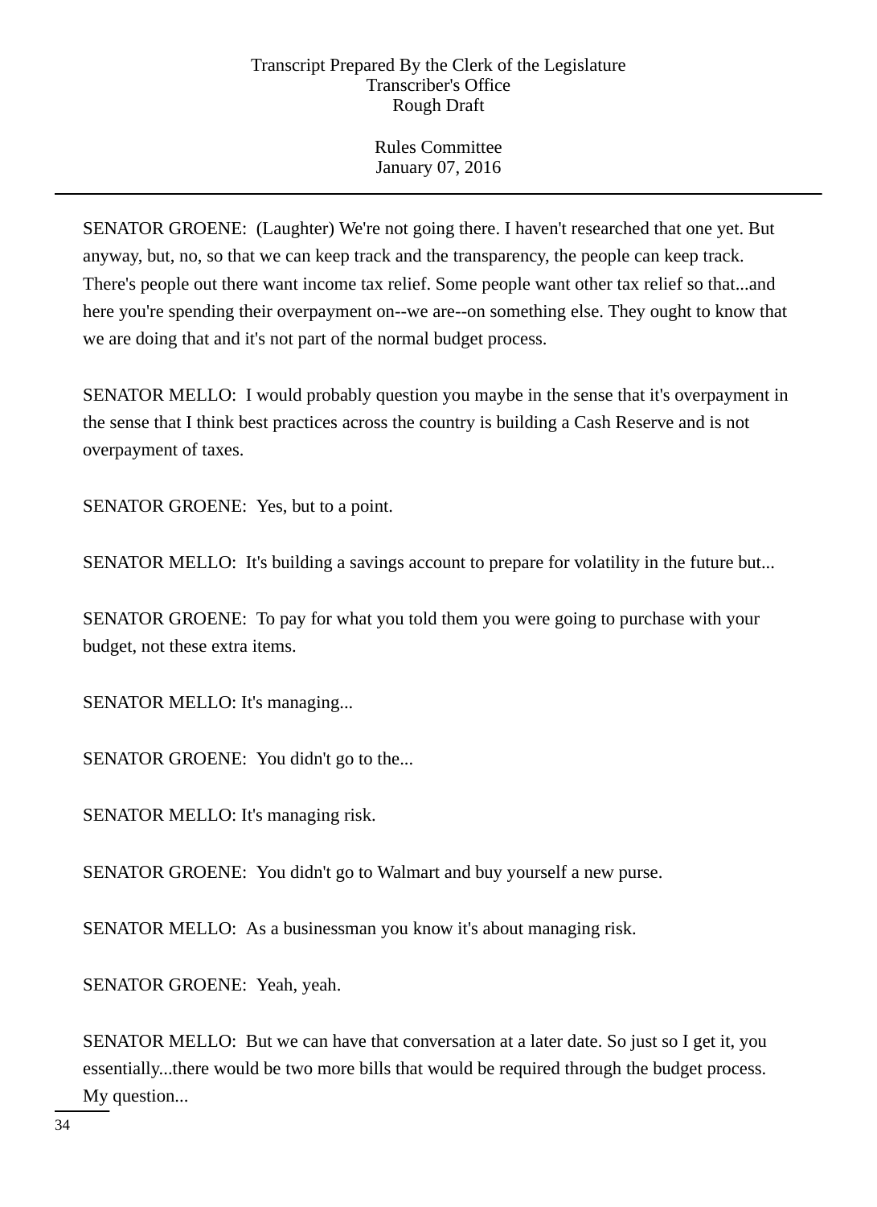SENATOR GROENE: (Laughter) We're not going there. I haven't researched that one yet. But anyway, but, no, so that we can keep track and the transparency, the people can keep track. There's people out there want income tax relief. Some people want other tax relief so that...and here you're spending their overpayment on--we are--on something else. They ought to know that we are doing that and it's not part of the normal budget process.

SENATOR MELLO: I would probably question you maybe in the sense that it's overpayment in the sense that I think best practices across the country is building a Cash Reserve and is not overpayment of taxes.

SENATOR GROENE: Yes, but to a point.

SENATOR MELLO: It's building a savings account to prepare for volatility in the future but...

SENATOR GROENE: To pay for what you told them you were going to purchase with your budget, not these extra items.

SENATOR MELLO: It's managing...

SENATOR GROENE: You didn't go to the...

SENATOR MELLO: It's managing risk.

SENATOR GROENE: You didn't go to Walmart and buy yourself a new purse.

SENATOR MELLO: As a businessman you know it's about managing risk.

SENATOR GROENE: Yeah, yeah.

SENATOR MELLO: But we can have that conversation at a later date. So just so I get it, you essentially...there would be two more bills that would be required through the budget process. My question...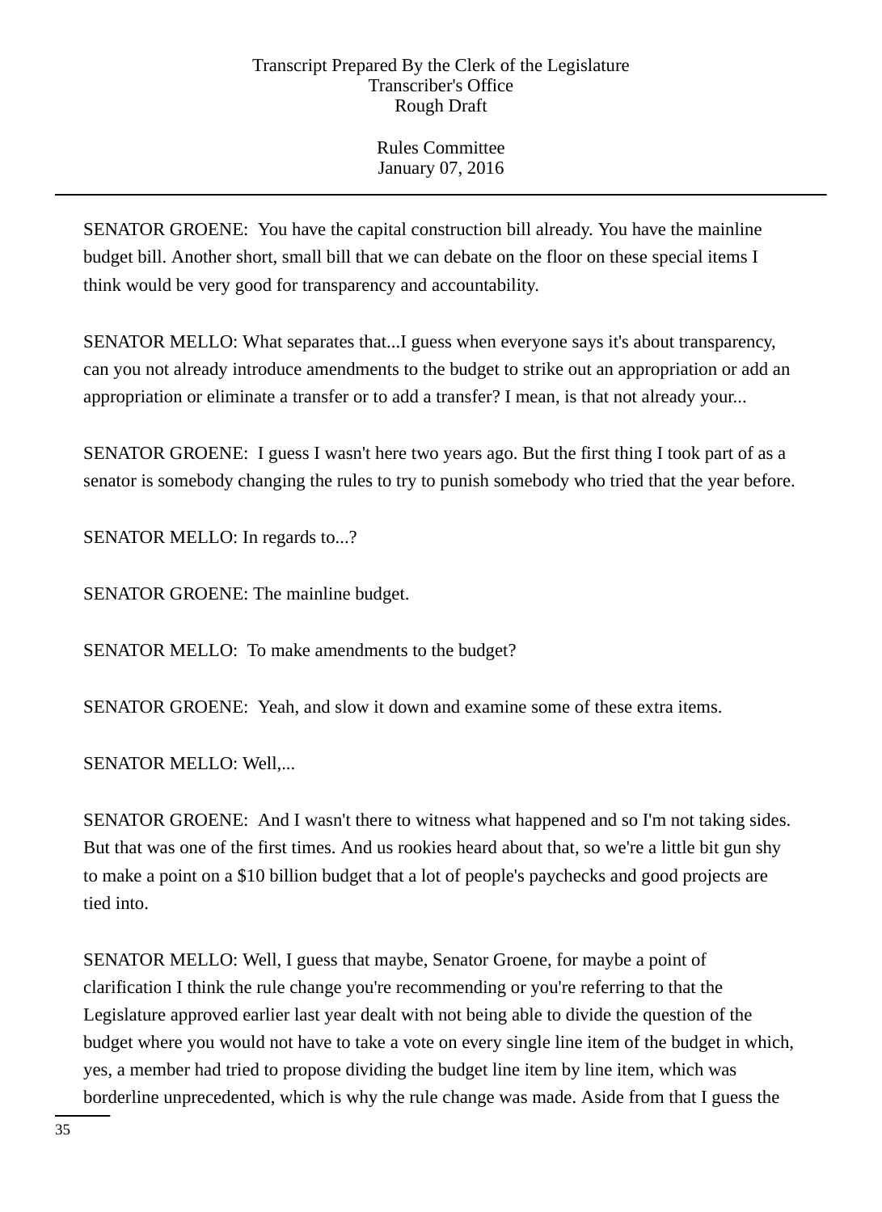SENATOR GROENE: You have the capital construction bill already. You have the mainline budget bill. Another short, small bill that we can debate on the floor on these special items I think would be very good for transparency and accountability.

SENATOR MELLO: What separates that...I guess when everyone says it's about transparency, can you not already introduce amendments to the budget to strike out an appropriation or add an appropriation or eliminate a transfer or to add a transfer? I mean, is that not already your...

SENATOR GROENE: I guess I wasn't here two years ago. But the first thing I took part of as a senator is somebody changing the rules to try to punish somebody who tried that the year before.

SENATOR MELLO: In regards to...?

SENATOR GROENE: The mainline budget.

SENATOR MELLO: To make amendments to the budget?

SENATOR GROENE: Yeah, and slow it down and examine some of these extra items.

SENATOR MELLO: Well,...

SENATOR GROENE: And I wasn't there to witness what happened and so I'm not taking sides. But that was one of the first times. And us rookies heard about that, so we're a little bit gun shy to make a point on a $10 billion budget that a lot of people's paychecks and good projects are tied into.

SENATOR MELLO: Well, I guess that maybe, Senator Groene, for maybe a point of clarification I think the rule change you're recommending or you're referring to that the Legislature approved earlier last year dealt with not being able to divide the question of the budget where you would not have to take a vote on every single line item of the budget in which, yes, a member had tried to propose dividing the budget line item by line item, which was borderline unprecedented, which is why the rule change was made. Aside from that I guess the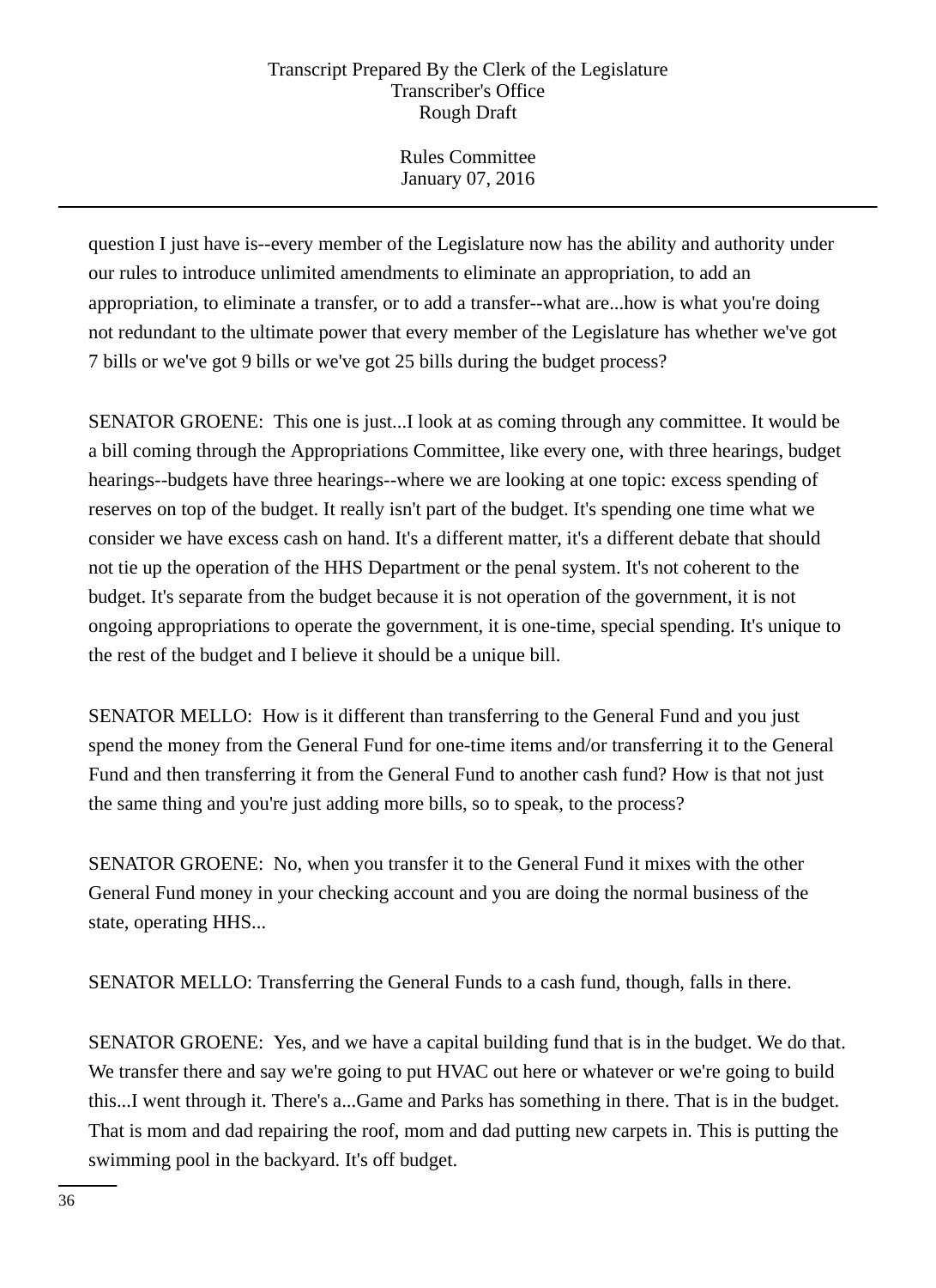question I just have is--every member of the Legislature now has the ability and authority under our rules to introduce unlimited amendments to eliminate an appropriation, to add an appropriation, to eliminate a transfer, or to add a transfer--what are...how is what you're doing not redundant to the ultimate power that every member of the Legislature has whether we've got 7 bills or we've got 9 bills or we've got 25 bills during the budget process?

SENATOR GROENE: This one is just...I look at as coming through any committee. It would be a bill coming through the Appropriations Committee, like every one, with three hearings, budget hearings--budgets have three hearings--where we are looking at one topic: excess spending of reserves on top of the budget. It really isn't part of the budget. It's spending one time what we consider we have excess cash on hand. It's a different matter, it's a different debate that should not tie up the operation of the HHS Department or the penal system. It's not coherent to the budget. It's separate from the budget because it is not operation of the government, it is not ongoing appropriations to operate the government, it is one-time, special spending. It's unique to the rest of the budget and I believe it should be a unique bill.

SENATOR MELLO: How is it different than transferring to the General Fund and you just spend the money from the General Fund for one-time items and/or transferring it to the General Fund and then transferring it from the General Fund to another cash fund? How is that not just the same thing and you're just adding more bills, so to speak, to the process?

SENATOR GROENE: No, when you transfer it to the General Fund it mixes with the other General Fund money in your checking account and you are doing the normal business of the state, operating HHS...

SENATOR MELLO: Transferring the General Funds to a cash fund, though, falls in there.

SENATOR GROENE: Yes, and we have a capital building fund that is in the budget. We do that. We transfer there and say we're going to put HVAC out here or whatever or we're going to build this...I went through it. There's a...Game and Parks has something in there. That is in the budget. That is mom and dad repairing the roof, mom and dad putting new carpets in. This is putting the swimming pool in the backyard. It's off budget.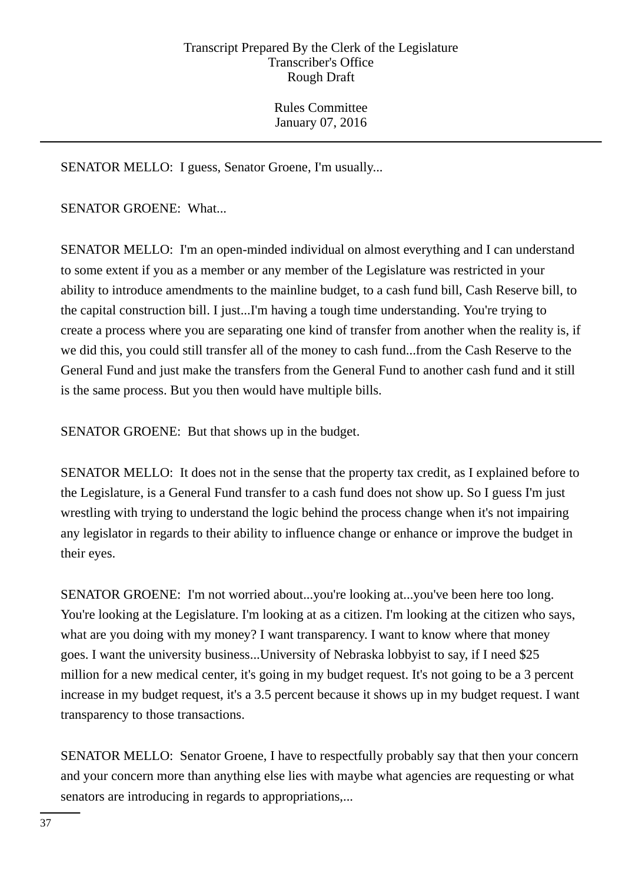SENATOR MELLO: I guess, Senator Groene, I'm usually...

SENATOR GROENE: What...

SENATOR MELLO: I'm an open-minded individual on almost everything and I can understand to some extent if you as a member or any member of the Legislature was restricted in your ability to introduce amendments to the mainline budget, to a cash fund bill, Cash Reserve bill, to the capital construction bill. I just...I'm having a tough time understanding. You're trying to create a process where you are separating one kind of transfer from another when the reality is, if we did this, you could still transfer all of the money to cash fund...from the Cash Reserve to the General Fund and just make the transfers from the General Fund to another cash fund and it still is the same process. But you then would have multiple bills.

SENATOR GROENE: But that shows up in the budget.

SENATOR MELLO: It does not in the sense that the property tax credit, as I explained before to the Legislature, is a General Fund transfer to a cash fund does not show up. So I guess I'm just wrestling with trying to understand the logic behind the process change when it's not impairing any legislator in regards to their ability to influence change or enhance or improve the budget in their eyes.

SENATOR GROENE: I'm not worried about...you're looking at...you've been here too long. You're looking at the Legislature. I'm looking at as a citizen. I'm looking at the citizen who says, what are you doing with my money? I want transparency. I want to know where that money goes. I want the university business...University of Nebraska lobbyist to say, if I need $25 million for a new medical center, it's going in my budget request. It's not going to be a 3 percent increase in my budget request, it's a 3.5 percent because it shows up in my budget request. I want transparency to those transactions.

SENATOR MELLO: Senator Groene, I have to respectfully probably say that then your concern and your concern more than anything else lies with maybe what agencies are requesting or what senators are introducing in regards to appropriations,...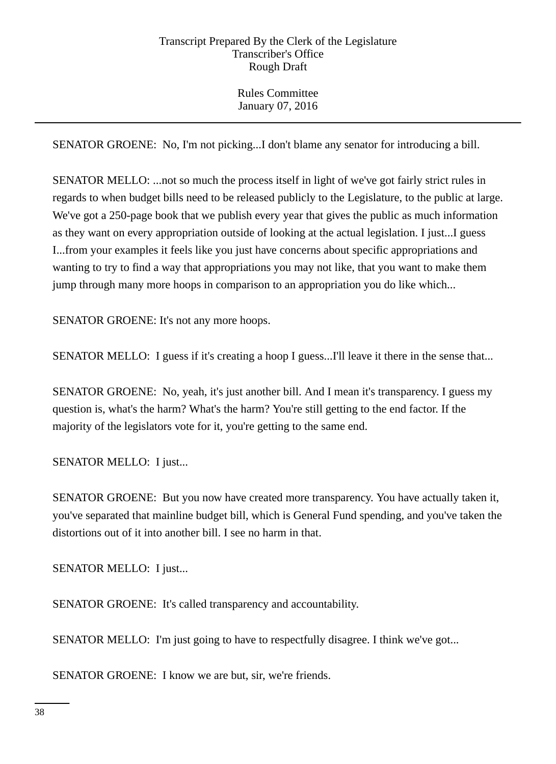SENATOR GROENE: No, I'm not picking...I don't blame any senator for introducing a bill.

SENATOR MELLO: ...not so much the process itself in light of we've got fairly strict rules in regards to when budget bills need to be released publicly to the Legislature, to the public at large. We've got a 250-page book that we publish every year that gives the public as much information as they want on every appropriation outside of looking at the actual legislation. I just...I guess I...from your examples it feels like you just have concerns about specific appropriations and wanting to try to find a way that appropriations you may not like, that you want to make them jump through many more hoops in comparison to an appropriation you do like which...

SENATOR GROENE: It's not any more hoops.

SENATOR MELLO: I guess if it's creating a hoop I guess...I'll leave it there in the sense that...

SENATOR GROENE: No, yeah, it's just another bill. And I mean it's transparency. I guess my question is, what's the harm? What's the harm? You're still getting to the end factor. If the majority of the legislators vote for it, you're getting to the same end.

SENATOR MELLO: I just...

SENATOR GROENE: But you now have created more transparency. You have actually taken it, you've separated that mainline budget bill, which is General Fund spending, and you've taken the distortions out of it into another bill. I see no harm in that.

SENATOR MELLO: I just...

SENATOR GROENE: It's called transparency and accountability.

SENATOR MELLO: I'm just going to have to respectfully disagree. I think we've got...

SENATOR GROENE: I know we are but, sir, we're friends.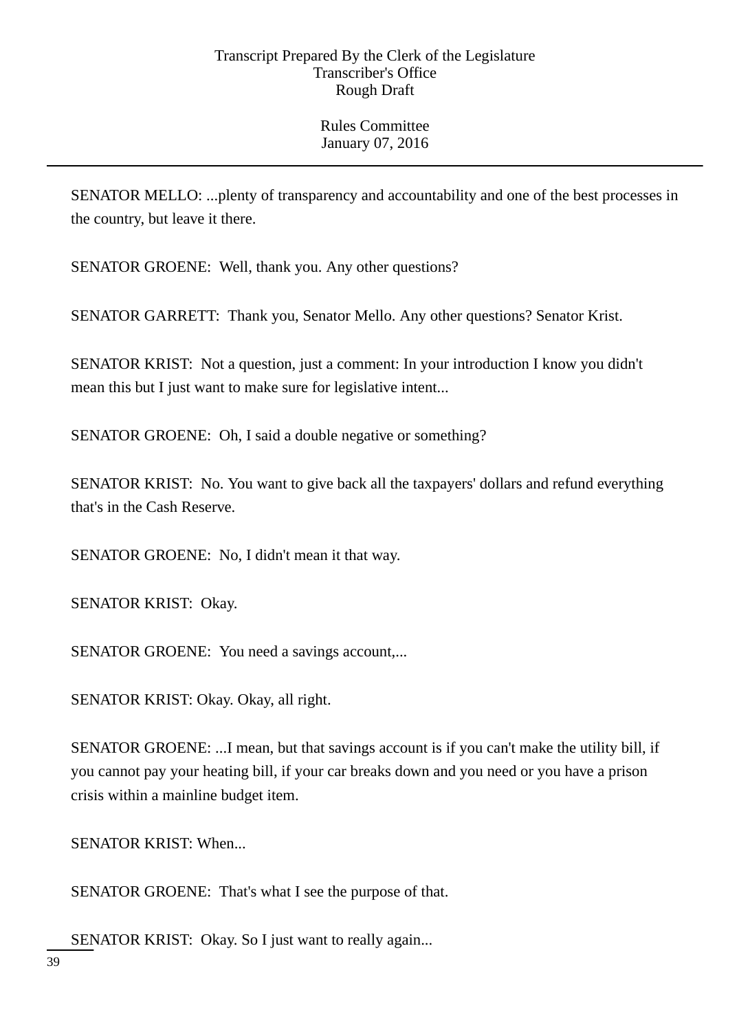SENATOR MELLO: ...plenty of transparency and accountability and one of the best processes in the country, but leave it there.

SENATOR GROENE: Well, thank you. Any other questions?

SENATOR GARRETT: Thank you, Senator Mello. Any other questions? Senator Krist.

SENATOR KRIST: Not a question, just a comment: In your introduction I know you didn't mean this but I just want to make sure for legislative intent...

SENATOR GROENE: Oh, I said a double negative or something?

SENATOR KRIST: No. You want to give back all the taxpayers' dollars and refund everything that's in the Cash Reserve.

SENATOR GROENE: No, I didn't mean it that way.

SENATOR KRIST: Okay.

SENATOR GROENE: You need a savings account,...

SENATOR KRIST: Okay. Okay, all right.

SENATOR GROENE: ...I mean, but that savings account is if you can't make the utility bill, if you cannot pay your heating bill, if your car breaks down and you need or you have a prison crisis within a mainline budget item.

SENATOR KRIST: When...

SENATOR GROENE: That's what I see the purpose of that.

SENATOR KRIST: Okay. So I just want to really again...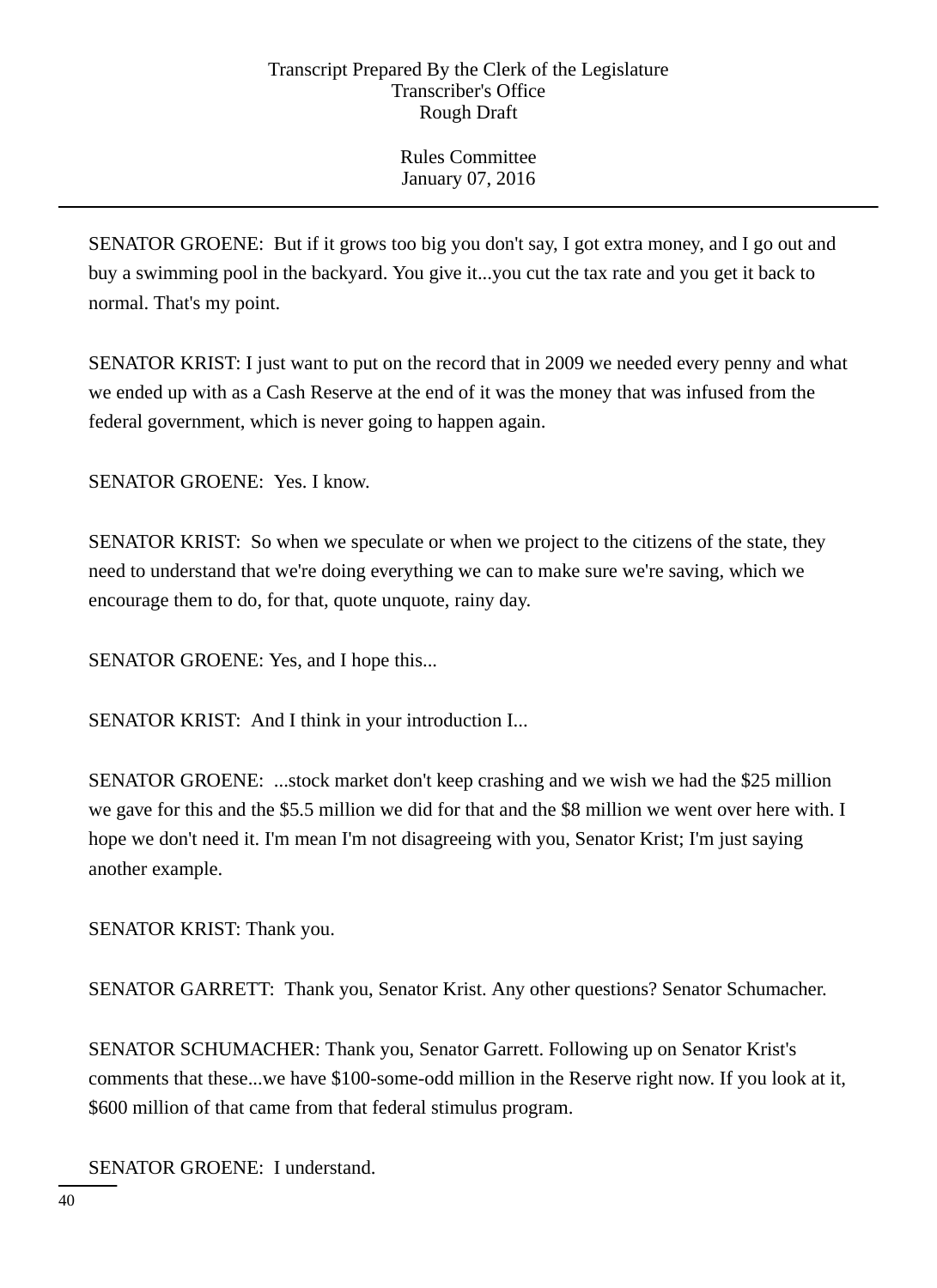SENATOR GROENE: But if it grows too big you don't say, I got extra money, and I go out and buy a swimming pool in the backyard. You give it...you cut the tax rate and you get it back to normal. That's my point.

SENATOR KRIST: I just want to put on the record that in 2009 we needed every penny and what we ended up with as a Cash Reserve at the end of it was the money that was infused from the federal government, which is never going to happen again.

SENATOR GROENE: Yes. I know.

SENATOR KRIST: So when we speculate or when we project to the citizens of the state, they need to understand that we're doing everything we can to make sure we're saving, which we encourage them to do, for that, quote unquote, rainy day.

SENATOR GROENE: Yes, and I hope this...

SENATOR KRIST: And I think in your introduction I...

SENATOR GROENE: ...stock market don't keep crashing and we wish we had the $25 million we gave for this and the $5.5 million we did for that and the $8 million we went over here with. I hope we don't need it. I'm mean I'm not disagreeing with you, Senator Krist; I'm just saying another example.

SENATOR KRIST: Thank you.

SENATOR GARRETT: Thank you, Senator Krist. Any other questions? Senator Schumacher.

SENATOR SCHUMACHER: Thank you, Senator Garrett. Following up on Senator Krist's comments that these...we have $100-some-odd million in the Reserve right now. If you look at it, $600 million of that came from that federal stimulus program.

SENATOR GROENE: I understand.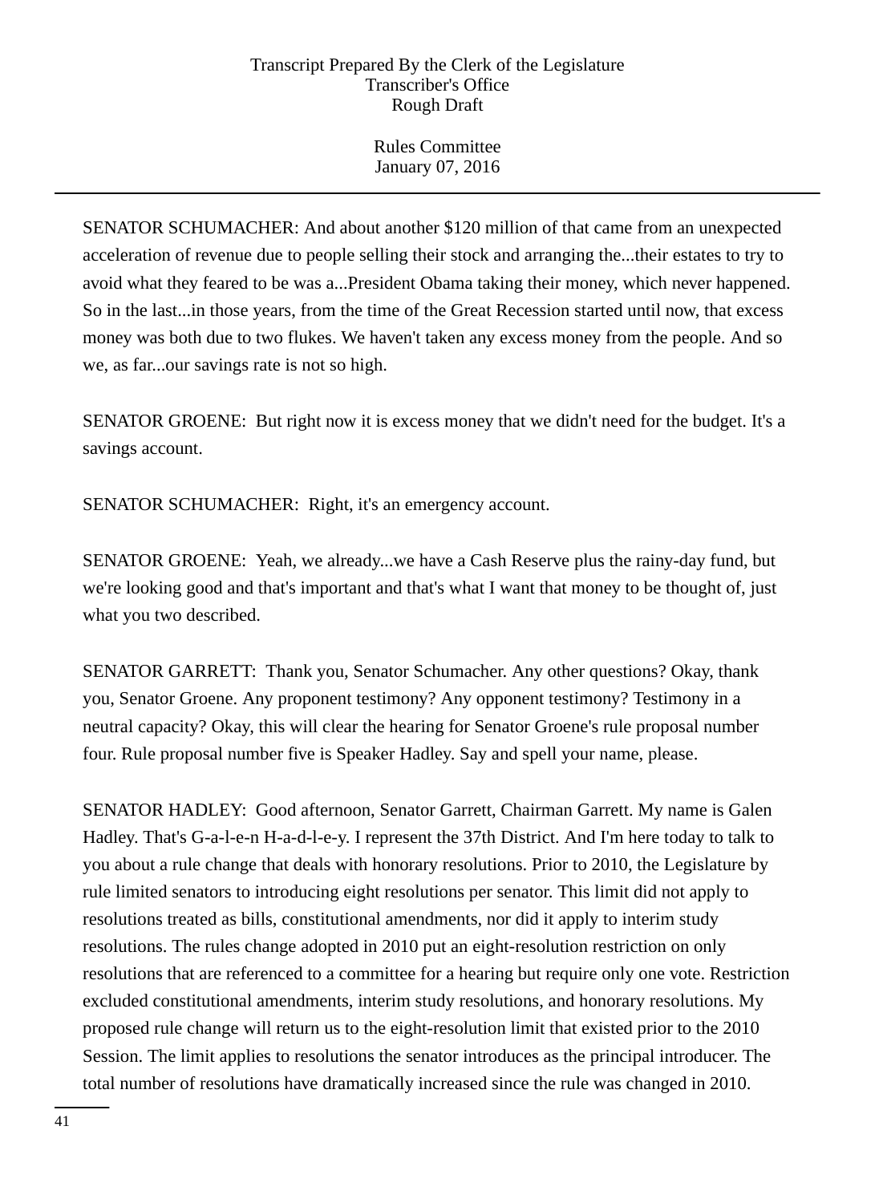SENATOR SCHUMACHER: And about another $120 million of that came from an unexpected acceleration of revenue due to people selling their stock and arranging the...their estates to try to avoid what they feared to be was a...President Obama taking their money, which never happened. So in the last...in those years, from the time of the Great Recession started until now, that excess money was both due to two flukes. We haven't taken any excess money from the people. And so we, as far...our savings rate is not so high.

SENATOR GROENE: But right now it is excess money that we didn't need for the budget. It's a savings account.

SENATOR SCHUMACHER: Right, it's an emergency account.

SENATOR GROENE: Yeah, we already...we have a Cash Reserve plus the rainy-day fund, but we're looking good and that's important and that's what I want that money to be thought of, just what you two described.

SENATOR GARRETT: Thank you, Senator Schumacher. Any other questions? Okay, thank you, Senator Groene. Any proponent testimony? Any opponent testimony? Testimony in a neutral capacity? Okay, this will clear the hearing for Senator Groene's rule proposal number four. Rule proposal number five is Speaker Hadley. Say and spell your name, please.

SENATOR HADLEY: Good afternoon, Senator Garrett, Chairman Garrett. My name is Galen Hadley. That's G-a-l-e-n H-a-d-l-e-y. I represent the 37th District. And I'm here today to talk to you about a rule change that deals with honorary resolutions. Prior to 2010, the Legislature by rule limited senators to introducing eight resolutions per senator. This limit did not apply to resolutions treated as bills, constitutional amendments, nor did it apply to interim study resolutions. The rules change adopted in 2010 put an eight-resolution restriction on only resolutions that are referenced to a committee for a hearing but require only one vote. Restriction excluded constitutional amendments, interim study resolutions, and honorary resolutions. My proposed rule change will return us to the eight-resolution limit that existed prior to the 2010 Session. The limit applies to resolutions the senator introduces as the principal introducer. The total number of resolutions have dramatically increased since the rule was changed in 2010.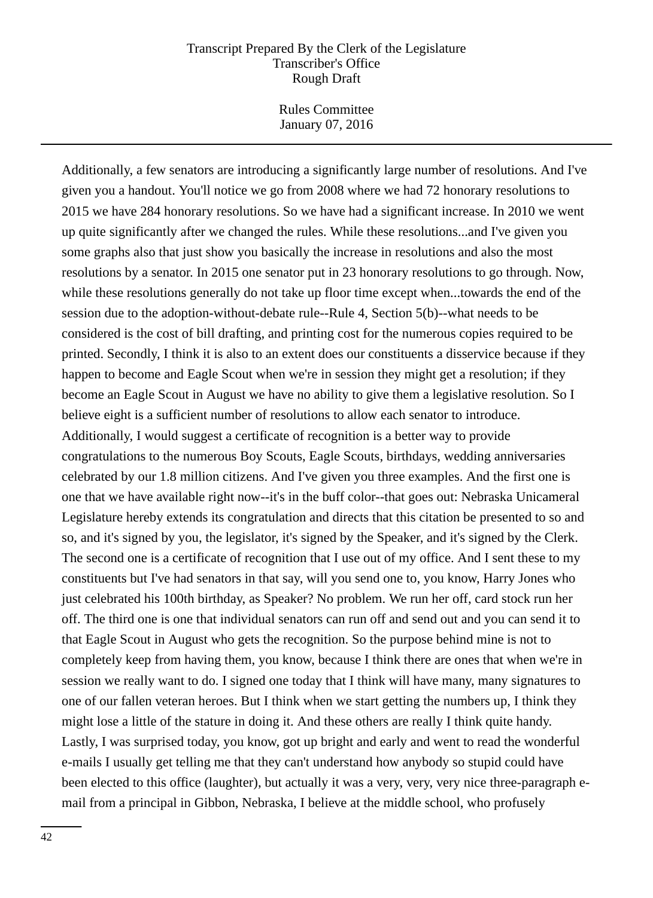Additionally, a few senators are introducing a significantly large number of resolutions. And I've given you a handout. You'll notice we go from 2008 where we had 72 honorary resolutions to 2015 we have 284 honorary resolutions. So we have had a significant increase. In 2010 we went up quite significantly after we changed the rules. While these resolutions...and I've given you some graphs also that just show you basically the increase in resolutions and also the most resolutions by a senator. In 2015 one senator put in 23 honorary resolutions to go through. Now, while these resolutions generally do not take up floor time except when...towards the end of the session due to the adoption-without-debate rule--Rule 4, Section 5(b)--what needs to be considered is the cost of bill drafting, and printing cost for the numerous copies required to be printed. Secondly, I think it is also to an extent does our constituents a disservice because if they happen to become and Eagle Scout when we're in session they might get a resolution; if they become an Eagle Scout in August we have no ability to give them a legislative resolution. So I believe eight is a sufficient number of resolutions to allow each senator to introduce. Additionally, I would suggest a certificate of recognition is a better way to provide congratulations to the numerous Boy Scouts, Eagle Scouts, birthdays, wedding anniversaries celebrated by our 1.8 million citizens. And I've given you three examples. And the first one is one that we have available right now--it's in the buff color--that goes out: Nebraska Unicameral Legislature hereby extends its congratulation and directs that this citation be presented to so and so, and it's signed by you, the legislator, it's signed by the Speaker, and it's signed by the Clerk. The second one is a certificate of recognition that I use out of my office. And I sent these to my constituents but I've had senators in that say, will you send one to, you know, Harry Jones who just celebrated his 100th birthday, as Speaker? No problem. We run her off, card stock run her off. The third one is one that individual senators can run off and send out and you can send it to that Eagle Scout in August who gets the recognition. So the purpose behind mine is not to completely keep from having them, you know, because I think there are ones that when we're in session we really want to do. I signed one today that I think will have many, many signatures to one of our fallen veteran heroes. But I think when we start getting the numbers up, I think they might lose a little of the stature in doing it. And these others are really I think quite handy. Lastly, I was surprised today, you know, got up bright and early and went to read the wonderful e-mails I usually get telling me that they can't understand how anybody so stupid could have been elected to this office (laughter), but actually it was a very, very, very nice three-paragraph e-mail from a principal in Gibbon, Nebraska, I believe at the middle school, who profusely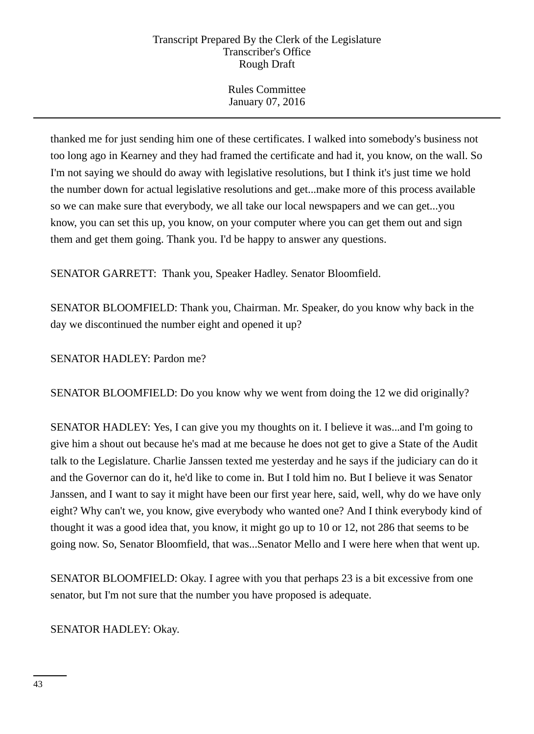thanked me for just sending him one of these certificates. I walked into somebody's business not too long ago in Kearney and they had framed the certificate and had it, you know, on the wall. So I'm not saying we should do away with legislative resolutions, but I think it's just time we hold the number down for actual legislative resolutions and get...make more of this process available so we can make sure that everybody, we all take our local newspapers and we can get...you know, you can set this up, you know, on your computer where you can get them out and sign them and get them going. Thank you. I'd be happy to answer any questions.

SENATOR GARRETT: Thank you, Speaker Hadley. Senator Bloomfield.

SENATOR BLOOMFIELD: Thank you, Chairman. Mr. Speaker, do you know why back in the day we discontinued the number eight and opened it up?

SENATOR HADLEY: Pardon me?

SENATOR BLOOMFIELD: Do you know why we went from doing the 12 we did originally?

SENATOR HADLEY: Yes, I can give you my thoughts on it. I believe it was...and I'm going to give him a shout out because he's mad at me because he does not get to give a State of the Audit talk to the Legislature. Charlie Janssen texted me yesterday and he says if the judiciary can do it and the Governor can do it, he'd like to come in. But I told him no. But I believe it was Senator Janssen, and I want to say it might have been our first year here, said, well, why do we have only eight? Why can't we, you know, give everybody who wanted one? And I think everybody kind of thought it was a good idea that, you know, it might go up to 10 or 12, not 286 that seems to be going now. So, Senator Bloomfield, that was...Senator Mello and I were here when that went up.

SENATOR BLOOMFIELD: Okay. I agree with you that perhaps 23 is a bit excessive from one senator, but I'm not sure that the number you have proposed is adequate.

SENATOR HADLEY: Okay.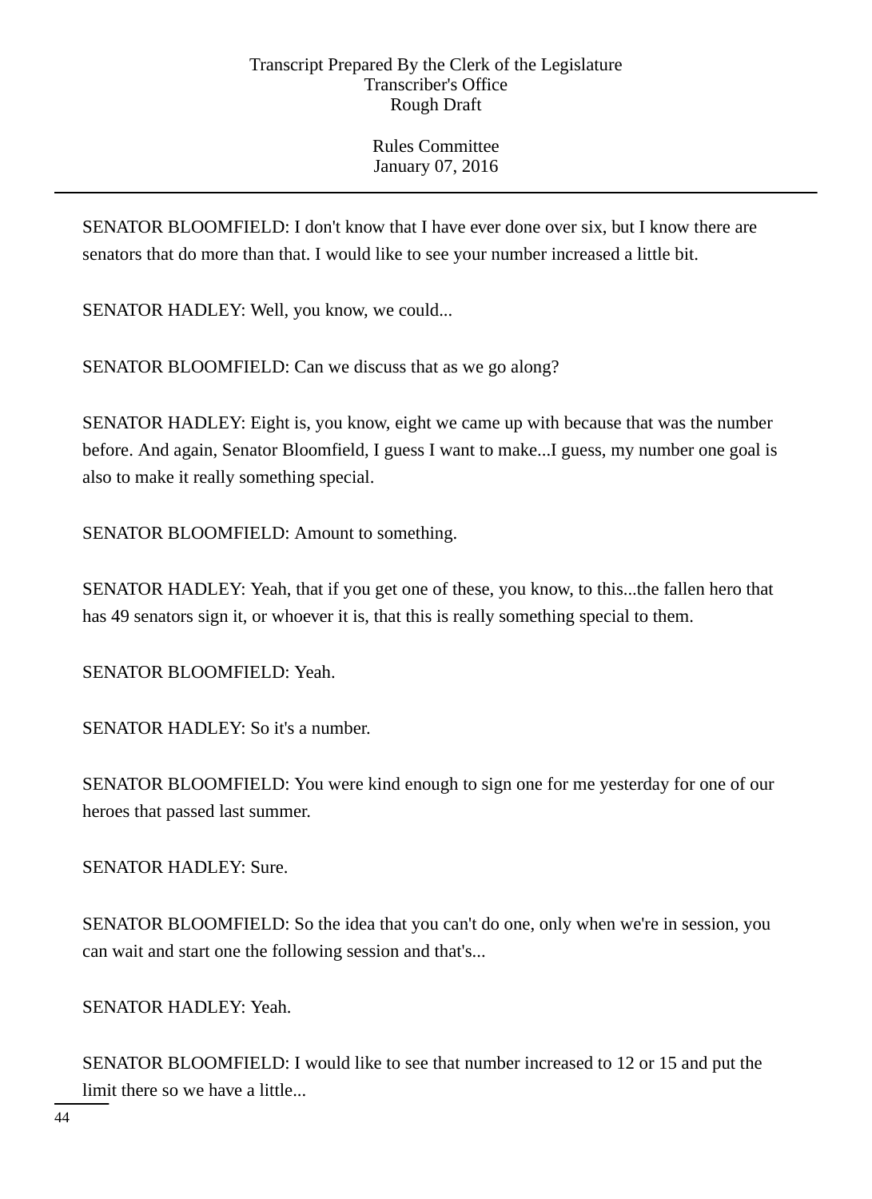SENATOR BLOOMFIELD: I don't know that I have ever done over six, but I know there are senators that do more than that. I would like to see your number increased a little bit.

SENATOR HADLEY: Well, you know, we could...

SENATOR BLOOMFIELD: Can we discuss that as we go along?

SENATOR HADLEY: Eight is, you know, eight we came up with because that was the number before. And again, Senator Bloomfield, I guess I want to make...I guess, my number one goal is also to make it really something special.

SENATOR BLOOMFIELD: Amount to something.

SENATOR HADLEY: Yeah, that if you get one of these, you know, to this...the fallen hero that has 49 senators sign it, or whoever it is, that this is really something special to them.

SENATOR BLOOMFIELD: Yeah.

SENATOR HADLEY: So it's a number.

SENATOR BLOOMFIELD: You were kind enough to sign one for me yesterday for one of our heroes that passed last summer.

SENATOR HADLEY: Sure.

SENATOR BLOOMFIELD: So the idea that you can't do one, only when we're in session, you can wait and start one the following session and that's...

SENATOR HADLEY: Yeah.

SENATOR BLOOMFIELD: I would like to see that number increased to 12 or 15 and put the limit there so we have a little...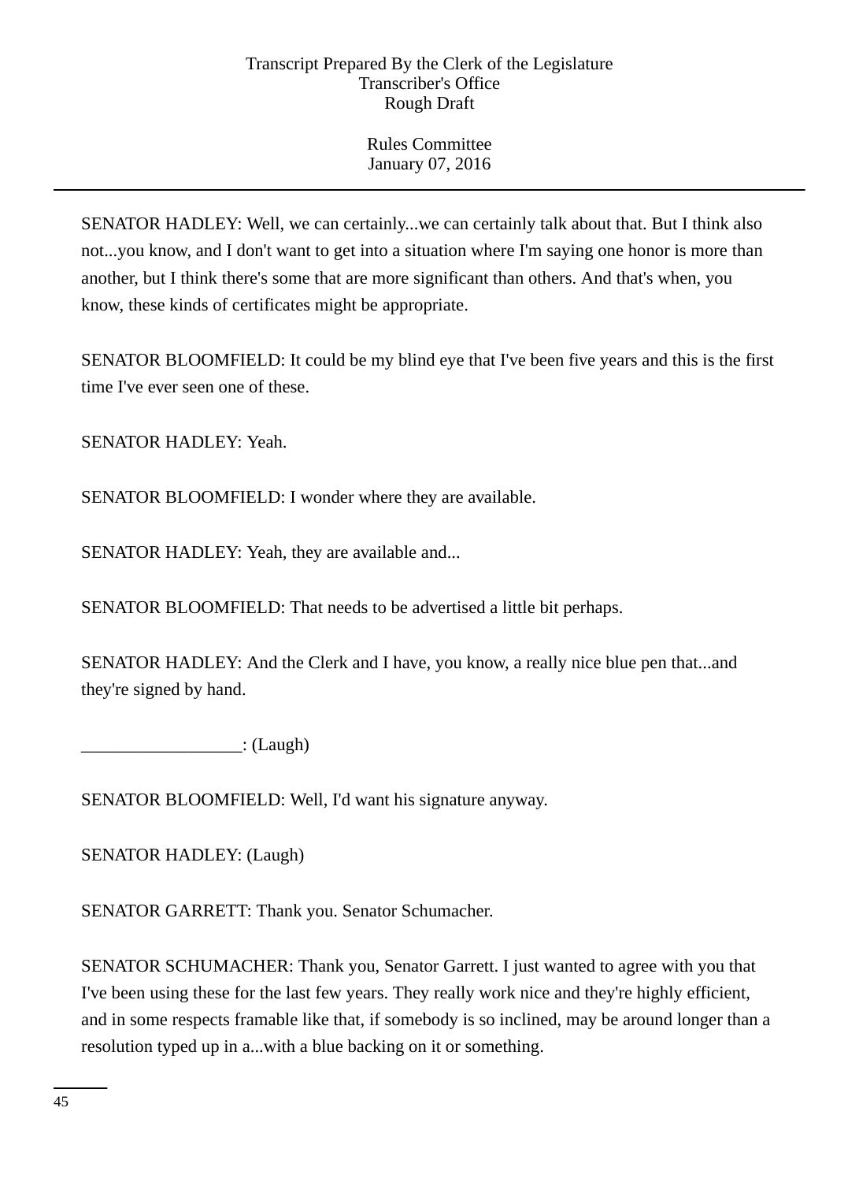SENATOR HADLEY: Well, we can certainly...we can certainly talk about that. But I think also not...you know, and I don't want to get into a situation where I'm saying one honor is more than another, but I think there's some that are more significant than others. And that's when, you know, these kinds of certificates might be appropriate.

SENATOR BLOOMFIELD: It could be my blind eye that I've been five years and this is the first time I've ever seen one of these.

SENATOR HADLEY: Yeah.

SENATOR BLOOMFIELD: I wonder where they are available.

SENATOR HADLEY: Yeah, they are available and...

SENATOR BLOOMFIELD: That needs to be advertised a little bit perhaps.

SENATOR HADLEY: And the Clerk and I have, you know, a really nice blue pen that...and they're signed by hand.

__________________: (Laugh)

SENATOR BLOOMFIELD: Well, I'd want his signature anyway.

SENATOR HADLEY: (Laugh)

SENATOR GARRETT: Thank you. Senator Schumacher.

SENATOR SCHUMACHER: Thank you, Senator Garrett. I just wanted to agree with you that I've been using these for the last few years. They really work nice and they're highly efficient, and in some respects framable like that, if somebody is so inclined, may be around longer than a resolution typed up in a...with a blue backing on it or something.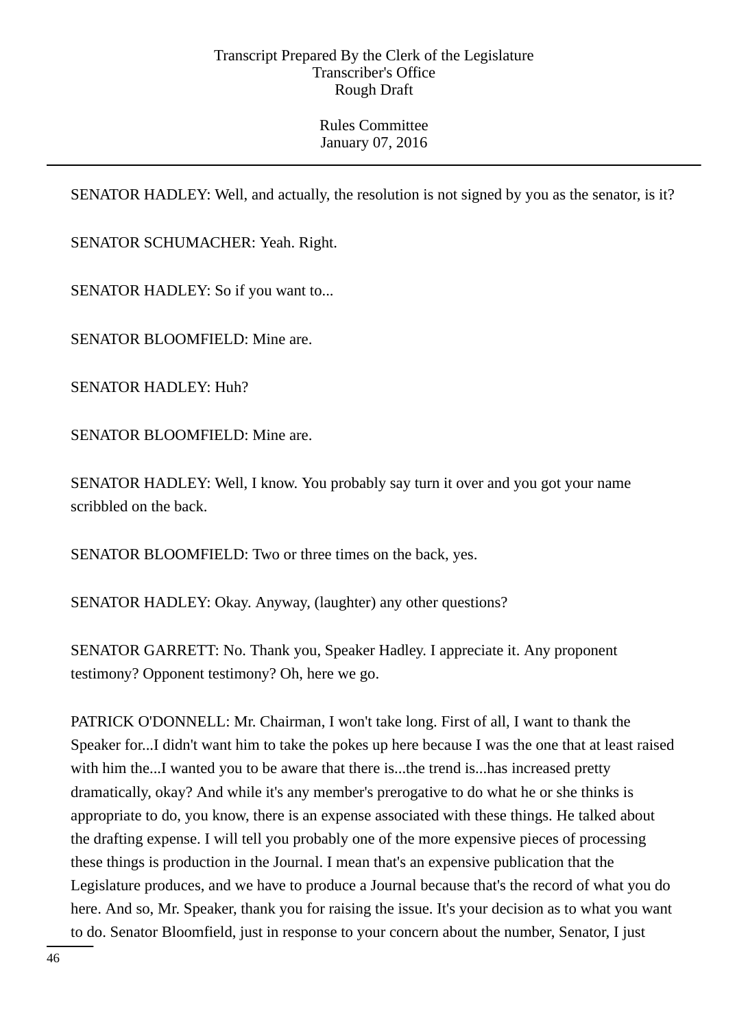SENATOR HADLEY: Well, and actually, the resolution is not signed by you as the senator, is it?

SENATOR SCHUMACHER: Yeah. Right.

SENATOR HADLEY: So if you want to...

SENATOR BLOOMFIELD: Mine are.

SENATOR HADLEY: Huh?

SENATOR BLOOMFIELD: Mine are.

SENATOR HADLEY: Well, I know. You probably say turn it over and you got your name scribbled on the back.

SENATOR BLOOMFIELD: Two or three times on the back, yes.

SENATOR HADLEY: Okay. Anyway, (laughter) any other questions?

SENATOR GARRETT: No. Thank you, Speaker Hadley. I appreciate it. Any proponent testimony? Opponent testimony? Oh, here we go.

PATRICK O'DONNELL: Mr. Chairman, I won't take long. First of all, I want to thank the Speaker for...I didn't want him to take the pokes up here because I was the one that at least raised with him the...I wanted you to be aware that there is...the trend is...has increased pretty dramatically, okay? And while it's any member's prerogative to do what he or she thinks is appropriate to do, you know, there is an expense associated with these things. He talked about the drafting expense. I will tell you probably one of the more expensive pieces of processing these things is production in the Journal. I mean that's an expensive publication that the Legislature produces, and we have to produce a Journal because that's the record of what you do here. And so, Mr. Speaker, thank you for raising the issue. It's your decision as to what you want to do. Senator Bloomfield, just in response to your concern about the number, Senator, I just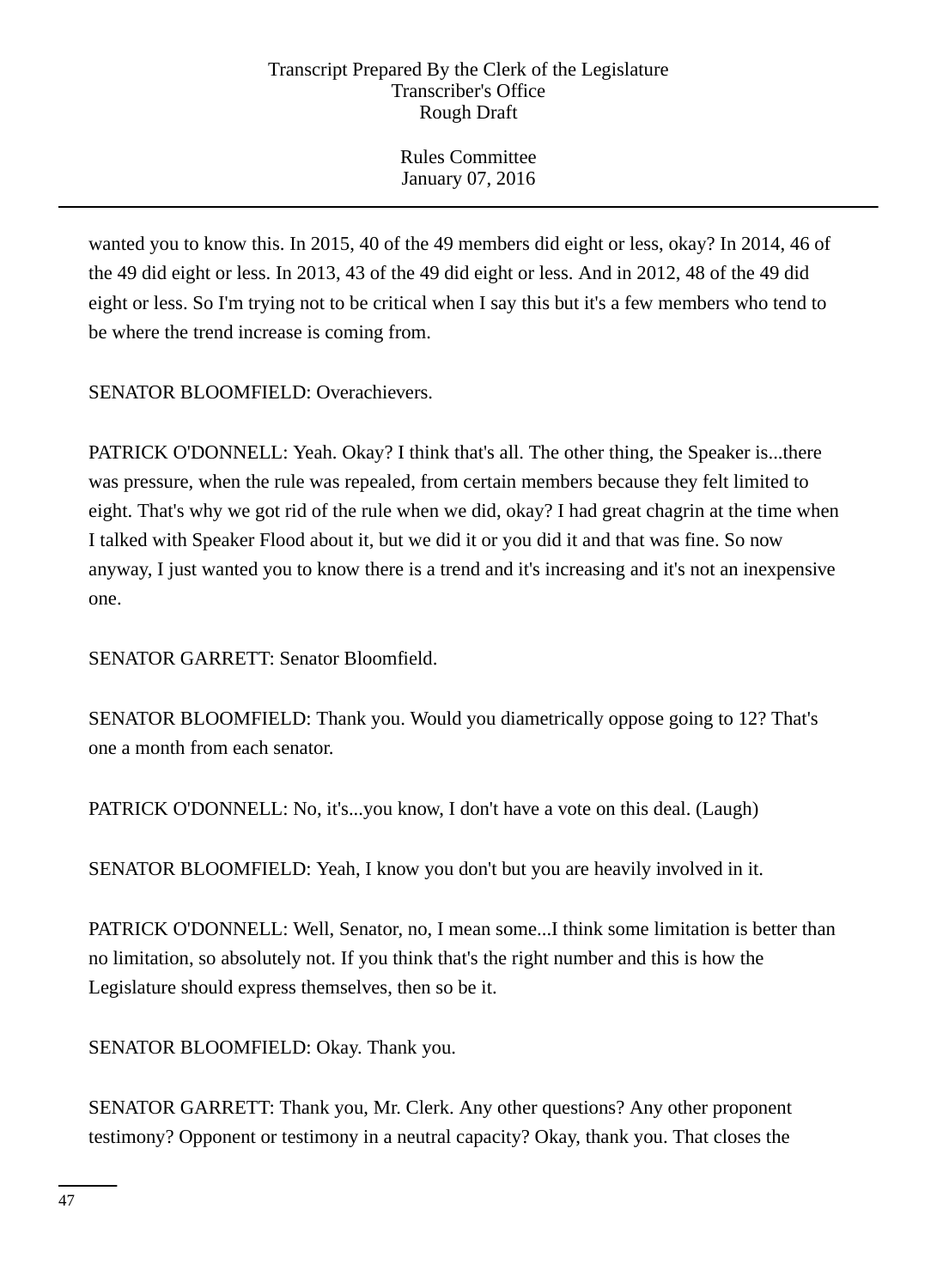wanted you to know this. In 2015, 40 of the 49 members did eight or less, okay? In 2014, 46 of the 49 did eight or less. In 2013, 43 of the 49 did eight or less. And in 2012, 48 of the 49 did eight or less. So I'm trying not to be critical when I say this but it's a few members who tend to be where the trend increase is coming from.

SENATOR BLOOMFIELD: Overachievers.

PATRICK O'DONNELL: Yeah. Okay? I think that's all. The other thing, the Speaker is...there was pressure, when the rule was repealed, from certain members because they felt limited to eight. That's why we got rid of the rule when we did, okay? I had great chagrin at the time when I talked with Speaker Flood about it, but we did it or you did it and that was fine. So now anyway, I just wanted you to know there is a trend and it's increasing and it's not an inexpensive one.

SENATOR GARRETT: Senator Bloomfield.

SENATOR BLOOMFIELD: Thank you. Would you diametrically oppose going to 12? That's one a month from each senator.

PATRICK O'DONNELL: No, it's...you know, I don't have a vote on this deal. (Laugh)

SENATOR BLOOMFIELD: Yeah, I know you don't but you are heavily involved in it.

PATRICK O'DONNELL: Well, Senator, no, I mean some...I think some limitation is better than no limitation, so absolutely not. If you think that's the right number and this is how the Legislature should express themselves, then so be it.

SENATOR BLOOMFIELD: Okay. Thank you.

SENATOR GARRETT: Thank you, Mr. Clerk. Any other questions? Any other proponent testimony? Opponent or testimony in a neutral capacity? Okay, thank you. That closes the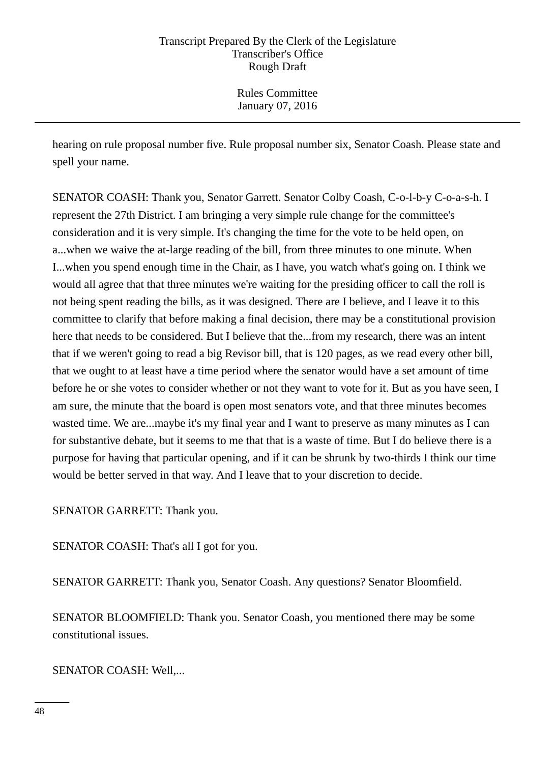hearing on rule proposal number five. Rule proposal number six, Senator Coash. Please state and spell your name.

SENATOR COASH: Thank you, Senator Garrett. Senator Colby Coash, C-o-l-b-y C-o-a-s-h. I represent the 27th District. I am bringing a very simple rule change for the committee's consideration and it is very simple. It's changing the time for the vote to be held open, on a...when we waive the at-large reading of the bill, from three minutes to one minute. When I...when you spend enough time in the Chair, as I have, you watch what's going on. I think we would all agree that that three minutes we're waiting for the presiding officer to call the roll is not being spent reading the bills, as it was designed. There are I believe, and I leave it to this committee to clarify that before making a final decision, there may be a constitutional provision here that needs to be considered. But I believe that the...from my research, there was an intent that if we weren't going to read a big Revisor bill, that is 120 pages, as we read every other bill, that we ought to at least have a time period where the senator would have a set amount of time before he or she votes to consider whether or not they want to vote for it. But as you have seen, I am sure, the minute that the board is open most senators vote, and that three minutes becomes wasted time. We are...maybe it's my final year and I want to preserve as many minutes as I can for substantive debate, but it seems to me that that is a waste of time. But I do believe there is a purpose for having that particular opening, and if it can be shrunk by two-thirds I think our time would be better served in that way. And I leave that to your discretion to decide.

SENATOR GARRETT: Thank you.

SENATOR COASH: That's all I got for you.

SENATOR GARRETT: Thank you, Senator Coash. Any questions? Senator Bloomfield.

SENATOR BLOOMFIELD: Thank you. Senator Coash, you mentioned there may be some constitutional issues.

SENATOR COASH: Well,...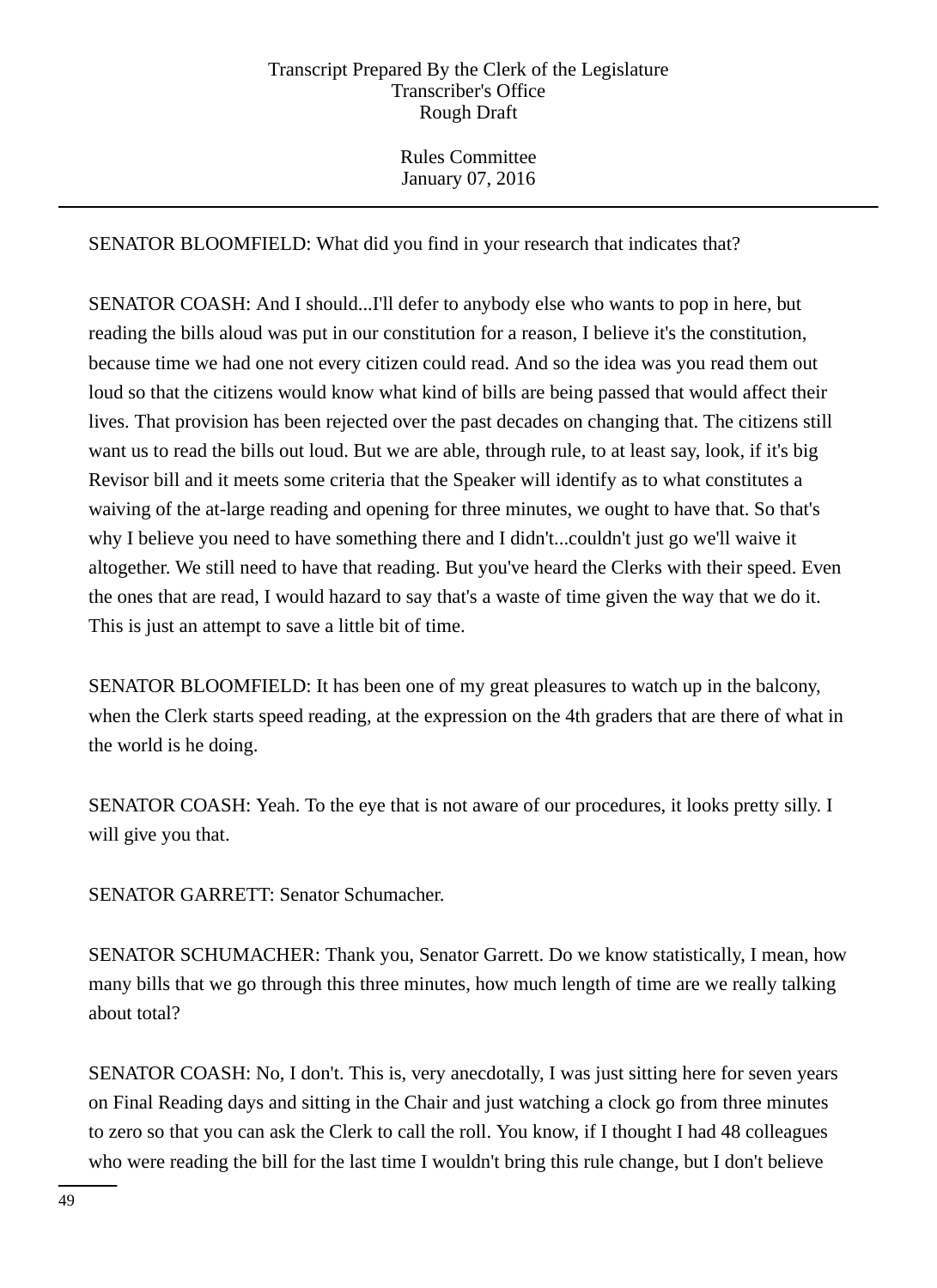SENATOR BLOOMFIELD: What did you find in your research that indicates that?

SENATOR COASH: And I should...I'll defer to anybody else who wants to pop in here, but reading the bills aloud was put in our constitution for a reason, I believe it's the constitution, because time we had one not every citizen could read. And so the idea was you read them out loud so that the citizens would know what kind of bills are being passed that would affect their lives. That provision has been rejected over the past decades on changing that. The citizens still want us to read the bills out loud. But we are able, through rule, to at least say, look, if it's big Revisor bill and it meets some criteria that the Speaker will identify as to what constitutes a waiving of the at-large reading and opening for three minutes, we ought to have that. So that's why I believe you need to have something there and I didn't...couldn't just go we'll waive it altogether. We still need to have that reading. But you've heard the Clerks with their speed. Even the ones that are read, I would hazard to say that's a waste of time given the way that we do it. This is just an attempt to save a little bit of time.

SENATOR BLOOMFIELD: It has been one of my great pleasures to watch up in the balcony, when the Clerk starts speed reading, at the expression on the 4th graders that are there of what in the world is he doing.

SENATOR COASH: Yeah. To the eye that is not aware of our procedures, it looks pretty silly. I will give you that.

SENATOR GARRETT: Senator Schumacher.

SENATOR SCHUMACHER: Thank you, Senator Garrett. Do we know statistically, I mean, how many bills that we go through this three minutes, how much length of time are we really talking about total?

SENATOR COASH: No, I don't. This is, very anecdotally, I was just sitting here for seven years on Final Reading days and sitting in the Chair and just watching a clock go from three minutes to zero so that you can ask the Clerk to call the roll. You know, if I thought I had 48 colleagues who were reading the bill for the last time I wouldn't bring this rule change, but I don't believe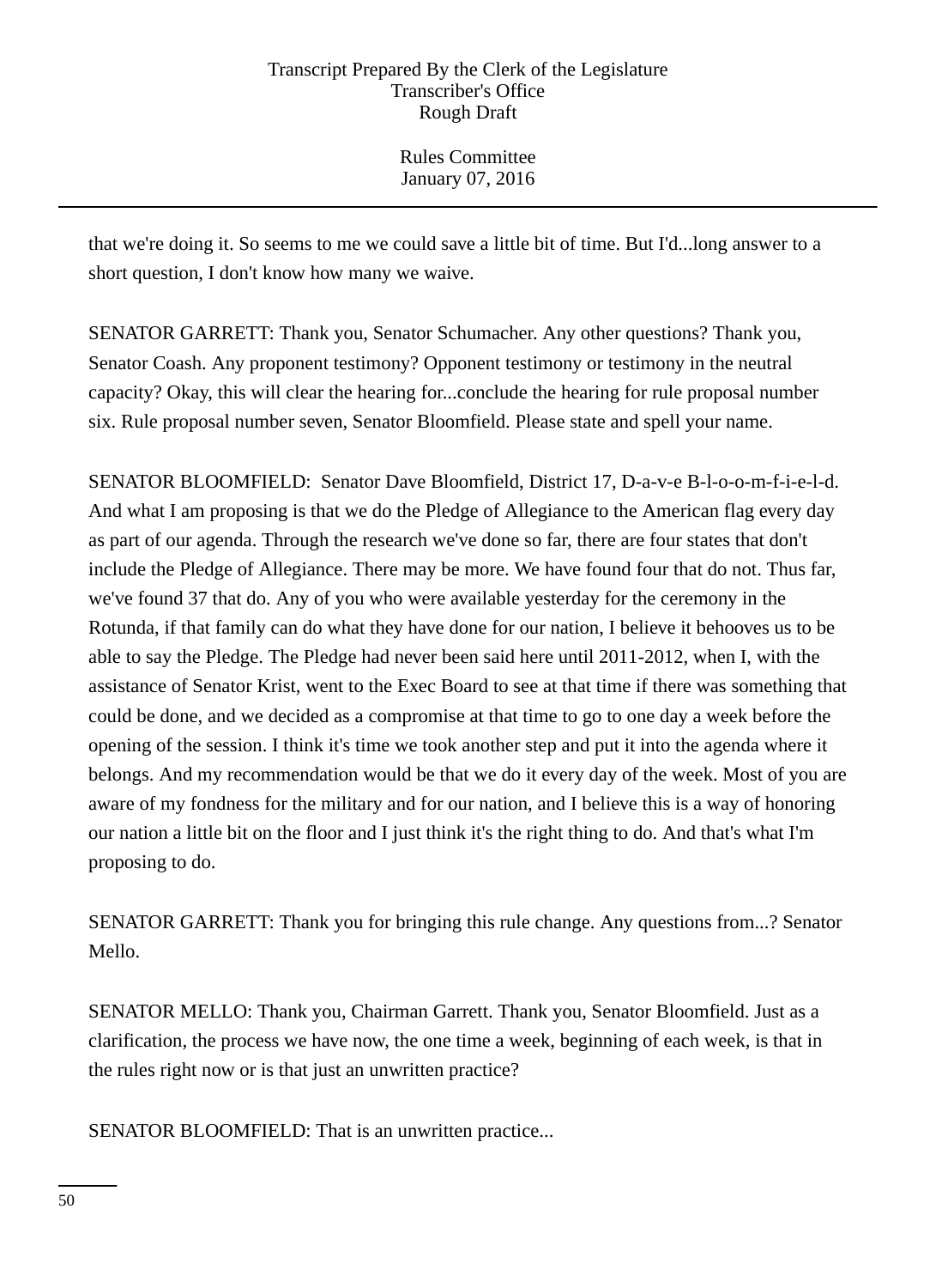that we're doing it. So seems to me we could save a little bit of time. But I'd...long answer to a short question, I don't know how many we waive.

SENATOR GARRETT: Thank you, Senator Schumacher. Any other questions? Thank you, Senator Coash. Any proponent testimony? Opponent testimony or testimony in the neutral capacity? Okay, this will clear the hearing for...conclude the hearing for rule proposal number six. Rule proposal number seven, Senator Bloomfield. Please state and spell your name.

SENATOR BLOOMFIELD: Senator Dave Bloomfield, District 17, D-a-v-e B-l-o-o-m-f-i-e-l-d. And what I am proposing is that we do the Pledge of Allegiance to the American flag every day as part of our agenda. Through the research we've done so far, there are four states that don't include the Pledge of Allegiance. There may be more. We have found four that do not. Thus far, we've found 37 that do. Any of you who were available yesterday for the ceremony in the Rotunda, if that family can do what they have done for our nation, I believe it behooves us to be able to say the Pledge. The Pledge had never been said here until 2011-2012, when I, with the assistance of Senator Krist, went to the Exec Board to see at that time if there was something that could be done, and we decided as a compromise at that time to go to one day a week before the opening of the session. I think it's time we took another step and put it into the agenda where it belongs. And my recommendation would be that we do it every day of the week. Most of you are aware of my fondness for the military and for our nation, and I believe this is a way of honoring our nation a little bit on the floor and I just think it's the right thing to do. And that's what I'm proposing to do.

SENATOR GARRETT: Thank you for bringing this rule change. Any questions from...? Senator Mello.

SENATOR MELLO: Thank you, Chairman Garrett. Thank you, Senator Bloomfield. Just as a clarification, the process we have now, the one time a week, beginning of each week, is that in the rules right now or is that just an unwritten practice?

SENATOR BLOOMFIELD: That is an unwritten practice...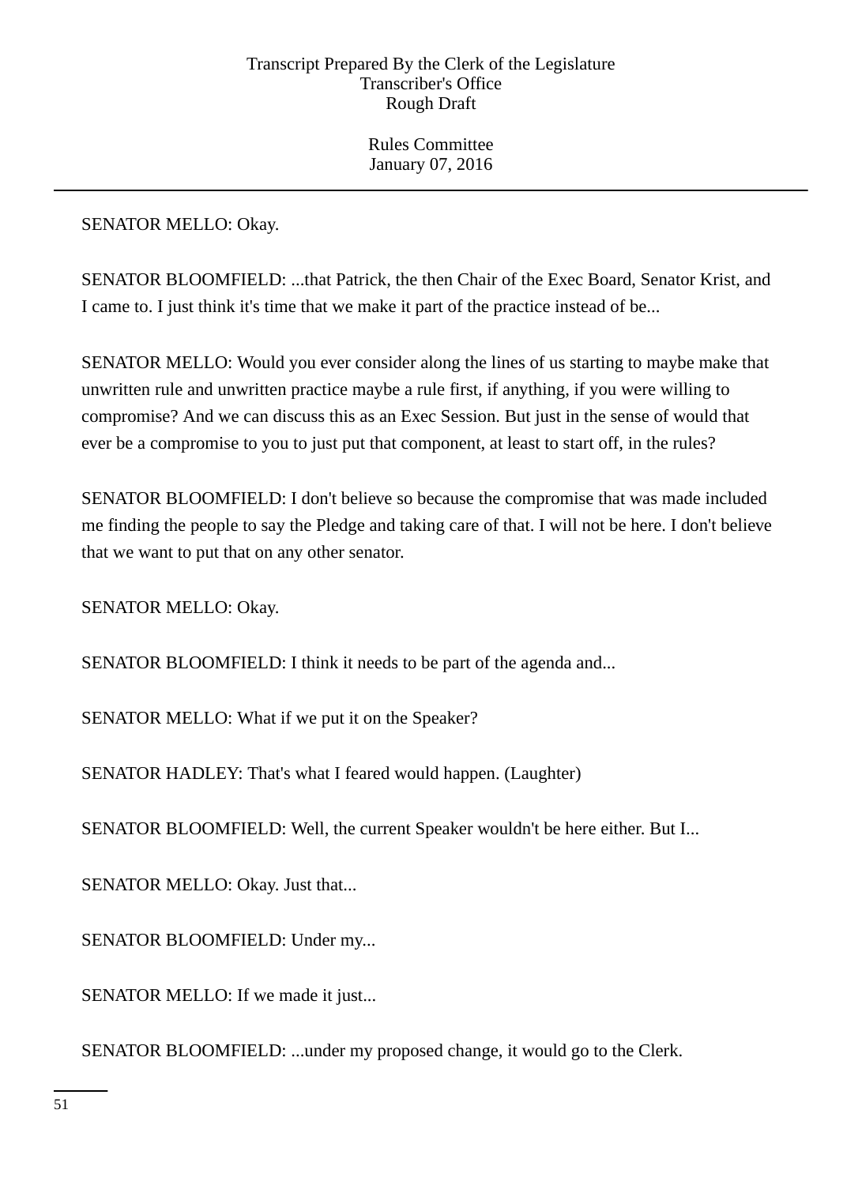SENATOR MELLO: Okay.

SENATOR BLOOMFIELD: ...that Patrick, the then Chair of the Exec Board, Senator Krist, and I came to. I just think it's time that we make it part of the practice instead of be...

SENATOR MELLO: Would you ever consider along the lines of us starting to maybe make that unwritten rule and unwritten practice maybe a rule first, if anything, if you were willing to compromise? And we can discuss this as an Exec Session. But just in the sense of would that ever be a compromise to you to just put that component, at least to start off, in the rules?

SENATOR BLOOMFIELD: I don't believe so because the compromise that was made included me finding the people to say the Pledge and taking care of that. I will not be here. I don't believe that we want to put that on any other senator.

SENATOR MELLO: Okay.

SENATOR BLOOMFIELD: I think it needs to be part of the agenda and...

SENATOR MELLO: What if we put it on the Speaker?

SENATOR HADLEY: That's what I feared would happen. (Laughter)

SENATOR BLOOMFIELD: Well, the current Speaker wouldn't be here either. But I...

SENATOR MELLO: Okay. Just that...

SENATOR BLOOMFIELD: Under my...

SENATOR MELLO: If we made it just...

SENATOR BLOOMFIELD: ...under my proposed change, it would go to the Clerk.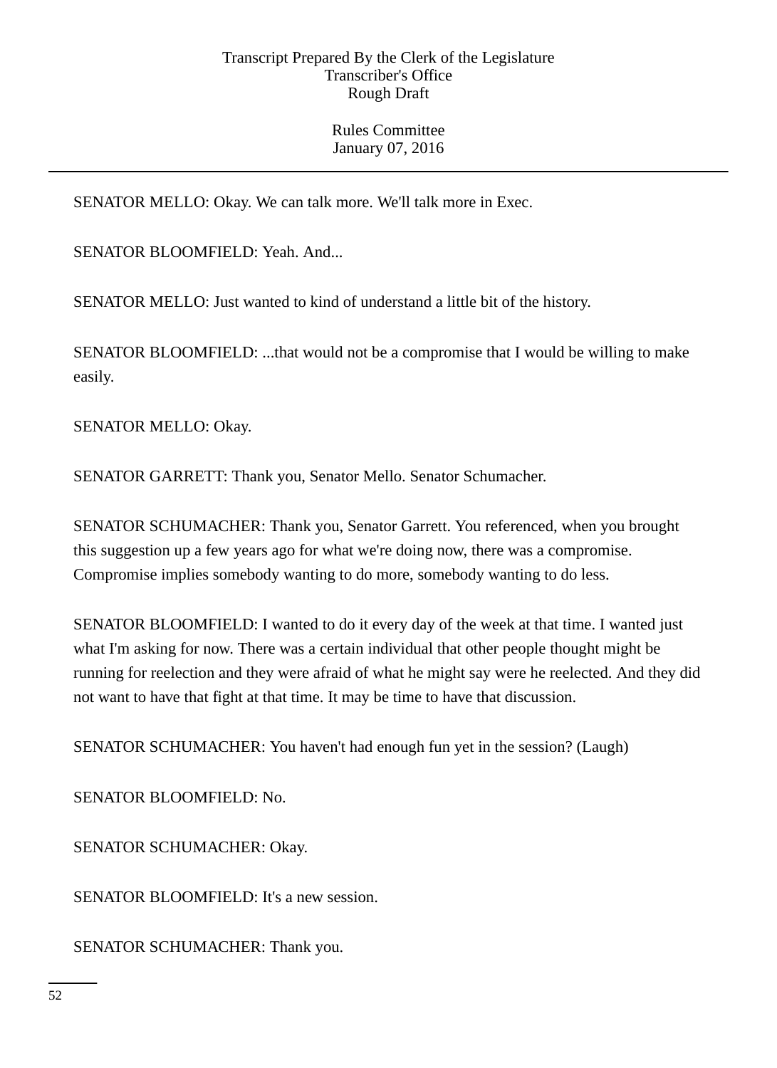SENATOR MELLO: Okay. We can talk more. We'll talk more in Exec.

SENATOR BLOOMFIELD: Yeah. And...

SENATOR MELLO: Just wanted to kind of understand a little bit of the history.

SENATOR BLOOMFIELD: ...that would not be a compromise that I would be willing to make easily.

SENATOR MELLO: Okay.

SENATOR GARRETT: Thank you, Senator Mello. Senator Schumacher.

SENATOR SCHUMACHER: Thank you, Senator Garrett. You referenced, when you brought this suggestion up a few years ago for what we're doing now, there was a compromise. Compromise implies somebody wanting to do more, somebody wanting to do less.

SENATOR BLOOMFIELD: I wanted to do it every day of the week at that time. I wanted just what I'm asking for now. There was a certain individual that other people thought might be running for reelection and they were afraid of what he might say were he reelected. And they did not want to have that fight at that time. It may be time to have that discussion.

SENATOR SCHUMACHER: You haven't had enough fun yet in the session? (Laugh)

SENATOR BLOOMFIELD: No.

SENATOR SCHUMACHER: Okay.

SENATOR BLOOMFIELD: It's a new session.

SENATOR SCHUMACHER: Thank you.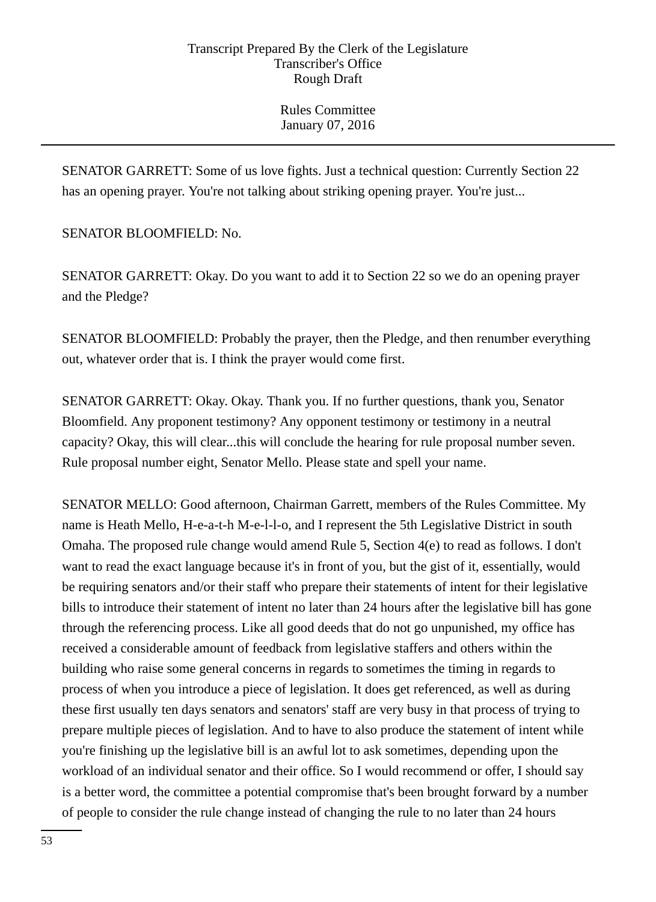SENATOR GARRETT: Some of us love fights. Just a technical question: Currently Section 22 has an opening prayer. You're not talking about striking opening prayer. You're just...

SENATOR BLOOMFIELD: No.

SENATOR GARRETT: Okay. Do you want to add it to Section 22 so we do an opening prayer and the Pledge?

SENATOR BLOOMFIELD: Probably the prayer, then the Pledge, and then renumber everything out, whatever order that is. I think the prayer would come first.

SENATOR GARRETT: Okay. Okay. Thank you. If no further questions, thank you, Senator Bloomfield. Any proponent testimony? Any opponent testimony or testimony in a neutral capacity? Okay, this will clear...this will conclude the hearing for rule proposal number seven. Rule proposal number eight, Senator Mello. Please state and spell your name.

SENATOR MELLO: Good afternoon, Chairman Garrett, members of the Rules Committee. My name is Heath Mello, H-e-a-t-h M-e-l-l-o, and I represent the 5th Legislative District in south Omaha. The proposed rule change would amend Rule 5, Section 4(e) to read as follows. I don't want to read the exact language because it's in front of you, but the gist of it, essentially, would be requiring senators and/or their staff who prepare their statements of intent for their legislative bills to introduce their statement of intent no later than 24 hours after the legislative bill has gone through the referencing process. Like all good deeds that do not go unpunished, my office has received a considerable amount of feedback from legislative staffers and others within the building who raise some general concerns in regards to sometimes the timing in regards to process of when you introduce a piece of legislation. It does get referenced, as well as during these first usually ten days senators and senators' staff are very busy in that process of trying to prepare multiple pieces of legislation. And to have to also produce the statement of intent while you're finishing up the legislative bill is an awful lot to ask sometimes, depending upon the workload of an individual senator and their office. So I would recommend or offer, I should say is a better word, the committee a potential compromise that's been brought forward by a number of people to consider the rule change instead of changing the rule to no later than 24 hours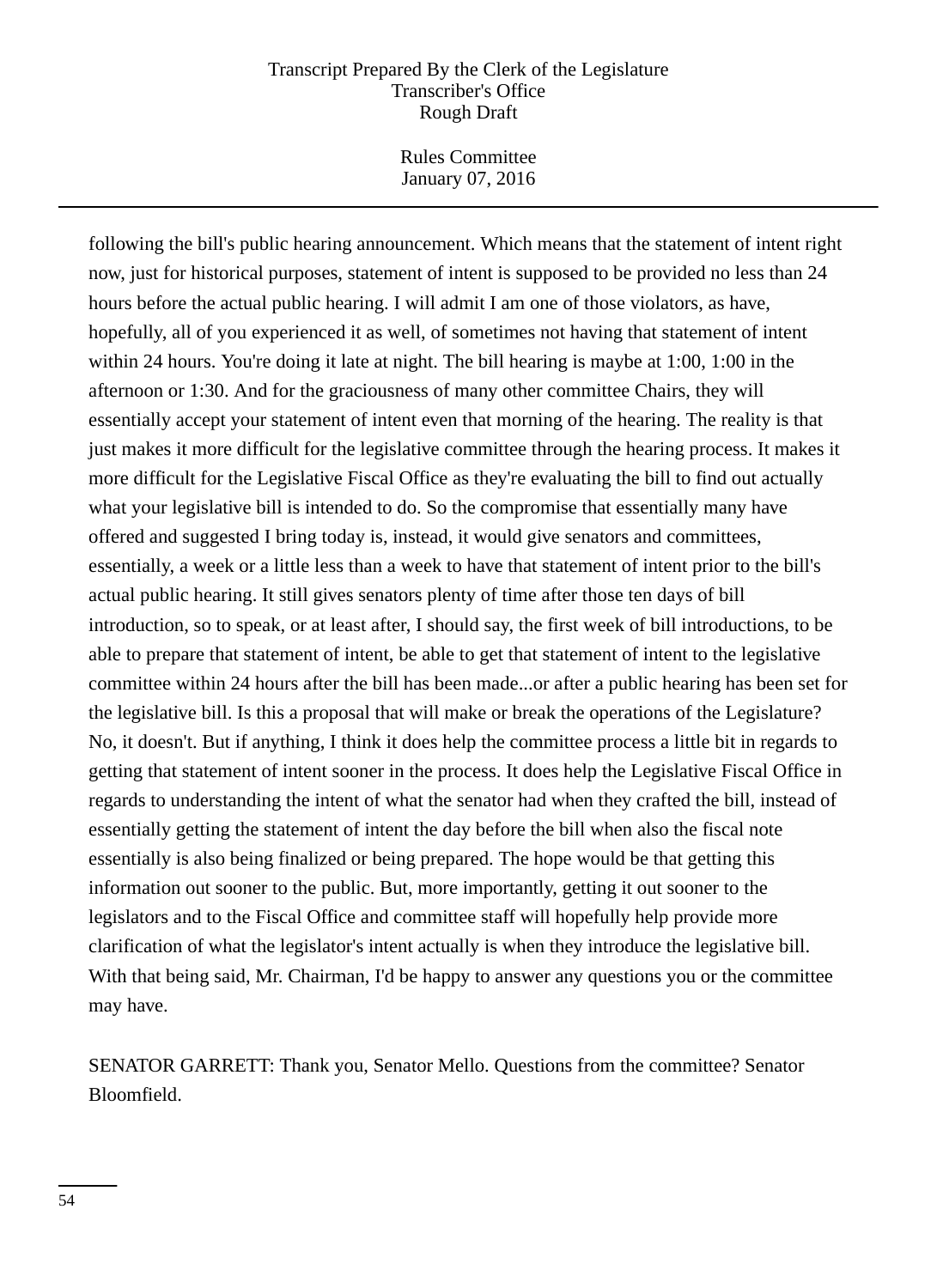following the bill's public hearing announcement. Which means that the statement of intent right now, just for historical purposes, statement of intent is supposed to be provided no less than 24 hours before the actual public hearing. I will admit I am one of those violators, as have, hopefully, all of you experienced it as well, of sometimes not having that statement of intent within 24 hours. You're doing it late at night. The bill hearing is maybe at 1:00, 1:00 in the afternoon or 1:30. And for the graciousness of many other committee Chairs, they will essentially accept your statement of intent even that morning of the hearing. The reality is that just makes it more difficult for the legislative committee through the hearing process. It makes it more difficult for the Legislative Fiscal Office as they're evaluating the bill to find out actually what your legislative bill is intended to do. So the compromise that essentially many have offered and suggested I bring today is, instead, it would give senators and committees, essentially, a week or a little less than a week to have that statement of intent prior to the bill's actual public hearing. It still gives senators plenty of time after those ten days of bill introduction, so to speak, or at least after, I should say, the first week of bill introductions, to be able to prepare that statement of intent, be able to get that statement of intent to the legislative committee within 24 hours after the bill has been made...or after a public hearing has been set for the legislative bill. Is this a proposal that will make or break the operations of the Legislature? No, it doesn't. But if anything, I think it does help the committee process a little bit in regards to getting that statement of intent sooner in the process. It does help the Legislative Fiscal Office in regards to understanding the intent of what the senator had when they crafted the bill, instead of essentially getting the statement of intent the day before the bill when also the fiscal note essentially is also being finalized or being prepared. The hope would be that getting this information out sooner to the public. But, more importantly, getting it out sooner to the legislators and to the Fiscal Office and committee staff will hopefully help provide more clarification of what the legislator's intent actually is when they introduce the legislative bill. With that being said, Mr. Chairman, I'd be happy to answer any questions you or the committee may have.

SENATOR GARRETT: Thank you, Senator Mello. Questions from the committee? Senator Bloomfield.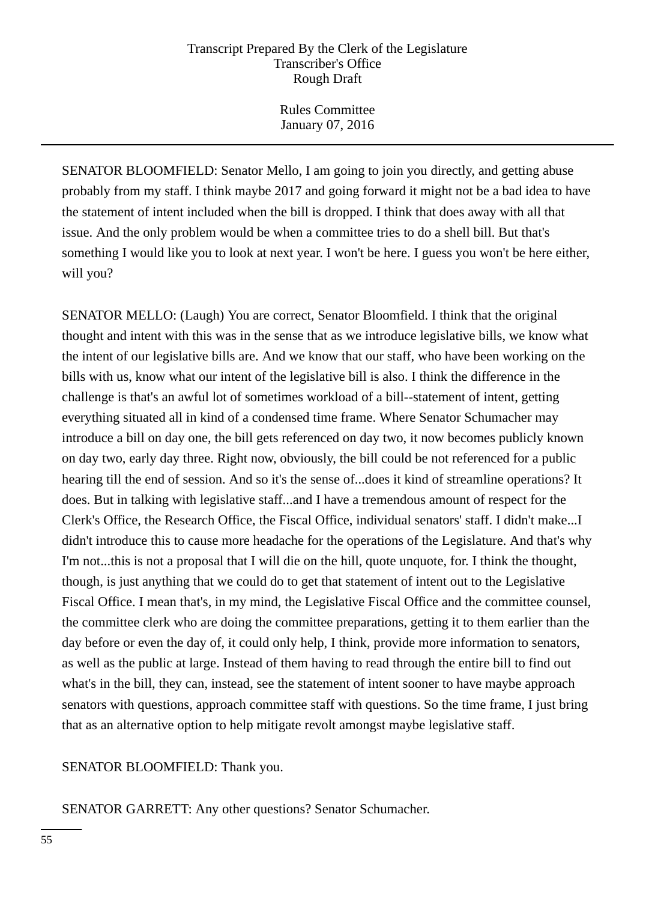SENATOR BLOOMFIELD: Senator Mello, I am going to join you directly, and getting abuse probably from my staff. I think maybe 2017 and going forward it might not be a bad idea to have the statement of intent included when the bill is dropped. I think that does away with all that issue. And the only problem would be when a committee tries to do a shell bill. But that's something I would like you to look at next year. I won't be here. I guess you won't be here either, will you?

SENATOR MELLO: (Laugh) You are correct, Senator Bloomfield. I think that the original thought and intent with this was in the sense that as we introduce legislative bills, we know what the intent of our legislative bills are. And we know that our staff, who have been working on the bills with us, know what our intent of the legislative bill is also. I think the difference in the challenge is that's an awful lot of sometimes workload of a bill--statement of intent, getting everything situated all in kind of a condensed time frame. Where Senator Schumacher may introduce a bill on day one, the bill gets referenced on day two, it now becomes publicly known on day two, early day three. Right now, obviously, the bill could be not referenced for a public hearing till the end of session. And so it's the sense of...does it kind of streamline operations? It does. But in talking with legislative staff...and I have a tremendous amount of respect for the Clerk's Office, the Research Office, the Fiscal Office, individual senators' staff. I didn't make...I didn't introduce this to cause more headache for the operations of the Legislature. And that's why I'm not...this is not a proposal that I will die on the hill, quote unquote, for. I think the thought, though, is just anything that we could do to get that statement of intent out to the Legislative Fiscal Office. I mean that's, in my mind, the Legislative Fiscal Office and the committee counsel, the committee clerk who are doing the committee preparations, getting it to them earlier than the day before or even the day of, it could only help, I think, provide more information to senators, as well as the public at large. Instead of them having to read through the entire bill to find out what's in the bill, they can, instead, see the statement of intent sooner to have maybe approach senators with questions, approach committee staff with questions. So the time frame, I just bring that as an alternative option to help mitigate revolt amongst maybe legislative staff.

SENATOR BLOOMFIELD: Thank you.

SENATOR GARRETT: Any other questions? Senator Schumacher.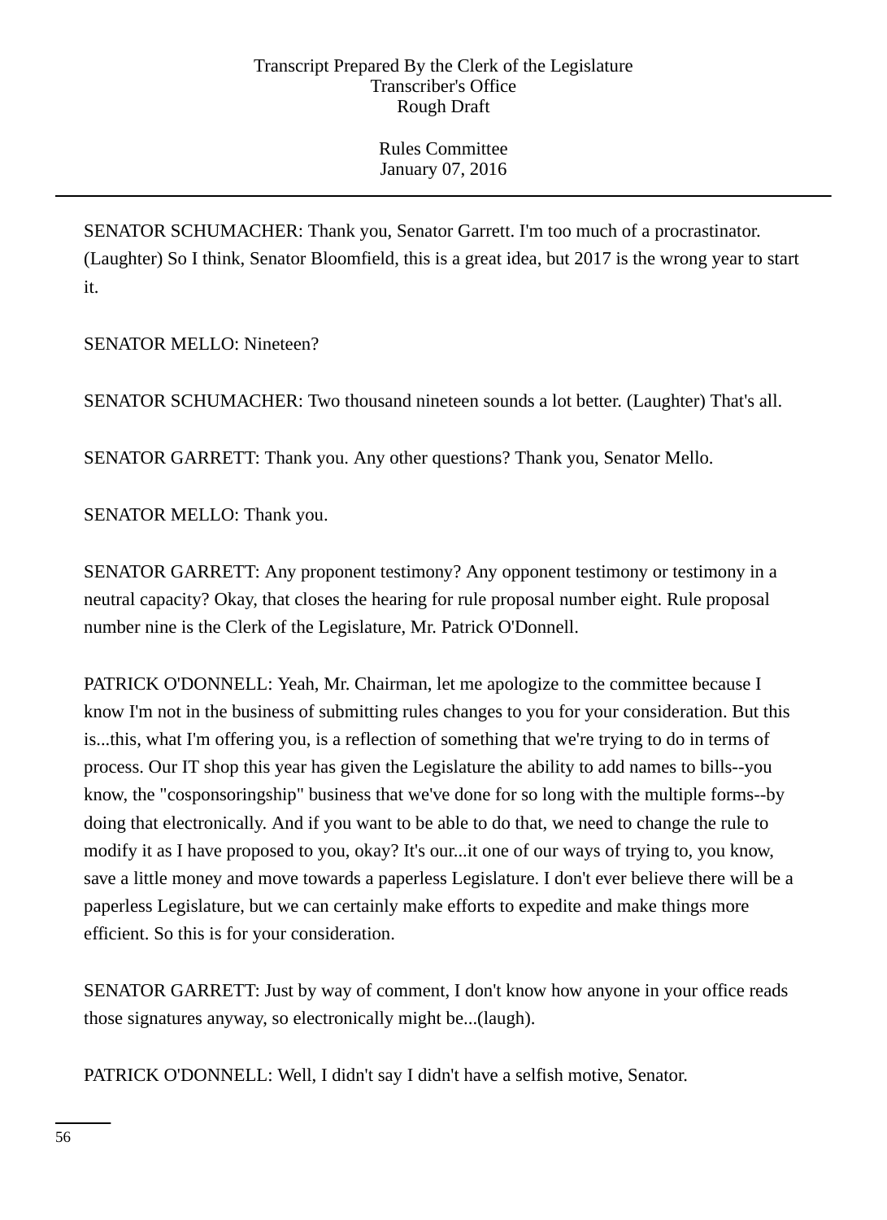SENATOR SCHUMACHER: Thank you, Senator Garrett. I'm too much of a procrastinator. (Laughter) So I think, Senator Bloomfield, this is a great idea, but 2017 is the wrong year to start it.

SENATOR MELLO: Nineteen?

SENATOR SCHUMACHER: Two thousand nineteen sounds a lot better. (Laughter) That's all.

SENATOR GARRETT: Thank you. Any other questions? Thank you, Senator Mello.

SENATOR MELLO: Thank you.

SENATOR GARRETT: Any proponent testimony? Any opponent testimony or testimony in a neutral capacity? Okay, that closes the hearing for rule proposal number eight. Rule proposal number nine is the Clerk of the Legislature, Mr. Patrick O'Donnell.

PATRICK O'DONNELL: Yeah, Mr. Chairman, let me apologize to the committee because I know I'm not in the business of submitting rules changes to you for your consideration. But this is...this, what I'm offering you, is a reflection of something that we're trying to do in terms of process. Our IT shop this year has given the Legislature the ability to add names to bills--you know, the "cosponsoringship" business that we've done for so long with the multiple forms--by doing that electronically. And if you want to be able to do that, we need to change the rule to modify it as I have proposed to you, okay? It's our...it one of our ways of trying to, you know, save a little money and move towards a paperless Legislature. I don't ever believe there will be a paperless Legislature, but we can certainly make efforts to expedite and make things more efficient. So this is for your consideration.

SENATOR GARRETT: Just by way of comment, I don't know how anyone in your office reads those signatures anyway, so electronically might be...(laugh).

PATRICK O'DONNELL: Well, I didn't say I didn't have a selfish motive, Senator.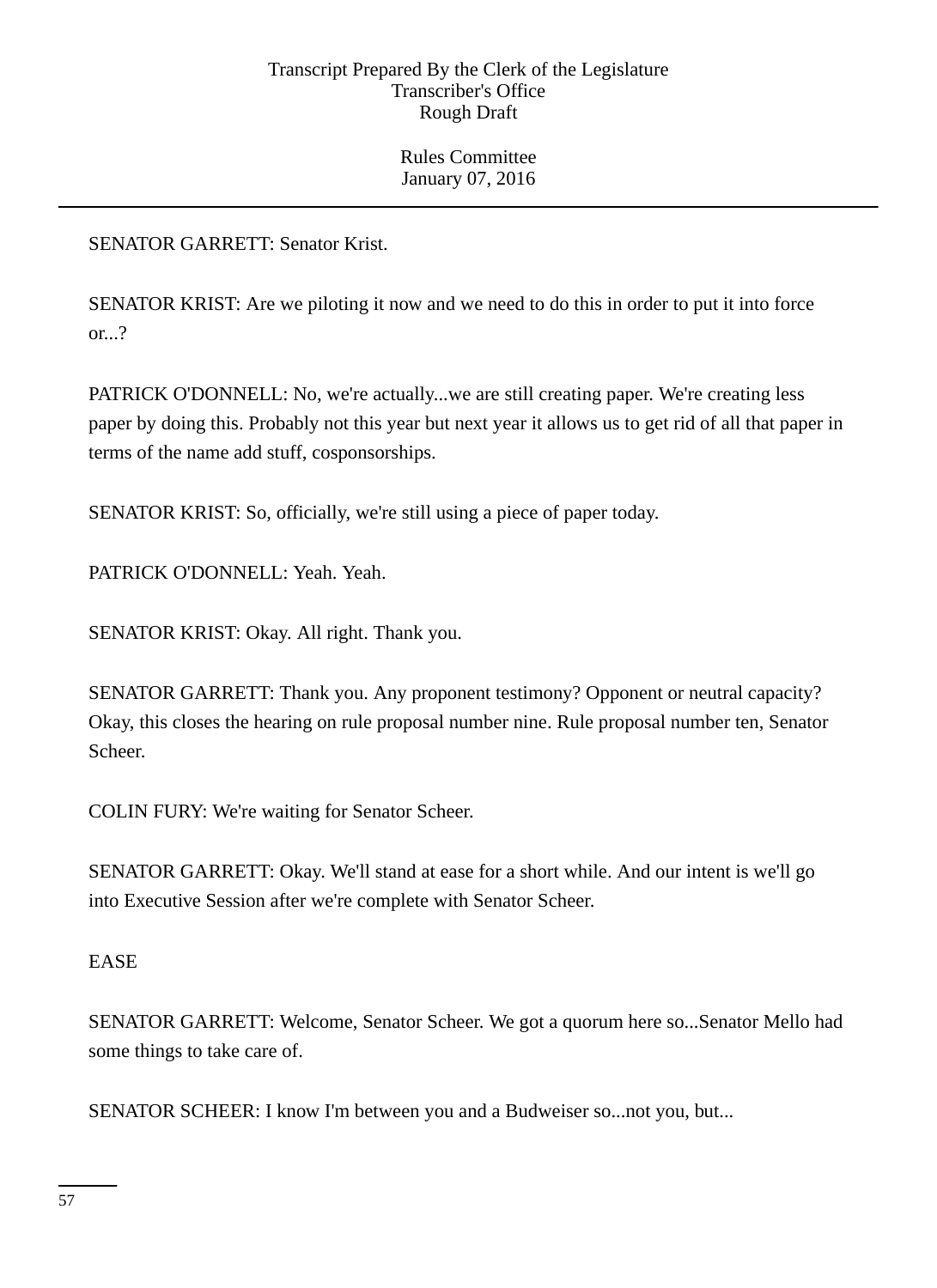SENATOR GARRETT: Senator Krist.

SENATOR KRIST: Are we piloting it now and we need to do this in order to put it into force or...?

PATRICK O'DONNELL: No, we're actually...we are still creating paper. We're creating less paper by doing this. Probably not this year but next year it allows us to get rid of all that paper in terms of the name add stuff, cosponsorships.

SENATOR KRIST: So, officially, we're still using a piece of paper today.

PATRICK O'DONNELL: Yeah. Yeah.

SENATOR KRIST: Okay. All right. Thank you.

SENATOR GARRETT: Thank you. Any proponent testimony? Opponent or neutral capacity? Okay, this closes the hearing on rule proposal number nine. Rule proposal number ten, Senator Scheer.

COLIN FURY: We're waiting for Senator Scheer.

SENATOR GARRETT: Okay. We'll stand at ease for a short while. And our intent is we'll go into Executive Session after we're complete with Senator Scheer.

EASE

SENATOR GARRETT: Welcome, Senator Scheer. We got a quorum here so...Senator Mello had some things to take care of.

SENATOR SCHEER: I know I'm between you and a Budweiser so...not you, but...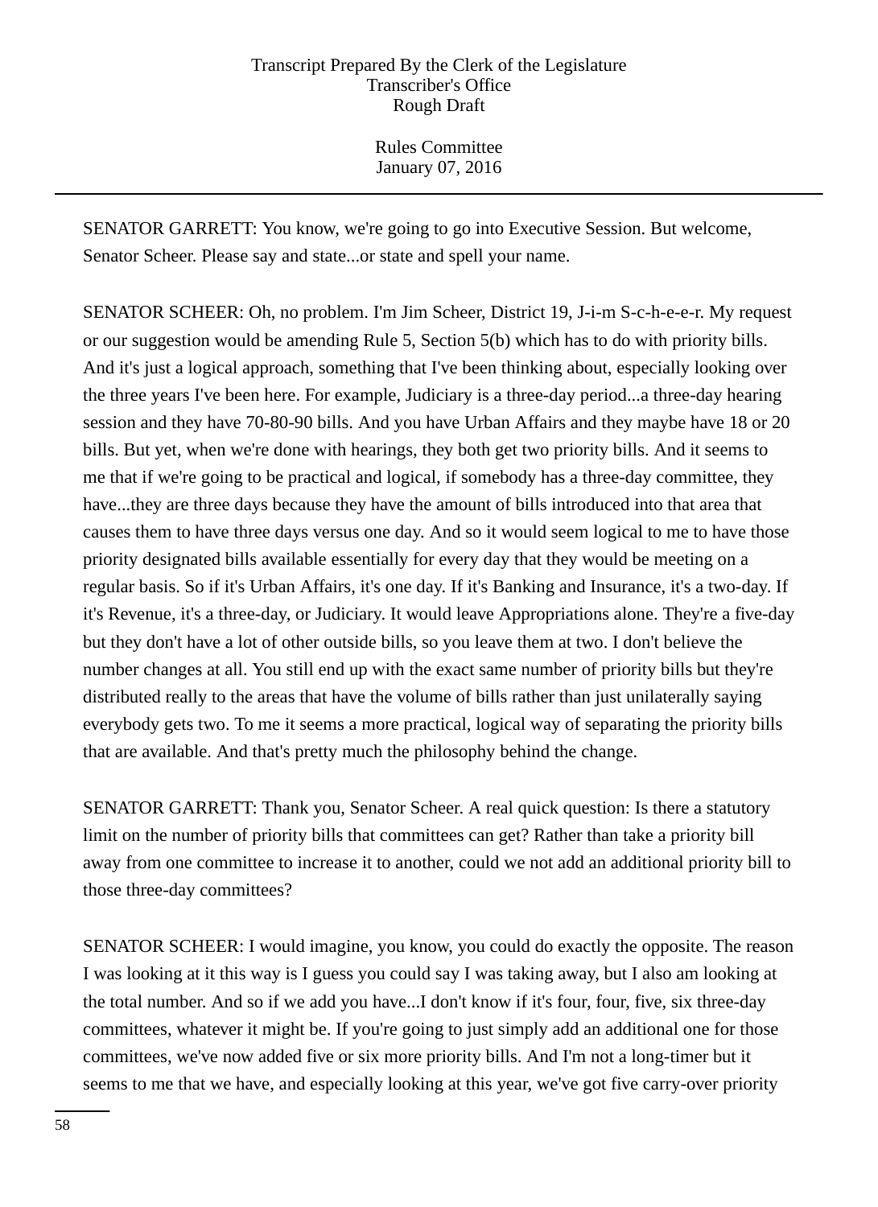SENATOR GARRETT: You know, we're going to go into Executive Session. But welcome, Senator Scheer. Please say and state...or state and spell your name.

SENATOR SCHEER: Oh, no problem. I'm Jim Scheer, District 19, J-i-m S-c-h-e-e-r. My request or our suggestion would be amending Rule 5, Section 5(b) which has to do with priority bills. And it's just a logical approach, something that I've been thinking about, especially looking over the three years I've been here. For example, Judiciary is a three-day period...a three-day hearing session and they have 70-80-90 bills. And you have Urban Affairs and they maybe have 18 or 20 bills. But yet, when we're done with hearings, they both get two priority bills. And it seems to me that if we're going to be practical and logical, if somebody has a three-day committee, they have...they are three days because they have the amount of bills introduced into that area that causes them to have three days versus one day. And so it would seem logical to me to have those priority designated bills available essentially for every day that they would be meeting on a regular basis. So if it's Urban Affairs, it's one day. If it's Banking and Insurance, it's a two-day. If it's Revenue, it's a three-day, or Judiciary. It would leave Appropriations alone. They're a five-day but they don't have a lot of other outside bills, so you leave them at two. I don't believe the number changes at all. You still end up with the exact same number of priority bills but they're distributed really to the areas that have the volume of bills rather than just unilaterally saying everybody gets two. To me it seems a more practical, logical way of separating the priority bills that are available. And that's pretty much the philosophy behind the change.

SENATOR GARRETT: Thank you, Senator Scheer. A real quick question: Is there a statutory limit on the number of priority bills that committees can get? Rather than take a priority bill away from one committee to increase it to another, could we not add an additional priority bill to those three-day committees?

SENATOR SCHEER: I would imagine, you know, you could do exactly the opposite. The reason I was looking at it this way is I guess you could say I was taking away, but I also am looking at the total number. And so if we add you have...I don't know if it's four, four, five, six three-day committees, whatever it might be. If you're going to just simply add an additional one for those committees, we've now added five or six more priority bills. And I'm not a long-timer but it seems to me that we have, and especially looking at this year, we've got five carry-over priority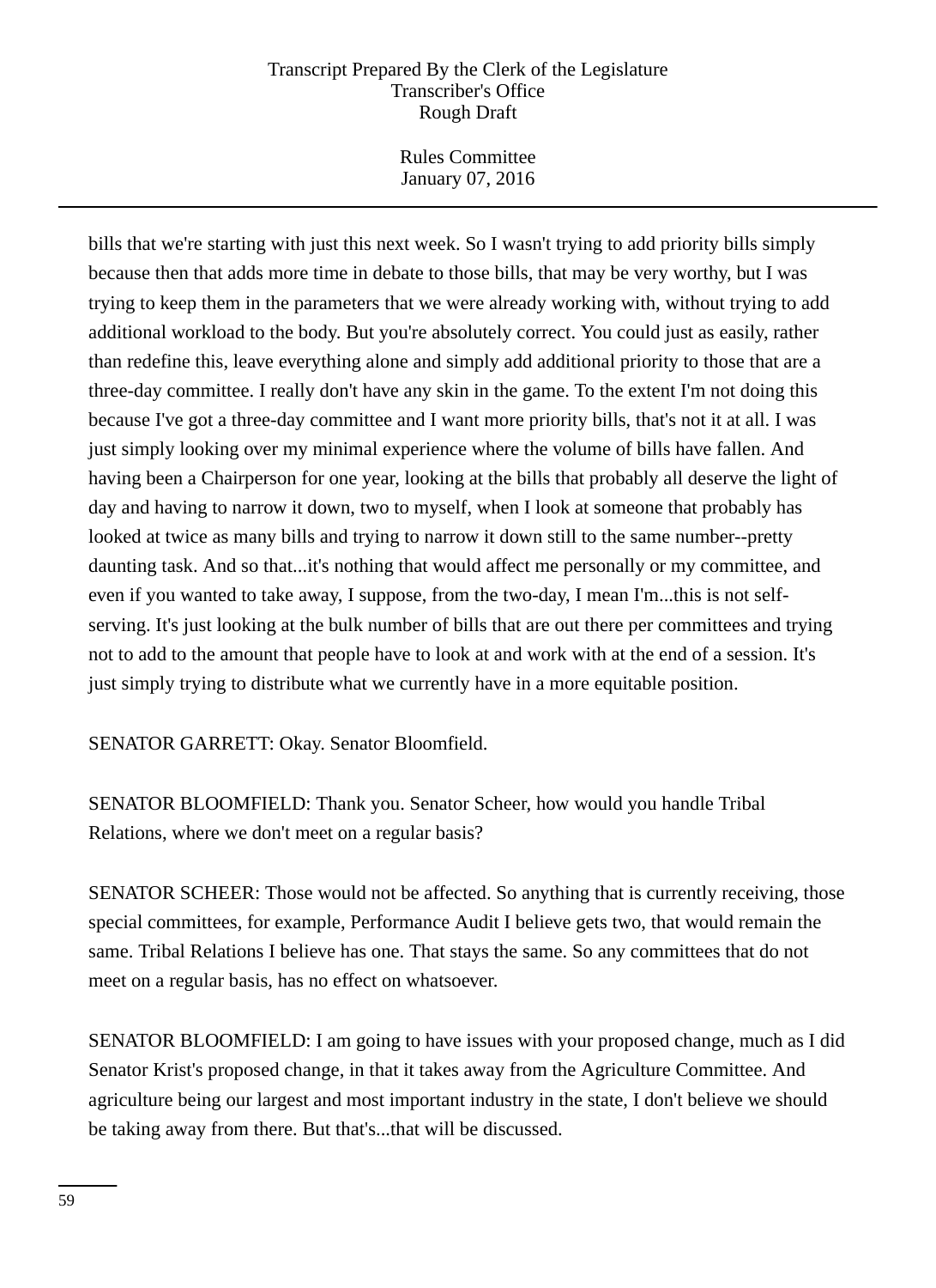bills that we're starting with just this next week. So I wasn't trying to add priority bills simply because then that adds more time in debate to those bills, that may be very worthy, but I was trying to keep them in the parameters that we were already working with, without trying to add additional workload to the body. But you're absolutely correct. You could just as easily, rather than redefine this, leave everything alone and simply add additional priority to those that are a three-day committee. I really don't have any skin in the game. To the extent I'm not doing this because I've got a three-day committee and I want more priority bills, that's not it at all. I was just simply looking over my minimal experience where the volume of bills have fallen. And having been a Chairperson for one year, looking at the bills that probably all deserve the light of day and having to narrow it down, two to myself, when I look at someone that probably has looked at twice as many bills and trying to narrow it down still to the same number--pretty daunting task. And so that...it's nothing that would affect me personally or my committee, and even if you wanted to take away, I suppose, from the two-day, I mean I'm...this is not self-serving. It's just looking at the bulk number of bills that are out there per committees and trying not to add to the amount that people have to look at and work with at the end of a session. It's just simply trying to distribute what we currently have in a more equitable position.

SENATOR GARRETT: Okay. Senator Bloomfield.

SENATOR BLOOMFIELD: Thank you. Senator Scheer, how would you handle Tribal Relations, where we don't meet on a regular basis?

SENATOR SCHEER: Those would not be affected. So anything that is currently receiving, those special committees, for example, Performance Audit I believe gets two, that would remain the same. Tribal Relations I believe has one. That stays the same. So any committees that do not meet on a regular basis, has no effect on whatsoever.

SENATOR BLOOMFIELD: I am going to have issues with your proposed change, much as I did Senator Krist's proposed change, in that it takes away from the Agriculture Committee. And agriculture being our largest and most important industry in the state, I don't believe we should be taking away from there. But that's...that will be discussed.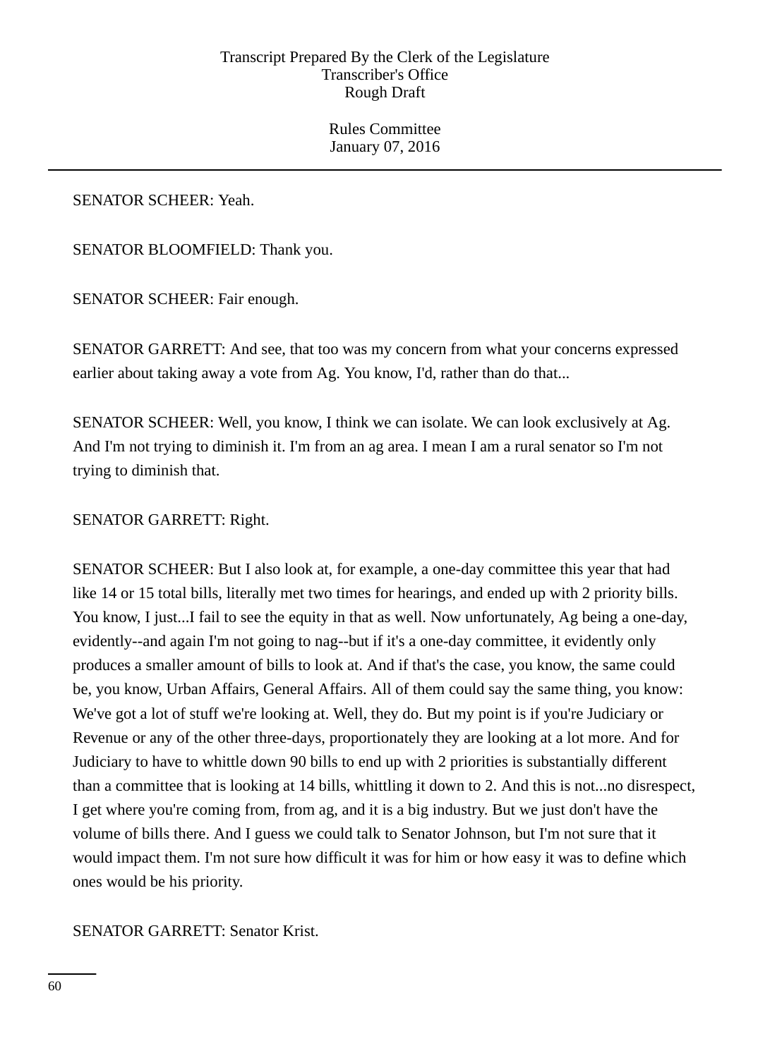SENATOR SCHEER: Yeah.

SENATOR BLOOMFIELD: Thank you.

SENATOR SCHEER: Fair enough.

SENATOR GARRETT: And see, that too was my concern from what your concerns expressed earlier about taking away a vote from Ag. You know, I'd, rather than do that...

SENATOR SCHEER: Well, you know, I think we can isolate. We can look exclusively at Ag. And I'm not trying to diminish it. I'm from an ag area. I mean I am a rural senator so I'm not trying to diminish that.

SENATOR GARRETT: Right.

SENATOR SCHEER: But I also look at, for example, a one-day committee this year that had like 14 or 15 total bills, literally met two times for hearings, and ended up with 2 priority bills. You know, I just...I fail to see the equity in that as well. Now unfortunately, Ag being a one-day, evidently--and again I'm not going to nag--but if it's a one-day committee, it evidently only produces a smaller amount of bills to look at. And if that's the case, you know, the same could be, you know, Urban Affairs, General Affairs. All of them could say the same thing, you know: We've got a lot of stuff we're looking at. Well, they do. But my point is if you're Judiciary or Revenue or any of the other three-days, proportionately they are looking at a lot more. And for Judiciary to have to whittle down 90 bills to end up with 2 priorities is substantially different than a committee that is looking at 14 bills, whittling it down to 2. And this is not...no disrespect, I get where you're coming from, from ag, and it is a big industry. But we just don't have the volume of bills there. And I guess we could talk to Senator Johnson, but I'm not sure that it would impact them. I'm not sure how difficult it was for him or how easy it was to define which ones would be his priority.

SENATOR GARRETT: Senator Krist.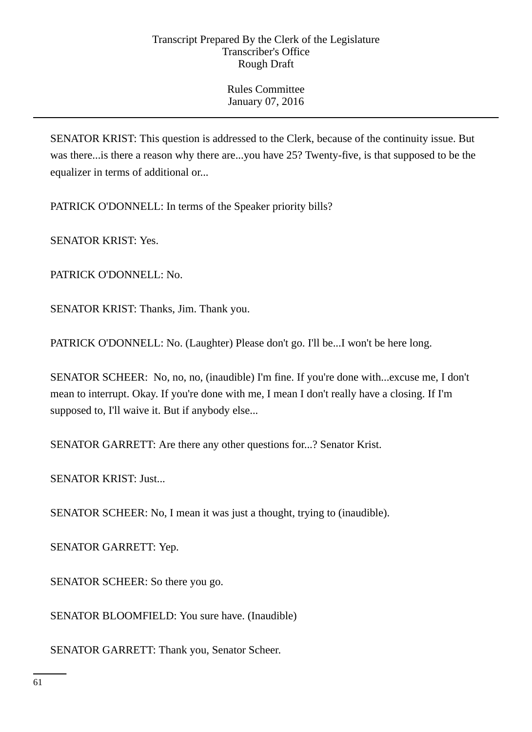SENATOR KRIST: This question is addressed to the Clerk, because of the continuity issue. But was there...is there a reason why there are...you have 25? Twenty-five, is that supposed to be the equalizer in terms of additional or...

PATRICK O'DONNELL: In terms of the Speaker priority bills?

SENATOR KRIST: Yes.

PATRICK O'DONNELL: No.

SENATOR KRIST: Thanks, Jim. Thank you.

PATRICK O'DONNELL: No. (Laughter) Please don't go. I'll be...I won't be here long.

SENATOR SCHEER: No, no, no, (inaudible) I'm fine. If you're done with...excuse me, I don't mean to interrupt. Okay. If you're done with me, I mean I don't really have a closing. If I'm supposed to, I'll waive it. But if anybody else...

SENATOR GARRETT: Are there any other questions for...? Senator Krist.

SENATOR KRIST: Just...

SENATOR SCHEER: No, I mean it was just a thought, trying to (inaudible).

SENATOR GARRETT: Yep.

SENATOR SCHEER: So there you go.

SENATOR BLOOMFIELD: You sure have. (Inaudible)

SENATOR GARRETT: Thank you, Senator Scheer.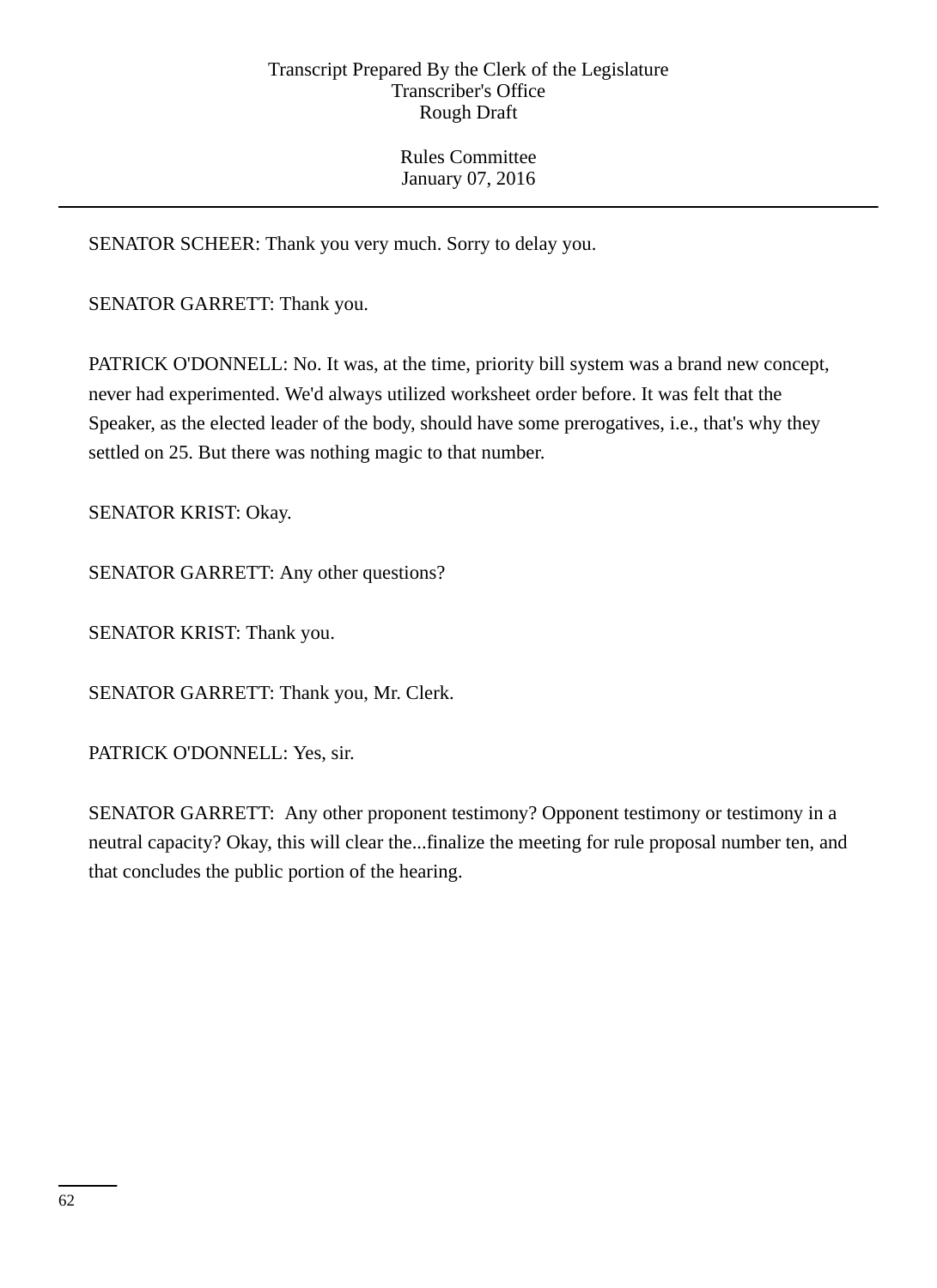SENATOR SCHEER: Thank you very much. Sorry to delay you.

SENATOR GARRETT: Thank you.

PATRICK O'DONNELL: No. It was, at the time, priority bill system was a brand new concept, never had experimented. We'd always utilized worksheet order before. It was felt that the Speaker, as the elected leader of the body, should have some prerogatives, i.e., that's why they settled on 25. But there was nothing magic to that number.

SENATOR KRIST: Okay.

SENATOR GARRETT: Any other questions?

SENATOR KRIST: Thank you.

SENATOR GARRETT: Thank you, Mr. Clerk.

PATRICK O'DONNELL: Yes, sir.

SENATOR GARRETT: Any other proponent testimony? Opponent testimony or testimony in a neutral capacity? Okay, this will clear the...finalize the meeting for rule proposal number ten, and that concludes the public portion of the hearing.